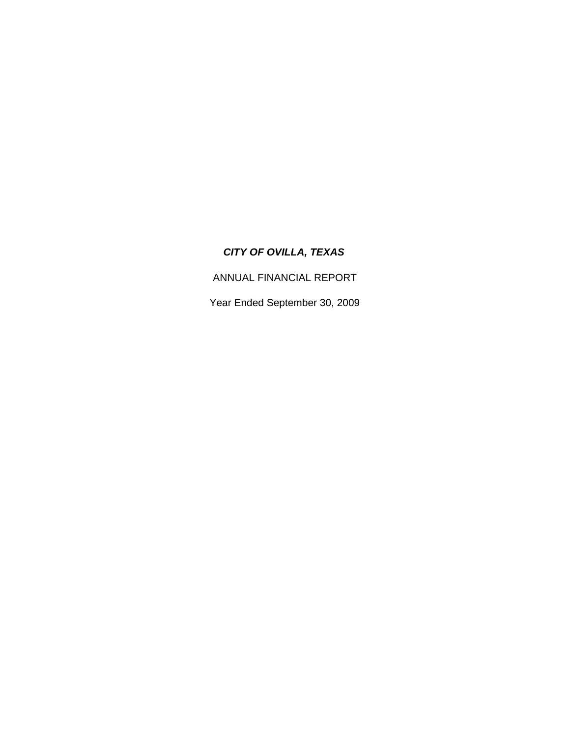***CITY OF OVILLA, TEXAS***

ANNUAL FINANCIAL REPORT

Year Ended September 30, 2009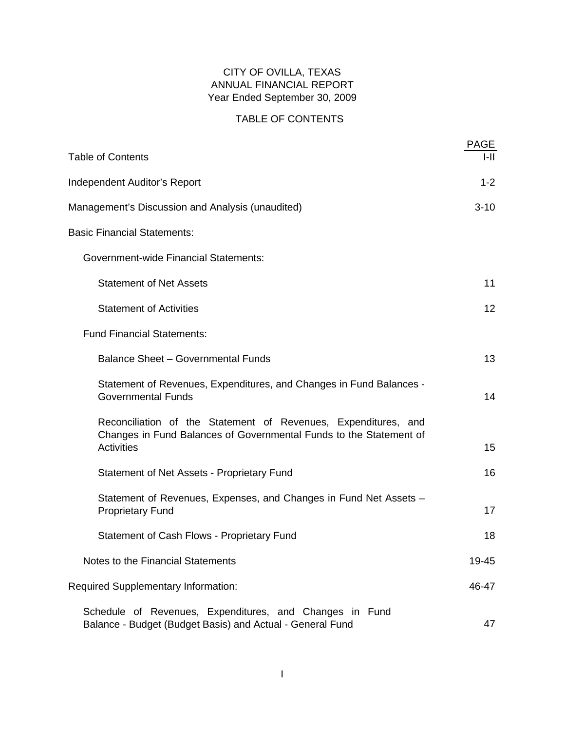CITY OF OVILLA, TEXAS
ANNUAL FINANCIAL REPORT
Year Ended September 30, 2009

TABLE OF CONTENTS

| | PAGE |
|---|---|
| Table of Contents | I-II |
| Independent Auditor's Report | 1-2 |
| Management's Discussion and Analysis (unaudited) | 3-10 |
| Basic Financial Statements: | |
| Government-wide Financial Statements: | |
| Statement of Net Assets | 11 |
| Statement of Activities | 12 |
| Fund Financial Statements: | |
| Balance Sheet – Governmental Funds | 13 |
| Statement of Revenues, Expenditures, and Changes in Fund Balances - Governmental Funds | 14 |
| Reconciliation of the Statement of Revenues, Expenditures, and Changes in Fund Balances of Governmental Funds to the Statement of Activities | 15 |
| Statement of Net Assets - Proprietary Fund | 16 |
| Statement of Revenues, Expenses, and Changes in Fund Net Assets – Proprietary Fund | 17 |
| Statement of Cash Flows - Proprietary Fund | 18 |
| Notes to the Financial Statements | 19-45 |
| Required Supplementary Information: | 46-47 |
| Schedule of Revenues, Expenditures, and Changes in Fund Balance - Budget (Budget Basis) and Actual - General Fund | 47 |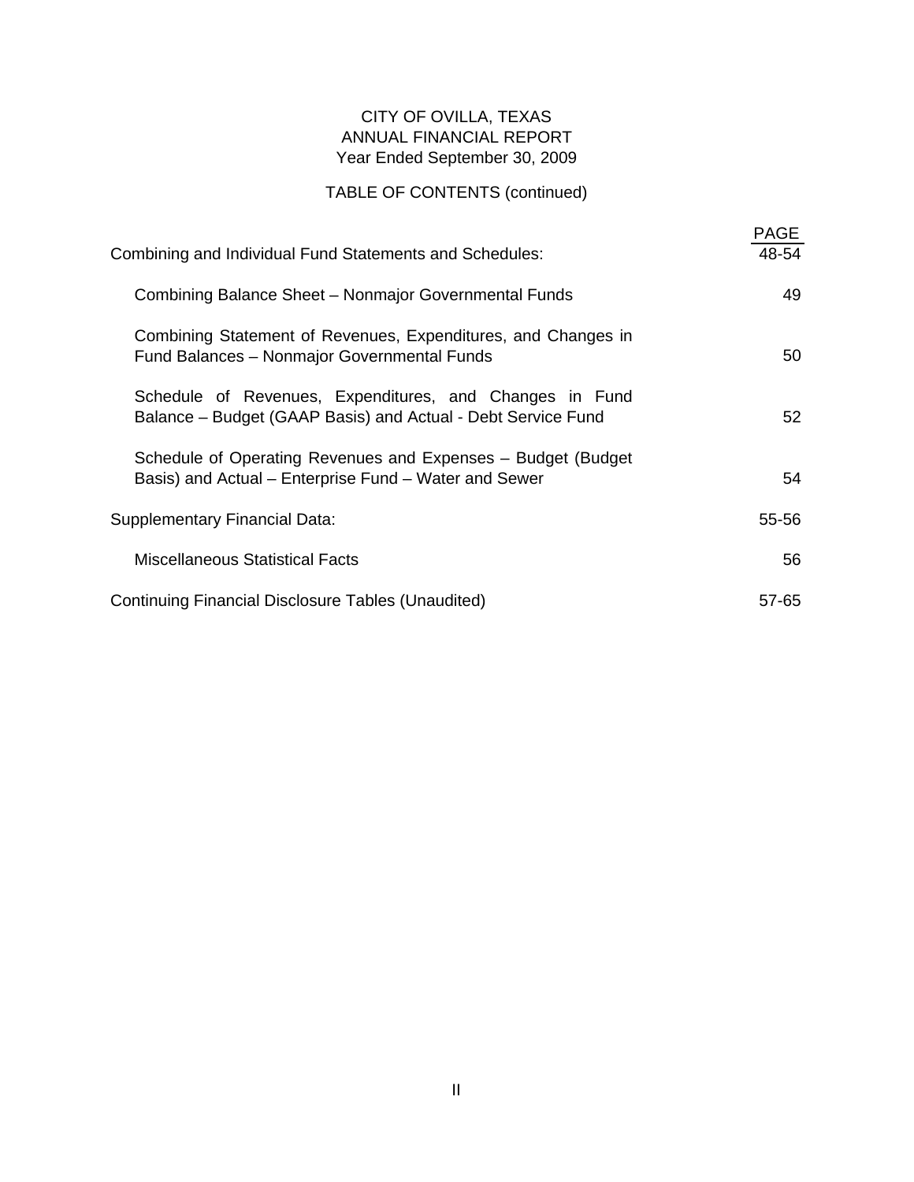CITY OF OVILLA, TEXAS
ANNUAL FINANCIAL REPORT
Year Ended September 30, 2009

TABLE OF CONTENTS (continued)

| | PAGE |
|---|---|
| Combining and Individual Fund Statements and Schedules: | 48-54 |
| Combining Balance Sheet – Nonmajor Governmental Funds | 49 |
| Combining Statement of Revenues, Expenditures, and Changes in Fund Balances – Nonmajor Governmental Funds | 50 |
| Schedule of Revenues, Expenditures, and Changes in Fund Balance – Budget (GAAP Basis) and Actual - Debt Service Fund | 52 |
| Schedule of Operating Revenues and Expenses – Budget (Budget Basis) and Actual – Enterprise Fund – Water and Sewer | 54 |
| Supplementary Financial Data: | 55-56 |
| Miscellaneous Statistical Facts | 56 |
| Continuing Financial Disclosure Tables (Unaudited) | 57-65 |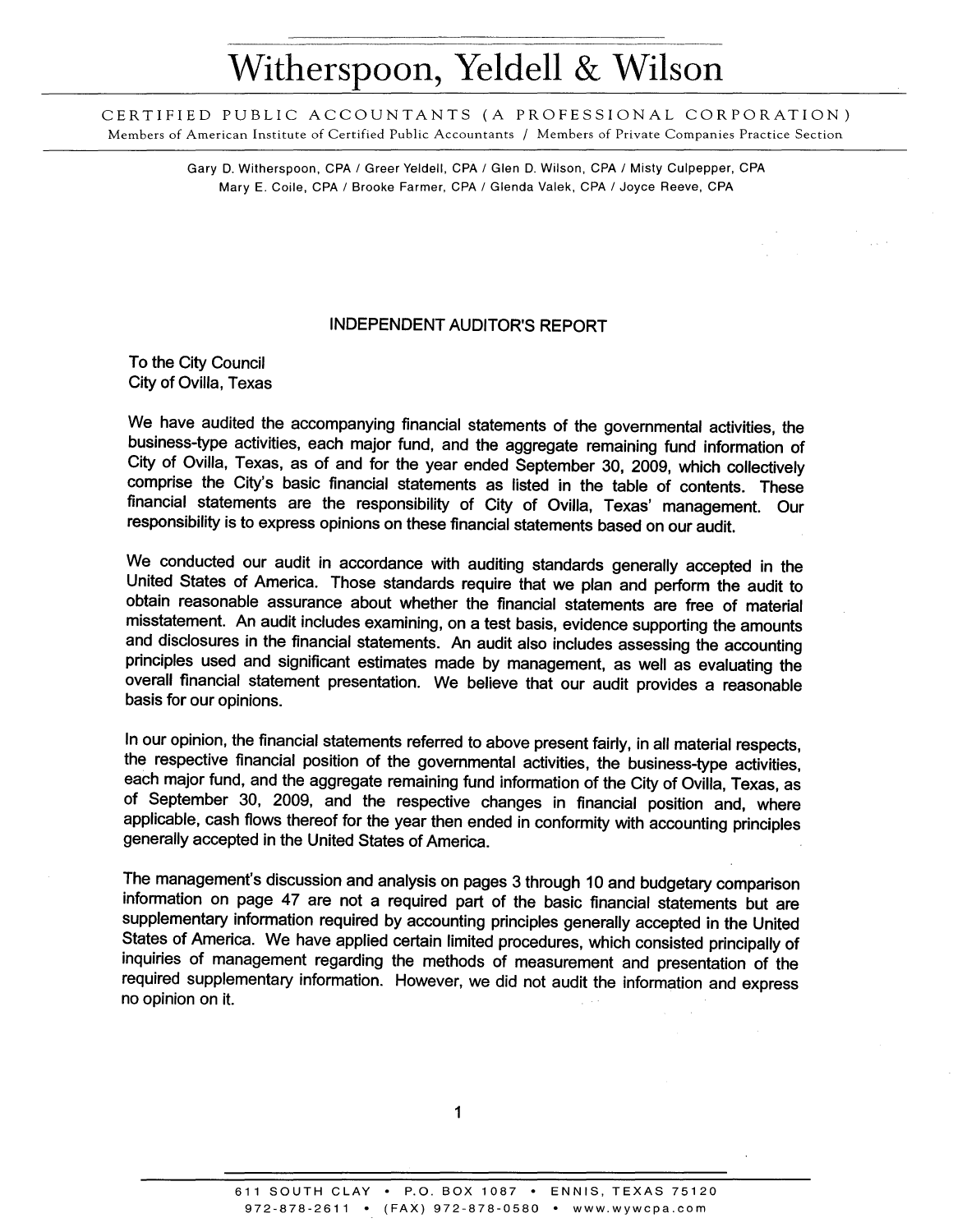# Witherspoon, Yeldell & Wilson

CERTIFIED PUBLIC ACCOUNTANTS (A PROFESSIONAL CORPORATION)
Members of American Institute of Certified Public Accountants / Members of Private Companies Practice Section

Gary D. Witherspoon, CPA / Greer Yeldell, CPA / Glen D. Wilson, CPA / Misty Culpepper, CPA
Mary E. Coile, CPA / Brooke Farmer, CPA / Glenda Valek, CPA / Joyce Reeve, CPA

## INDEPENDENT AUDITOR'S REPORT

To the City Council
City of Ovilla, Texas

We have audited the accompanying financial statements of the governmental activities, the business-type activities, each major fund, and the aggregate remaining fund information of City of Ovilla, Texas, as of and for the year ended September 30, 2009, which collectively comprise the City's basic financial statements as listed in the table of contents. These financial statements are the responsibility of City of Ovilla, Texas' management. Our responsibility is to express opinions on these financial statements based on our audit.

We conducted our audit in accordance with auditing standards generally accepted in the United States of America. Those standards require that we plan and perform the audit to obtain reasonable assurance about whether the financial statements are free of material misstatement. An audit includes examining, on a test basis, evidence supporting the amounts and disclosures in the financial statements. An audit also includes assessing the accounting principles used and significant estimates made by management, as well as evaluating the overall financial statement presentation. We believe that our audit provides a reasonable basis for our opinions.

In our opinion, the financial statements referred to above present fairly, in all material respects, the respective financial position of the governmental activities, the business-type activities, each major fund, and the aggregate remaining fund information of the City of Ovilla, Texas, as of September 30, 2009, and the respective changes in financial position and, where applicable, cash flows thereof for the year then ended in conformity with accounting principles generally accepted in the United States of America.

The management's discussion and analysis on pages 3 through 10 and budgetary comparison information on page 47 are not a required part of the basic financial statements but are supplementary information required by accounting principles generally accepted in the United States of America. We have applied certain limited procedures, which consisted principally of inquiries of management regarding the methods of measurement and presentation of the required supplementary information. However, we did not audit the information and express no opinion on it.

611 SOUTH CLAY • P.O. BOX 1087 • ENNIS, TEXAS 75120
972-878-2611 • (FAX) 972-878-0580 • www.wywcpa.com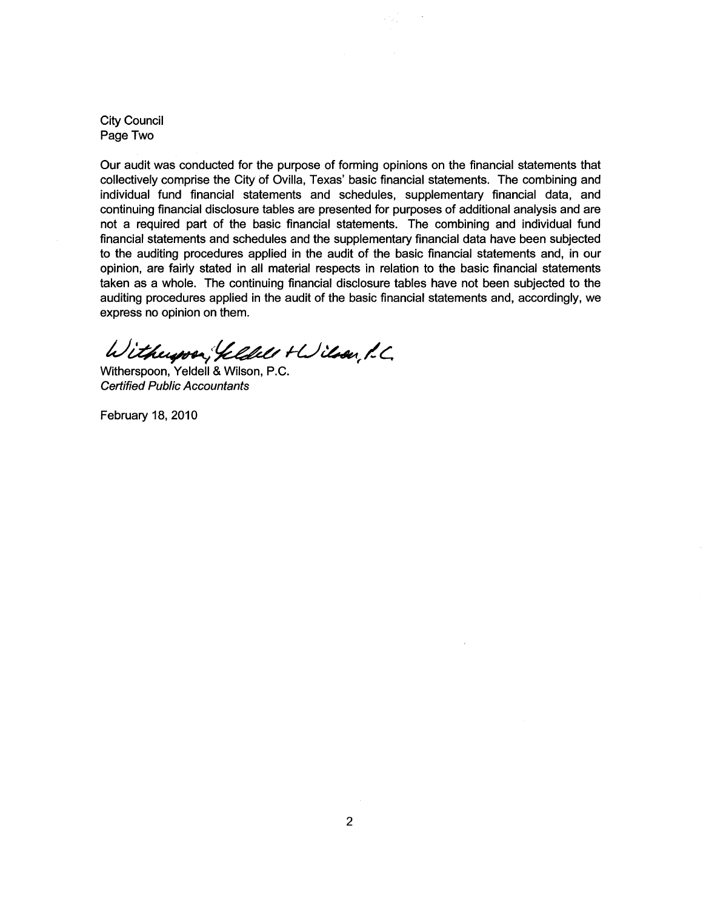City Council
Page Two

Our audit was conducted for the purpose of forming opinions on the financial statements that collectively comprise the City of Ovilla, Texas' basic financial statements. The combining and individual fund financial statements and schedules, supplementary financial data, and continuing financial disclosure tables are presented for purposes of additional analysis and are not a required part of the basic financial statements. The combining and individual fund financial statements and schedules and the supplementary financial data have been subjected to the auditing procedures applied in the audit of the basic financial statements and, in our opinion, are fairly stated in all material respects in relation to the basic financial statements taken as a whole. The continuing financial disclosure tables have not been subjected to the auditing procedures applied in the audit of the basic financial statements and, accordingly, we express no opinion on them.

Witherspoon, Yeldell & Wilson, P.C.

Witherspoon, Yeldell & Wilson, P.C.
*Certified Public Accountants*

February 18, 2010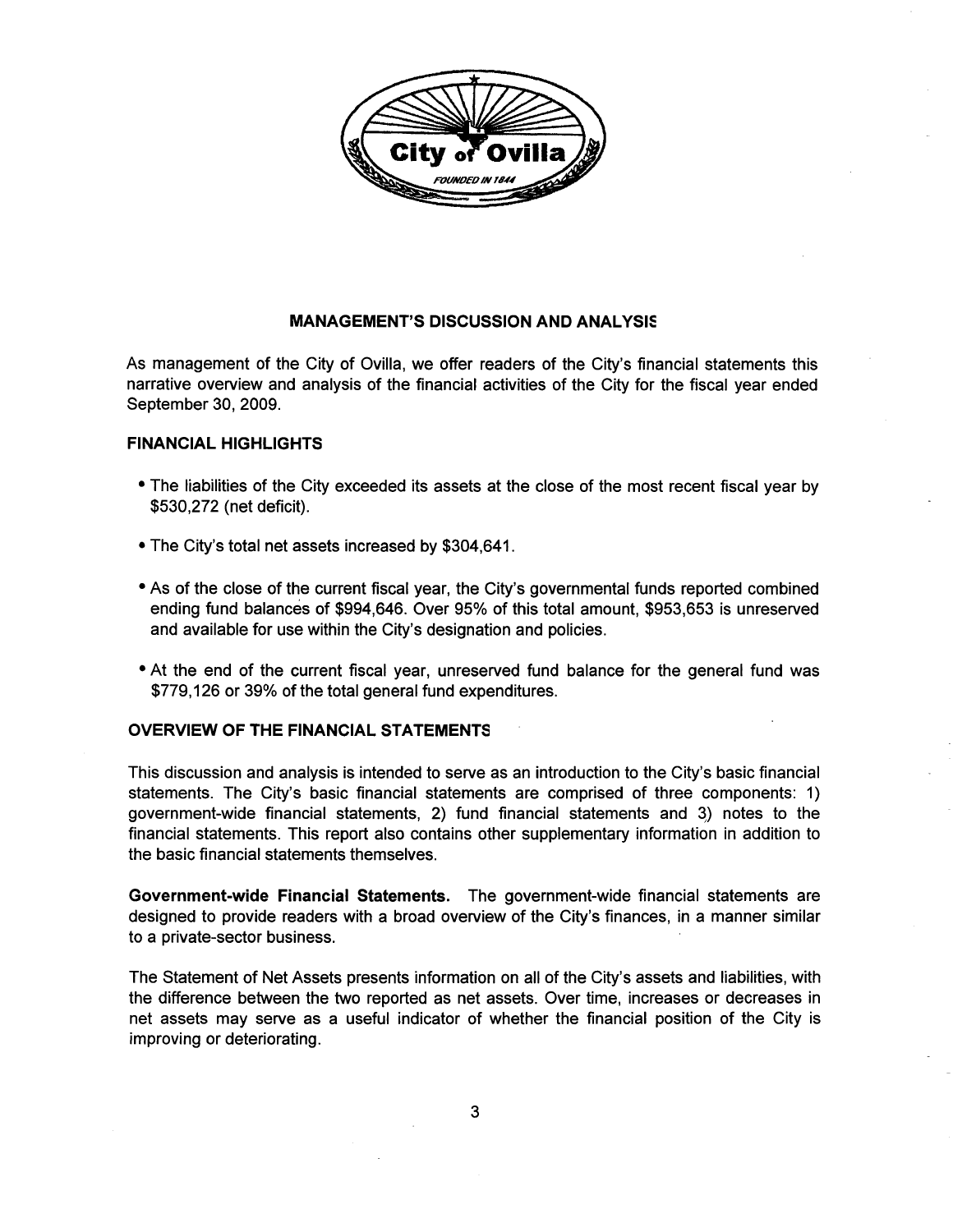## MANAGEMENT'S DISCUSSION AND ANALYSIS

As management of the City of Ovilla, we offer readers of the City's financial statements this narrative overview and analysis of the financial activities of the City for the fiscal year ended September 30, 2009.

### FINANCIAL HIGHLIGHTS

- The liabilities of the City exceeded its assets at the close of the most recent fiscal year by $530,272 (net deficit).
- The City's total net assets increased by $304,641.
- As of the close of the current fiscal year, the City's governmental funds reported combined ending fund balances of $994,646. Over 95% of this total amount, $953,653 is unreserved and available for use within the City's designation and policies.
- At the end of the current fiscal year, unreserved fund balance for the general fund was $779,126 or 39% of the total general fund expenditures.

### OVERVIEW OF THE FINANCIAL STATEMENTS

This discussion and analysis is intended to serve as an introduction to the City's basic financial statements. The City's basic financial statements are comprised of three components: 1) government-wide financial statements, 2) fund financial statements and 3) notes to the financial statements. This report also contains other supplementary information in addition to the basic financial statements themselves.

**Government-wide Financial Statements.** The government-wide financial statements are designed to provide readers with a broad overview of the City's finances, in a manner similar to a private-sector business.

The Statement of Net Assets presents information on all of the City's assets and liabilities, with the difference between the two reported as net assets. Over time, increases or decreases in net assets may serve as a useful indicator of whether the financial position of the City is improving or deteriorating.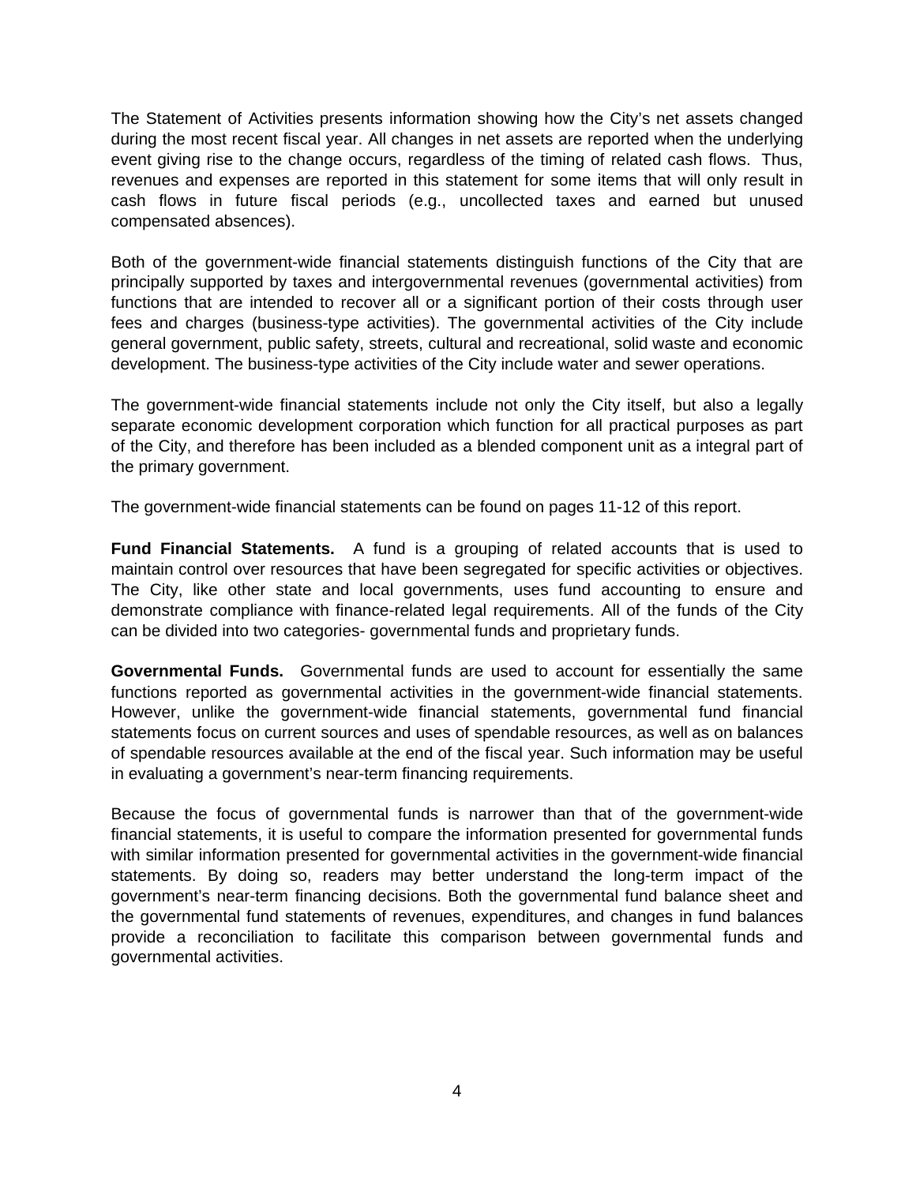The Statement of Activities presents information showing how the City's net assets changed during the most recent fiscal year. All changes in net assets are reported when the underlying event giving rise to the change occurs, regardless of the timing of related cash flows. Thus, revenues and expenses are reported in this statement for some items that will only result in cash flows in future fiscal periods (e.g., uncollected taxes and earned but unused compensated absences).

Both of the government-wide financial statements distinguish functions of the City that are principally supported by taxes and intergovernmental revenues (governmental activities) from functions that are intended to recover all or a significant portion of their costs through user fees and charges (business-type activities). The governmental activities of the City include general government, public safety, streets, cultural and recreational, solid waste and economic development. The business-type activities of the City include water and sewer operations.

The government-wide financial statements include not only the City itself, but also a legally separate economic development corporation which function for all practical purposes as part of the City, and therefore has been included as a blended component unit as a integral part of the primary government.

The government-wide financial statements can be found on pages 11-12 of this report.

**Fund Financial Statements.** A fund is a grouping of related accounts that is used to maintain control over resources that have been segregated for specific activities or objectives. The City, like other state and local governments, uses fund accounting to ensure and demonstrate compliance with finance-related legal requirements. All of the funds of the City can be divided into two categories- governmental funds and proprietary funds.

**Governmental Funds.** Governmental funds are used to account for essentially the same functions reported as governmental activities in the government-wide financial statements. However, unlike the government-wide financial statements, governmental fund financial statements focus on current sources and uses of spendable resources, as well as on balances of spendable resources available at the end of the fiscal year. Such information may be useful in evaluating a government's near-term financing requirements.

Because the focus of governmental funds is narrower than that of the government-wide financial statements, it is useful to compare the information presented for governmental funds with similar information presented for governmental activities in the government-wide financial statements. By doing so, readers may better understand the long-term impact of the government's near-term financing decisions. Both the governmental fund balance sheet and the governmental fund statements of revenues, expenditures, and changes in fund balances provide a reconciliation to facilitate this comparison between governmental funds and governmental activities.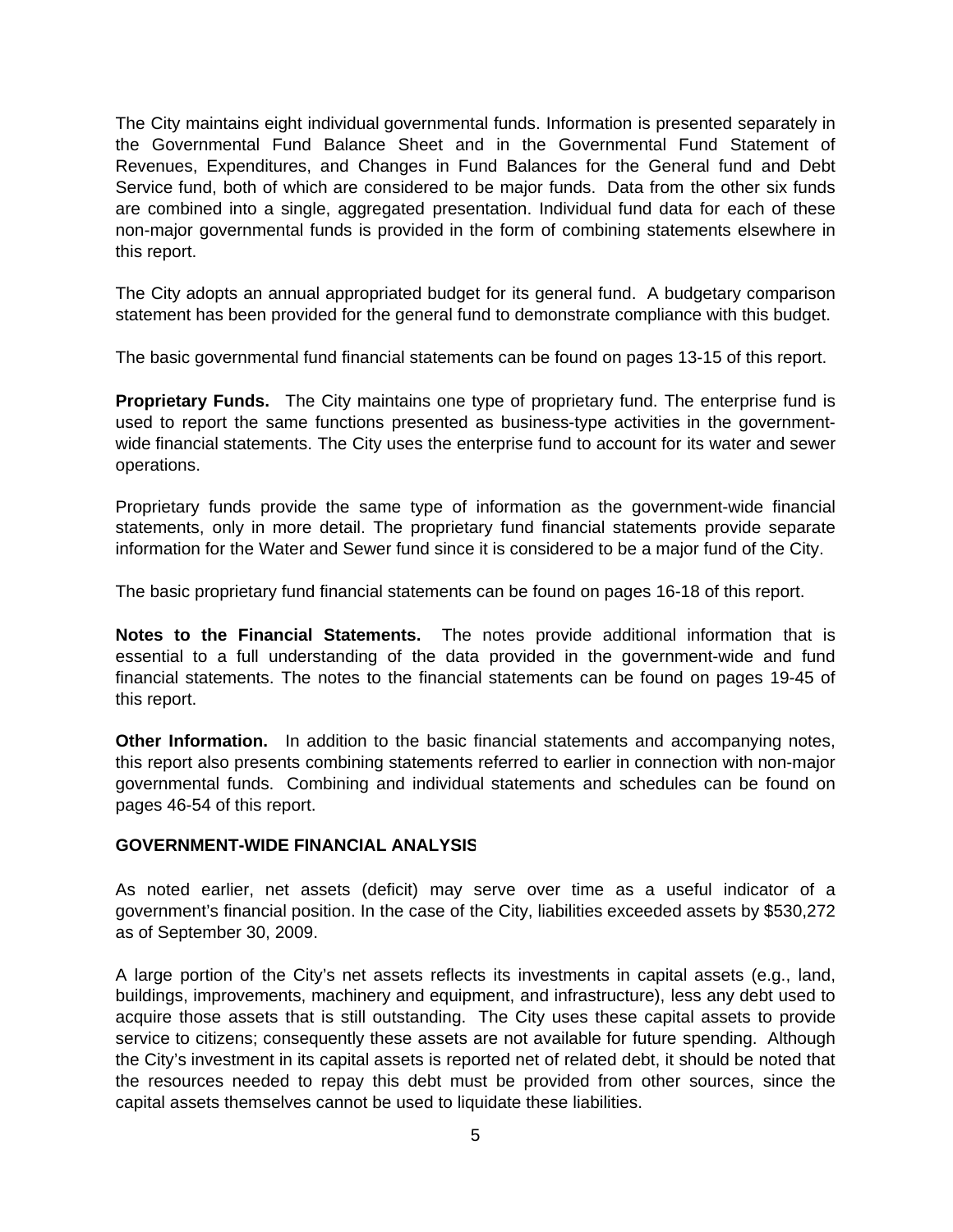The City maintains eight individual governmental funds. Information is presented separately in the Governmental Fund Balance Sheet and in the Governmental Fund Statement of Revenues, Expenditures, and Changes in Fund Balances for the General fund and Debt Service fund, both of which are considered to be major funds. Data from the other six funds are combined into a single, aggregated presentation. Individual fund data for each of these non-major governmental funds is provided in the form of combining statements elsewhere in this report.

The City adopts an annual appropriated budget for its general fund. A budgetary comparison statement has been provided for the general fund to demonstrate compliance with this budget.

The basic governmental fund financial statements can be found on pages 13-15 of this report.

**Proprietary Funds.** The City maintains one type of proprietary fund. The enterprise fund is used to report the same functions presented as business-type activities in the government-wide financial statements. The City uses the enterprise fund to account for its water and sewer operations.

Proprietary funds provide the same type of information as the government-wide financial statements, only in more detail. The proprietary fund financial statements provide separate information for the Water and Sewer fund since it is considered to be a major fund of the City.

The basic proprietary fund financial statements can be found on pages 16-18 of this report.

**Notes to the Financial Statements.** The notes provide additional information that is essential to a full understanding of the data provided in the government-wide and fund financial statements. The notes to the financial statements can be found on pages 19-45 of this report.

**Other Information.** In addition to the basic financial statements and accompanying notes, this report also presents combining statements referred to earlier in connection with non-major governmental funds. Combining and individual statements and schedules can be found on pages 46-54 of this report.

**GOVERNMENT-WIDE FINANCIAL ANALYSIS**

As noted earlier, net assets (deficit) may serve over time as a useful indicator of a government's financial position. In the case of the City, liabilities exceeded assets by $530,272 as of September 30, 2009.

A large portion of the City's net assets reflects its investments in capital assets (e.g., land, buildings, improvements, machinery and equipment, and infrastructure), less any debt used to acquire those assets that is still outstanding. The City uses these capital assets to provide service to citizens; consequently these assets are not available for future spending. Although the City's investment in its capital assets is reported net of related debt, it should be noted that the resources needed to repay this debt must be provided from other sources, since the capital assets themselves cannot be used to liquidate these liabilities.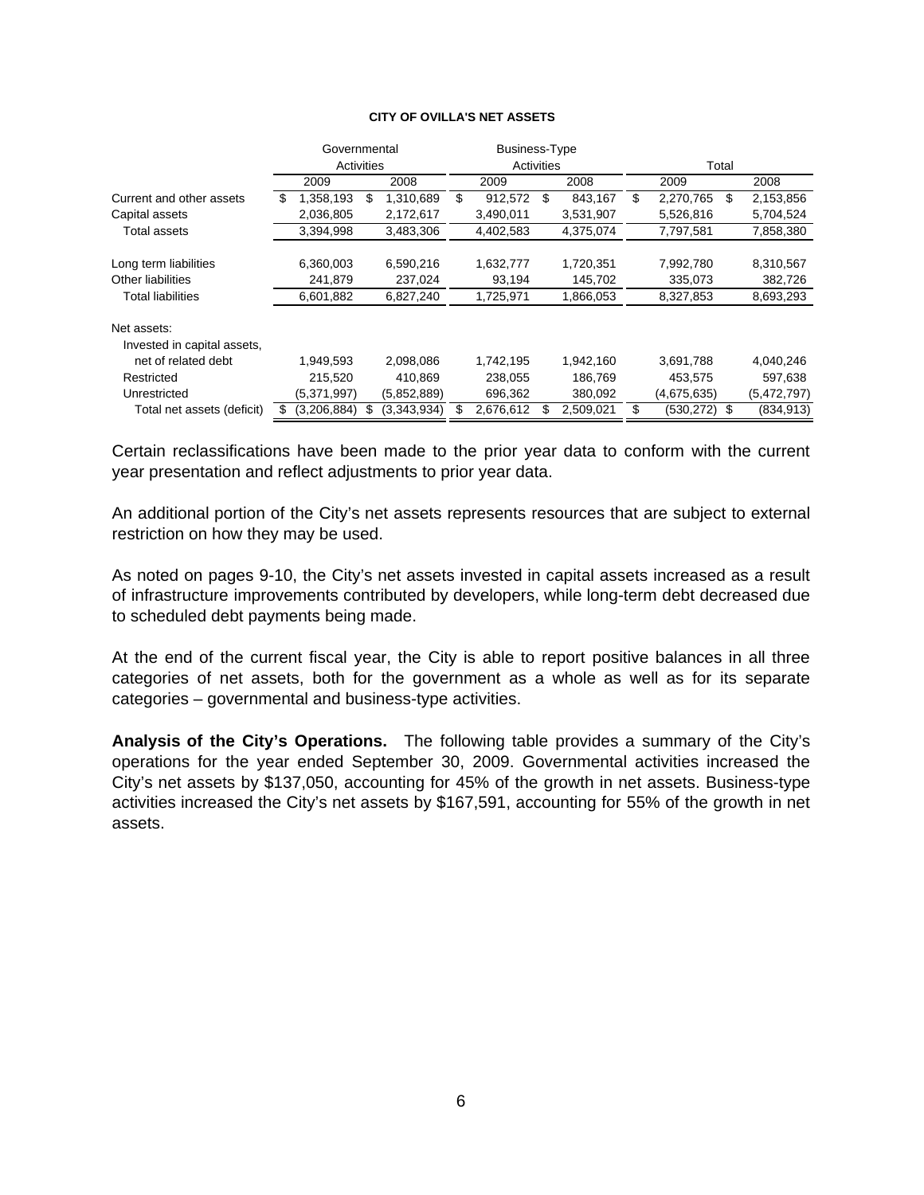**CITY OF OVILLA'S NET ASSETS**

| | Governmental Activities | | Business-Type Activities | | Total | |
|---|---|---|---|---|---|---|
| | 2009 | 2008 | 2009 | 2008 | 2009 | 2008 |
| Current and other assets | $ 1,358,193 | $ 1,310,689 | $ 912,572 | $ 843,167 | $ 2,270,765 | $ 2,153,856 |
| Capital assets | 2,036,805 | 2,172,617 | 3,490,011 | 3,531,907 | 5,526,816 | 5,704,524 |
| Total assets | 3,394,998 | 3,483,306 | 4,402,583 | 4,375,074 | 7,797,581 | 7,858,380 |
| Long term liabilities | 6,360,003 | 6,590,216 | 1,632,777 | 1,720,351 | 7,992,780 | 8,310,567 |
| Other liabilities | 241,879 | 237,024 | 93,194 | 145,702 | 335,073 | 382,726 |
| Total liabilities | 6,601,882 | 6,827,240 | 1,725,971 | 1,866,053 | 8,327,853 | 8,693,293 |
| Net assets: | | | | | | |
| Invested in capital assets, net of related debt | 1,949,593 | 2,098,086 | 1,742,195 | 1,942,160 | 3,691,788 | 4,040,246 |
| Restricted | 215,520 | 410,869 | 238,055 | 186,769 | 453,575 | 597,638 |
| Unrestricted | (5,371,997) | (5,852,889) | 696,362 | 380,092 | (4,675,635) | (5,472,797) |
| Total net assets (deficit) | $ (3,206,884) | $ (3,343,934) | $ 2,676,612 | $ 2,509,021 | $ (530,272) | $ (834,913) |

Certain reclassifications have been made to the prior year data to conform with the current year presentation and reflect adjustments to prior year data.

An additional portion of the City's net assets represents resources that are subject to external restriction on how they may be used.

As noted on pages 9-10, the City's net assets invested in capital assets increased as a result of infrastructure improvements contributed by developers, while long-term debt decreased due to scheduled debt payments being made.

At the end of the current fiscal year, the City is able to report positive balances in all three categories of net assets, both for the government as a whole as well as for its separate categories – governmental and business-type activities.

**Analysis of the City's Operations.** The following table provides a summary of the City's operations for the year ended September 30, 2009. Governmental activities increased the City's net assets by $137,050, accounting for 45% of the growth in net assets. Business-type activities increased the City's net assets by $167,591, accounting for 55% of the growth in net assets.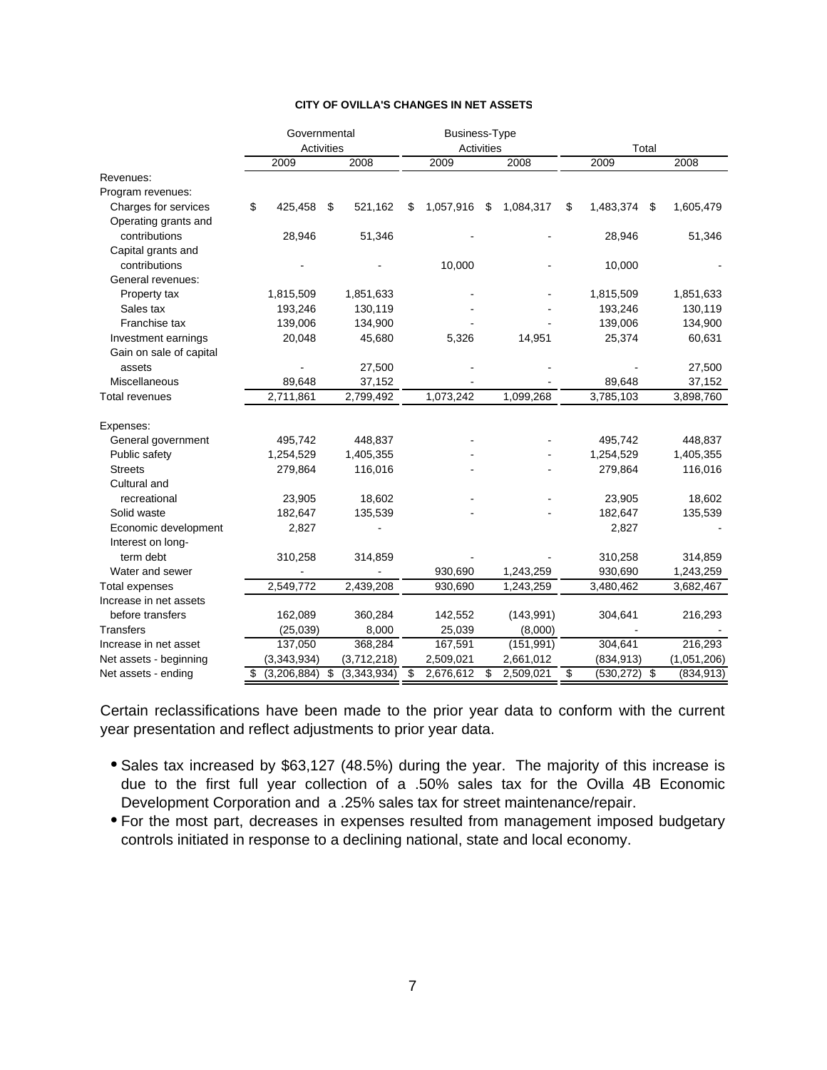**CITY OF OVILLA'S CHANGES IN NET ASSETS**

| | Governmental Activities | | Business-Type Activities | | Total | |
|---|---|---|---|---|---|---|
| | 2009 | 2008 | 2009 | 2008 | 2009 | 2008 |
| Revenues: | | | | | | |
| Program revenues: | | | | | | |
| Charges for services | $ 425,458 | $ 521,162 | $ 1,057,916 | $ 1,084,317 | $ 1,483,374 | $ 1,605,479 |
| Operating grants and contributions | 28,946 | 51,346 | - | - | 28,946 | 51,346 |
| Capital grants and contributions | - | - | 10,000 | - | 10,000 | - |
| General revenues: | | | | | | |
| Property tax | 1,815,509 | 1,851,633 | - | - | 1,815,509 | 1,851,633 |
| Sales tax | 193,246 | 130,119 | - | - | 193,246 | 130,119 |
| Franchise tax | 139,006 | 134,900 | - | - | 139,006 | 134,900 |
| Investment earnings | 20,048 | 45,680 | 5,326 | 14,951 | 25,374 | 60,631 |
| Gain on sale of capital assets | - | 27,500 | - | - | - | 27,500 |
| Miscellaneous | 89,648 | 37,152 | - | - | 89,648 | 37,152 |
| Total revenues | 2,711,861 | 2,799,492 | 1,073,242 | 1,099,268 | 3,785,103 | 3,898,760 |
| Expenses: | | | | | | |
| General government | 495,742 | 448,837 | - | - | 495,742 | 448,837 |
| Public safety | 1,254,529 | 1,405,355 | - | - | 1,254,529 | 1,405,355 |
| Streets | 279,864 | 116,016 | - | - | 279,864 | 116,016 |
| Cultural and recreational | 23,905 | 18,602 | - | - | 23,905 | 18,602 |
| Solid waste | 182,647 | 135,539 | - | - | 182,647 | 135,539 |
| Economic development | 2,827 | - | | | 2,827 | - |
| Interest on long-term debt | 310,258 | 314,859 | - | - | 310,258 | 314,859 |
| Water and sewer | - | - | 930,690 | 1,243,259 | 930,690 | 1,243,259 |
| Total expenses | 2,549,772 | 2,439,208 | 930,690 | 1,243,259 | 3,480,462 | 3,682,467 |
| Increase in net assets before transfers | 162,089 | 360,284 | 142,552 | (143,991) | 304,641 | 216,293 |
| Transfers | (25,039) | 8,000 | 25,039 | (8,000) | - | - |
| Increase in net asset | 137,050 | 368,284 | 167,591 | (151,991) | 304,641 | 216,293 |
| Net assets - beginning | (3,343,934) | (3,712,218) | 2,509,021 | 2,661,012 | (834,913) | (1,051,206) |
| Net assets - ending | $ (3,206,884) | $ (3,343,934) | $ 2,676,612 | $ 2,509,021 | $ (530,272) | $ (834,913) |

Certain reclassifications have been made to the prior year data to conform with the current year presentation and reflect adjustments to prior year data.

- Sales tax increased by $63,127 (48.5%) during the year. The majority of this increase is due to the first full year collection of a .50% sales tax for the Ovilla 4B Economic Development Corporation and a .25% sales tax for street maintenance/repair.
- For the most part, decreases in expenses resulted from management imposed budgetary controls initiated in response to a declining national, state and local economy.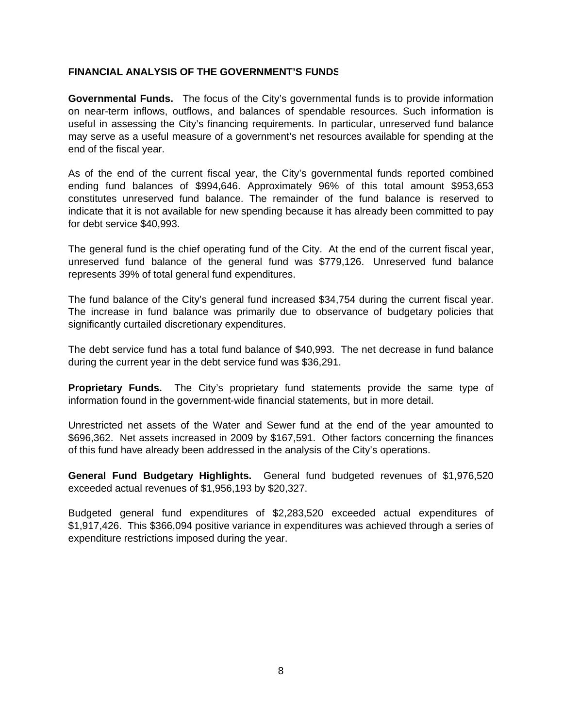## FINANCIAL ANALYSIS OF THE GOVERNMENT'S FUNDS

**Governmental Funds.** The focus of the City's governmental funds is to provide information on near-term inflows, outflows, and balances of spendable resources. Such information is useful in assessing the City's financing requirements. In particular, unreserved fund balance may serve as a useful measure of a government's net resources available for spending at the end of the fiscal year.

As of the end of the current fiscal year, the City's governmental funds reported combined ending fund balances of $994,646. Approximately 96% of this total amount $953,653 constitutes unreserved fund balance. The remainder of the fund balance is reserved to indicate that it is not available for new spending because it has already been committed to pay for debt service $40,993.

The general fund is the chief operating fund of the City. At the end of the current fiscal year, unreserved fund balance of the general fund was $779,126. Unreserved fund balance represents 39% of total general fund expenditures.

The fund balance of the City's general fund increased $34,754 during the current fiscal year. The increase in fund balance was primarily due to observance of budgetary policies that significantly curtailed discretionary expenditures.

The debt service fund has a total fund balance of $40,993. The net decrease in fund balance during the current year in the debt service fund was $36,291.

**Proprietary Funds.** The City's proprietary fund statements provide the same type of information found in the government-wide financial statements, but in more detail.

Unrestricted net assets of the Water and Sewer fund at the end of the year amounted to $696,362. Net assets increased in 2009 by $167,591. Other factors concerning the finances of this fund have already been addressed in the analysis of the City's operations.

**General Fund Budgetary Highlights.** General fund budgeted revenues of $1,976,520 exceeded actual revenues of $1,956,193 by $20,327.

Budgeted general fund expenditures of $2,283,520 exceeded actual expenditures of $1,917,426. This $366,094 positive variance in expenditures was achieved through a series of expenditure restrictions imposed during the year.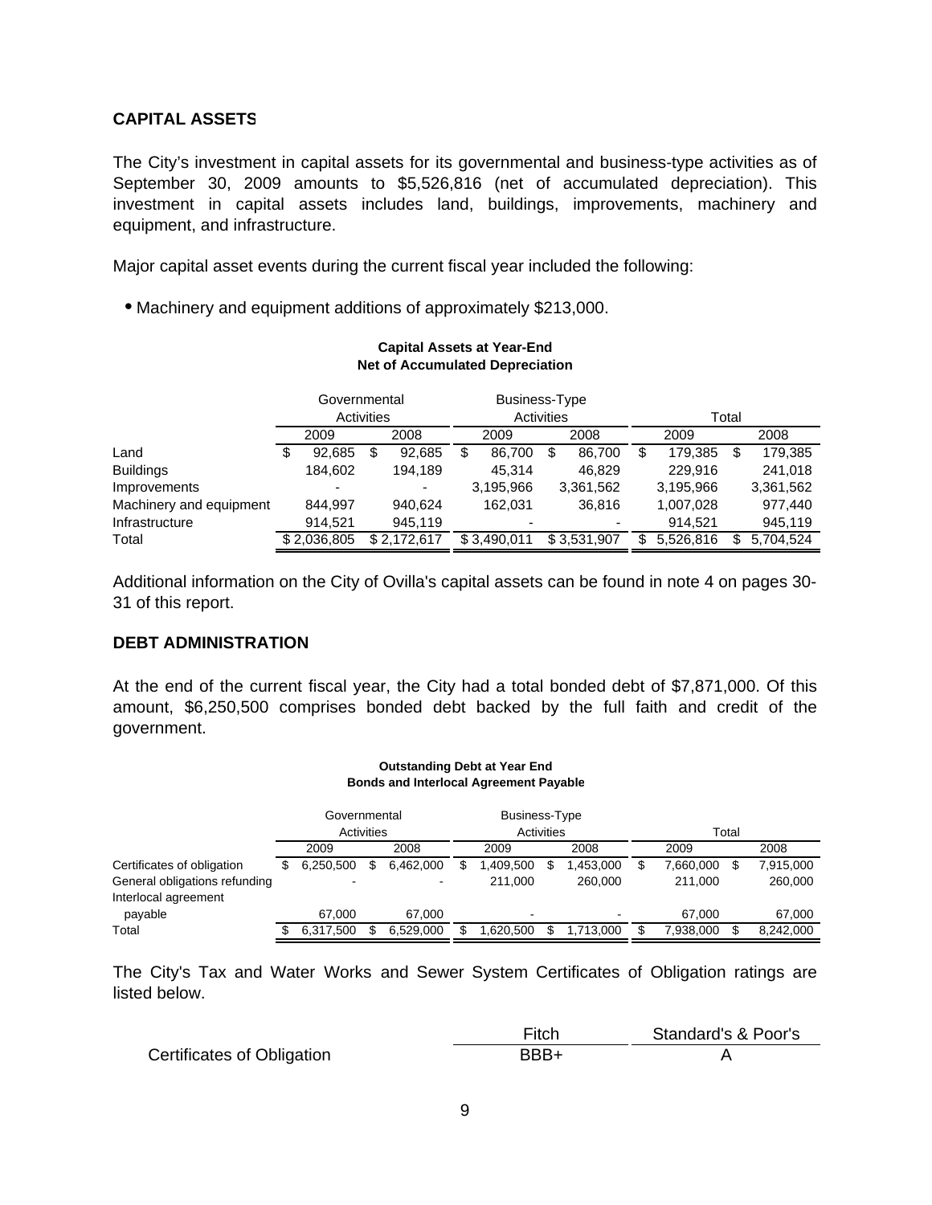## CAPITAL ASSETS

The City's investment in capital assets for its governmental and business-type activities as of September 30, 2009 amounts to $5,526,816 (net of accumulated depreciation). This investment in capital assets includes land, buildings, improvements, machinery and equipment, and infrastructure.

Major capital asset events during the current fiscal year included the following:

- Machinery and equipment additions of approximately $213,000.

**Capital Assets at Year-End**
**Net of Accumulated Depreciation**

| | Governmental Activities | | Business-Type Activities | | Total | |
|---|---|---|---|---|---|---|
| | 2009 | 2008 | 2009 | 2008 | 2009 | 2008 |
| Land | $ 92,685 | $ 92,685 | $ 86,700 | $ 86,700 | $ 179,385 | $ 179,385 |
| Buildings | 184,602 | 194,189 | 45,314 | 46,829 | 229,916 | 241,018 |
| Improvements | - | - | 3,195,966 | 3,361,562 | 3,195,966 | 3,361,562 |
| Machinery and equipment | 844,997 | 940,624 | 162,031 | 36,816 | 1,007,028 | 977,440 |
| Infrastructure | 914,521 | 945,119 | - | - | 914,521 | 945,119 |
| Total | $ 2,036,805 | $ 2,172,617 | $ 3,490,011 | $ 3,531,907 | $ 5,526,816 | $ 5,704,524 |

Additional information on the City of Ovilla's capital assets can be found in note 4 on pages 30-31 of this report.

## DEBT ADMINISTRATION

At the end of the current fiscal year, the City had a total bonded debt of $7,871,000. Of this amount, $6,250,500 comprises bonded debt backed by the full faith and credit of the government.

**Outstanding Debt at Year End**
**Bonds and Interlocal Agreement Payable**

| | Governmental Activities | | Business-Type Activities | | Total | |
|---|---|---|---|---|---|---|
| | 2009 | 2008 | 2009 | 2008 | 2009 | 2008 |
| Certificates of obligation | $ 6,250,500 | $ 6,462,000 | $ 1,409,500 | $ 1,453,000 | $ 7,660,000 | $ 7,915,000 |
| General obligations refunding | - | - | 211,000 | 260,000 | 211,000 | 260,000 |
| Interlocal agreement payable | 67,000 | 67,000 | - | - | 67,000 | 67,000 |
| Total | $ 6,317,500 | $ 6,529,000 | $ 1,620,500 | $ 1,713,000 | $ 7,938,000 | $ 8,242,000 |

The City's Tax and Water Works and Sewer System Certificates of Obligation ratings are listed below.

| | Fitch | Standard's & Poor's |
|---|---|---|
| Certificates of Obligation | BBB+ | A |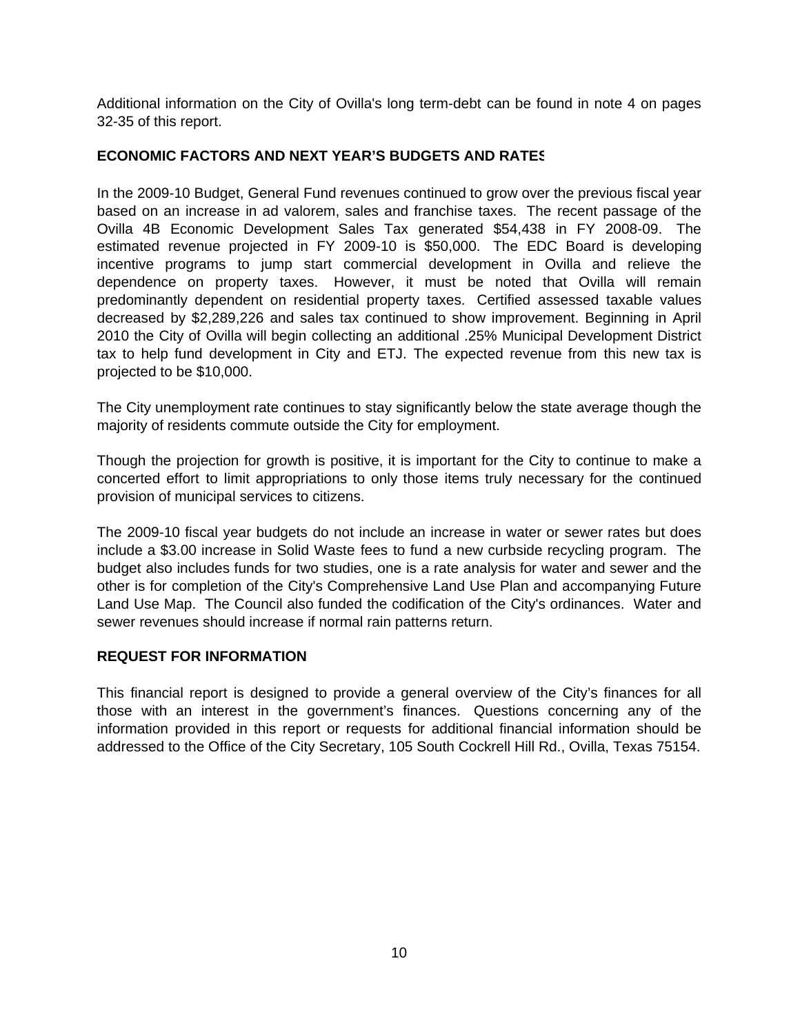Additional information on the City of Ovilla's long term-debt can be found in note 4 on pages 32-35 of this report.

## ECONOMIC FACTORS AND NEXT YEAR'S BUDGETS AND RATES

In the 2009-10 Budget, General Fund revenues continued to grow over the previous fiscal year based on an increase in ad valorem, sales and franchise taxes. The recent passage of the Ovilla 4B Economic Development Sales Tax generated $54,438 in FY 2008-09. The estimated revenue projected in FY 2009-10 is $50,000. The EDC Board is developing incentive programs to jump start commercial development in Ovilla and relieve the dependence on property taxes. However, it must be noted that Ovilla will remain predominantly dependent on residential property taxes. Certified assessed taxable values decreased by $2,289,226 and sales tax continued to show improvement. Beginning in April 2010 the City of Ovilla will begin collecting an additional .25% Municipal Development District tax to help fund development in City and ETJ. The expected revenue from this new tax is projected to be $10,000.

The City unemployment rate continues to stay significantly below the state average though the majority of residents commute outside the City for employment.

Though the projection for growth is positive, it is important for the City to continue to make a concerted effort to limit appropriations to only those items truly necessary for the continued provision of municipal services to citizens.

The 2009-10 fiscal year budgets do not include an increase in water or sewer rates but does include a $3.00 increase in Solid Waste fees to fund a new curbside recycling program. The budget also includes funds for two studies, one is a rate analysis for water and sewer and the other is for completion of the City's Comprehensive Land Use Plan and accompanying Future Land Use Map. The Council also funded the codification of the City's ordinances. Water and sewer revenues should increase if normal rain patterns return.

## REQUEST FOR INFORMATION

This financial report is designed to provide a general overview of the City's finances for all those with an interest in the government's finances. Questions concerning any of the information provided in this report or requests for additional financial information should be addressed to the Office of the City Secretary, 105 South Cockrell Hill Rd., Ovilla, Texas 75154.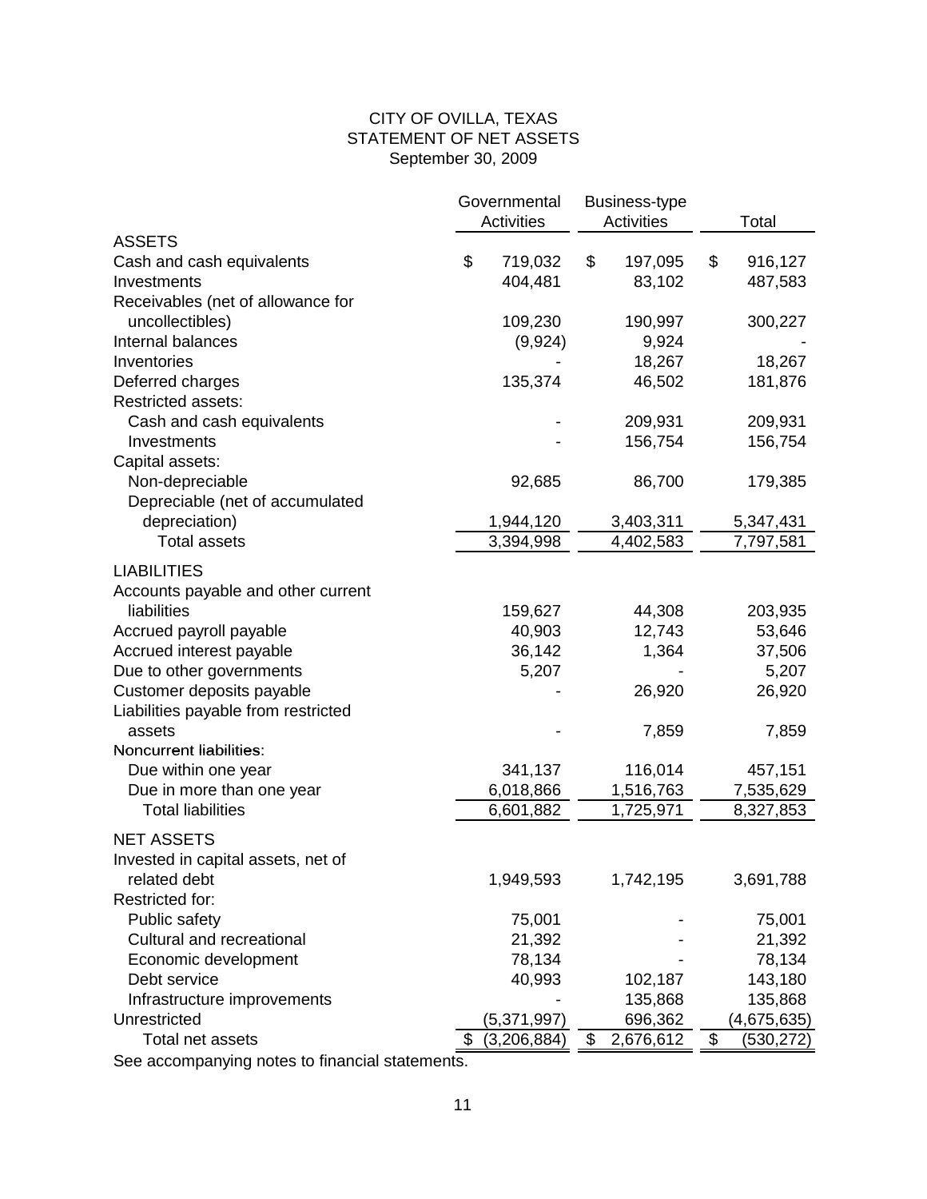# CITY OF OVILLA, TEXAS
## STATEMENT OF NET ASSETS
### September 30, 2009

| | Governmental Activities | Business-type Activities | Total |
|---|---|---|---|
| **ASSETS** | | | |
| Cash and cash equivalents | $ 719,032 | $ 197,095 | $ 916,127 |
| Investments | 404,481 | 83,102 | 487,583 |
| Receivables (net of allowance for uncollectibles) | 109,230 | 190,997 | 300,227 |
| Internal balances | (9,924) | 9,924 | - |
| Inventories | - | 18,267 | 18,267 |
| Deferred charges | 135,374 | 46,502 | 181,876 |
| Restricted assets: | | | |
| Cash and cash equivalents | - | 209,931 | 209,931 |
| Investments | - | 156,754 | 156,754 |
| Capital assets: | | | |
| Non-depreciable | 92,685 | 86,700 | 179,385 |
| Depreciable (net of accumulated depreciation) | 1,944,120 | 3,403,311 | 5,347,431 |
| Total assets | 3,394,998 | 4,402,583 | 7,797,581 |
| **LIABILITIES** | | | |
| Accounts payable and other current liabilities | 159,627 | 44,308 | 203,935 |
| Accrued payroll payable | 40,903 | 12,743 | 53,646 |
| Accrued interest payable | 36,142 | 1,364 | 37,506 |
| Due to other governments | 5,207 | - | 5,207 |
| Customer deposits payable | - | 26,920 | 26,920 |
| Liabilities payable from restricted assets | - | 7,859 | 7,859 |
| Noncurrent liabilities: | | | |
| Due within one year | 341,137 | 116,014 | 457,151 |
| Due in more than one year | 6,018,866 | 1,516,763 | 7,535,629 |
| Total liabilities | 6,601,882 | 1,725,971 | 8,327,853 |
| **NET ASSETS** | | | |
| Invested in capital assets, net of related debt | 1,949,593 | 1,742,195 | 3,691,788 |
| Restricted for: | | | |
| Public safety | 75,001 | - | 75,001 |
| Cultural and recreational | 21,392 | - | 21,392 |
| Economic development | 78,134 | - | 78,134 |
| Debt service | 40,993 | 102,187 | 143,180 |
| Infrastructure improvements | - | 135,868 | 135,868 |
| Unrestricted | (5,371,997) | 696,362 | (4,675,635) |
| Total net assets | $ (3,206,884) | $ 2,676,612 | $ (530,272) |

See accompanying notes to financial statements.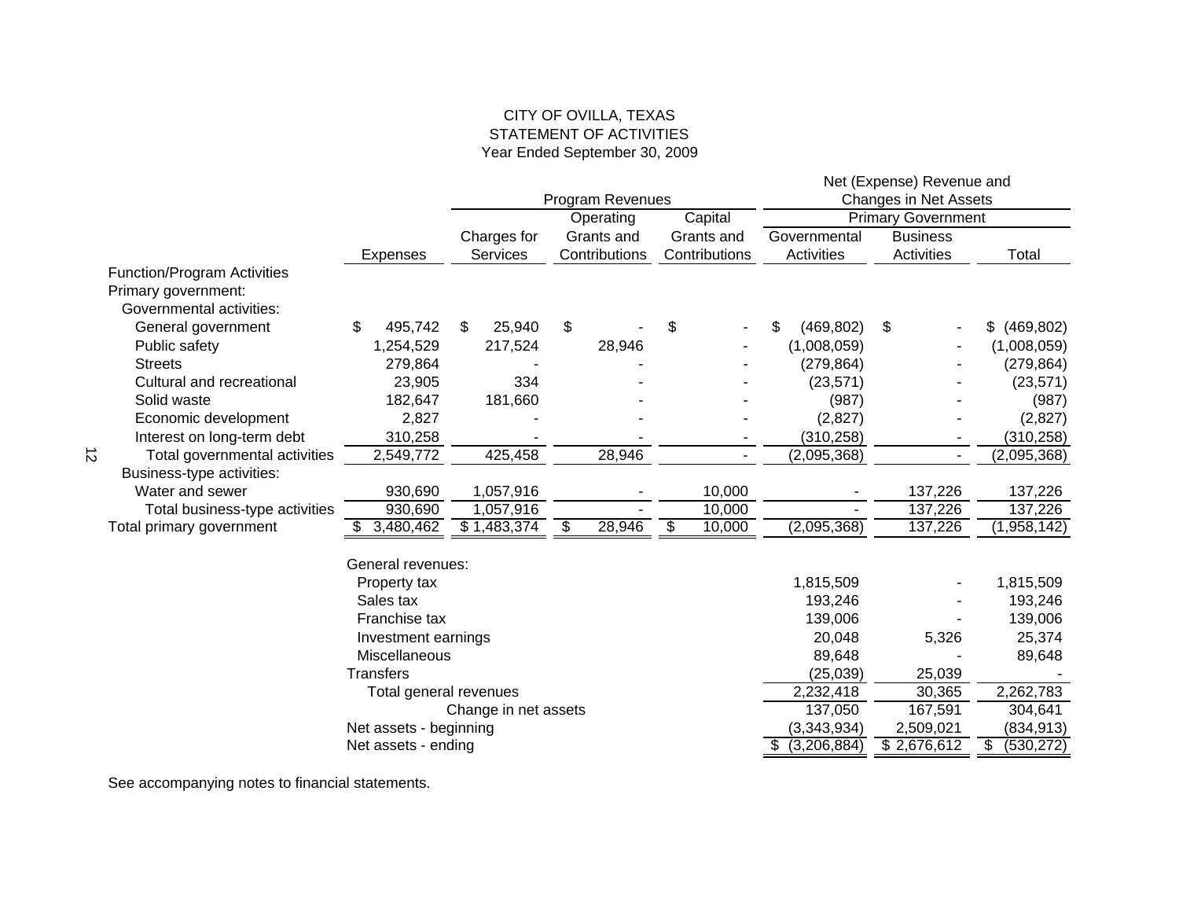# CITY OF OVILLA, TEXAS
## STATEMENT OF ACTIVITIES
### Year Ended September 30, 2009

| | | Program Revenues | | | Net (Expense) Revenue and Changes in Net Assets | | |
|---|---|---|---|---|---|---|---|
| | | | Operating | Capital | Primary Government | | |
| | | Charges for | Grants and | Grants and | Governmental | Business | |
| Function/Program Activities | Expenses | Services | Contributions | Contributions | Activities | Activities | Total |
| Primary government: | | | | | | | |
| Governmental activities: | | | | | | | |
| General government | $ 495,742 | $ 25,940 | $ - | $ - | $ (469,802) | $ - | $ (469,802) |
| Public safety | 1,254,529 | 217,524 | 28,946 | - | (1,008,059) | - | (1,008,059) |
| Streets | 279,864 | - | - | - | (279,864) | - | (279,864) |
| Cultural and recreational | 23,905 | 334 | - | - | (23,571) | - | (23,571) |
| Solid waste | 182,647 | 181,660 | - | - | (987) | - | (987) |
| Economic development | 2,827 | - | - | - | (2,827) | - | (2,827) |
| Interest on long-term debt | 310,258 | - | - | - | (310,258) | - | (310,258) |
| Total governmental activities | 2,549,772 | 425,458 | 28,946 | - | (2,095,368) | - | (2,095,368) |
| Business-type activities: | | | | | | | |
| Water and sewer | 930,690 | 1,057,916 | - | 10,000 | - | 137,226 | 137,226 |
| Total business-type activities | 930,690 | 1,057,916 | - | 10,000 | - | 137,226 | 137,226 |
| Total primary government | $ 3,480,462 | $ 1,483,374 | $ 28,946 | $ 10,000 | (2,095,368) | 137,226 | (1,958,142) |
| General revenues: | | | | | | | |
| Property tax | | | | | 1,815,509 | - | 1,815,509 |
| Sales tax | | | | | 193,246 | - | 193,246 |
| Franchise tax | | | | | 139,006 | - | 139,006 |
| Investment earnings | | | | | 20,048 | 5,326 | 25,374 |
| Miscellaneous | | | | | 89,648 | - | 89,648 |
| Transfers | | | | | (25,039) | 25,039 | - |
| Total general revenues | | | | | 2,232,418 | 30,365 | 2,262,783 |
| Change in net assets | | | | | 137,050 | 167,591 | 304,641 |
| Net assets - beginning | | | | | (3,343,934) | 2,509,021 | (834,913) |
| Net assets - ending | | | | | $ (3,206,884) | $ 2,676,612 | $ (530,272) |

See accompanying notes to financial statements.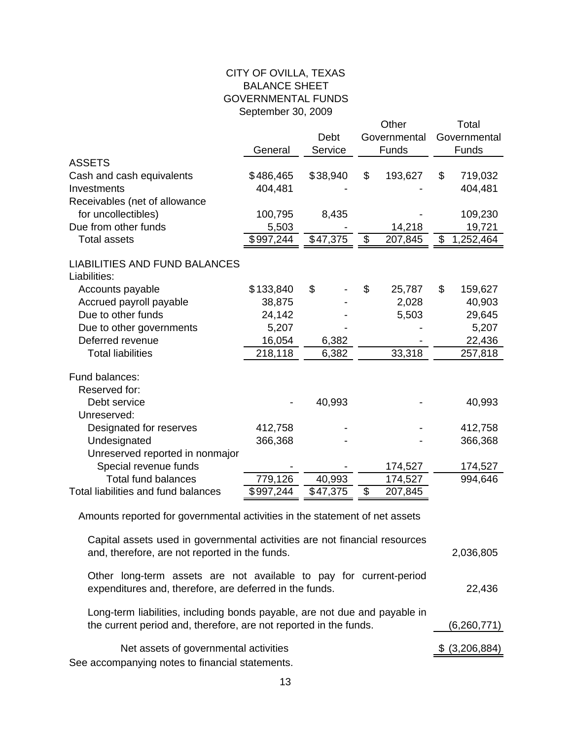# CITY OF OVILLA, TEXAS
## BALANCE SHEET
## GOVERNMENTAL FUNDS
September 30, 2009

| | General | Debt Service | Other Governmental Funds | Total Governmental Funds |
|---|---|---|---|---|
| **ASSETS** | | | | |
| Cash and cash equivalents | $486,465 | $38,940 | $ 193,627 | $ 719,032 |
| Investments | 404,481 | - | - | 404,481 |
| Receivables (net of allowance for uncollectibles) | 100,795 | 8,435 | - | 109,230 |
| Due from other funds | 5,503 | - | 14,218 | 19,721 |
| Total assets | $997,244 | $47,375 | $ 207,845 | $ 1,252,464 |
| **LIABILITIES AND FUND BALANCES** | | | | |
| Liabilities: | | | | |
| Accounts payable | $133,840 | $ - | $ 25,787 | $ 159,627 |
| Accrued payroll payable | 38,875 | - | 2,028 | 40,903 |
| Due to other funds | 24,142 | - | 5,503 | 29,645 |
| Due to other governments | 5,207 | - | - | 5,207 |
| Deferred revenue | 16,054 | 6,382 | - | 22,436 |
| Total liabilities | 218,118 | 6,382 | 33,318 | 257,818 |
| Fund balances: | | | | |
| Reserved for: | | | | |
| Debt service | - | 40,993 | - | 40,993 |
| Unreserved: | | | | |
| Designated for reserves | 412,758 | - | - | 412,758 |
| Undesignated | 366,368 | - | - | 366,368 |
| Unreserved reported in nonmajor Special revenue funds | - | - | 174,527 | 174,527 |
| Total fund balances | 779,126 | 40,993 | 174,527 | 994,646 |
| Total liabilities and fund balances | $997,244 | $47,375 | $ 207,845 | |

Amounts reported for governmental activities in the statement of net assets

| | |
|---|---|
| Capital assets used in governmental activities are not financial resources and, therefore, are not reported in the funds. | 2,036,805 |
| Other long-term assets are not available to pay for current-period expenditures and, therefore, are deferred in the funds. | 22,436 |
| Long-term liabilities, including bonds payable, are not due and payable in the current period and, therefore, are not reported in the funds. | (6,260,771) |
| Net assets of governmental activities | $ (3,206,884) |

See accompanying notes to financial statements.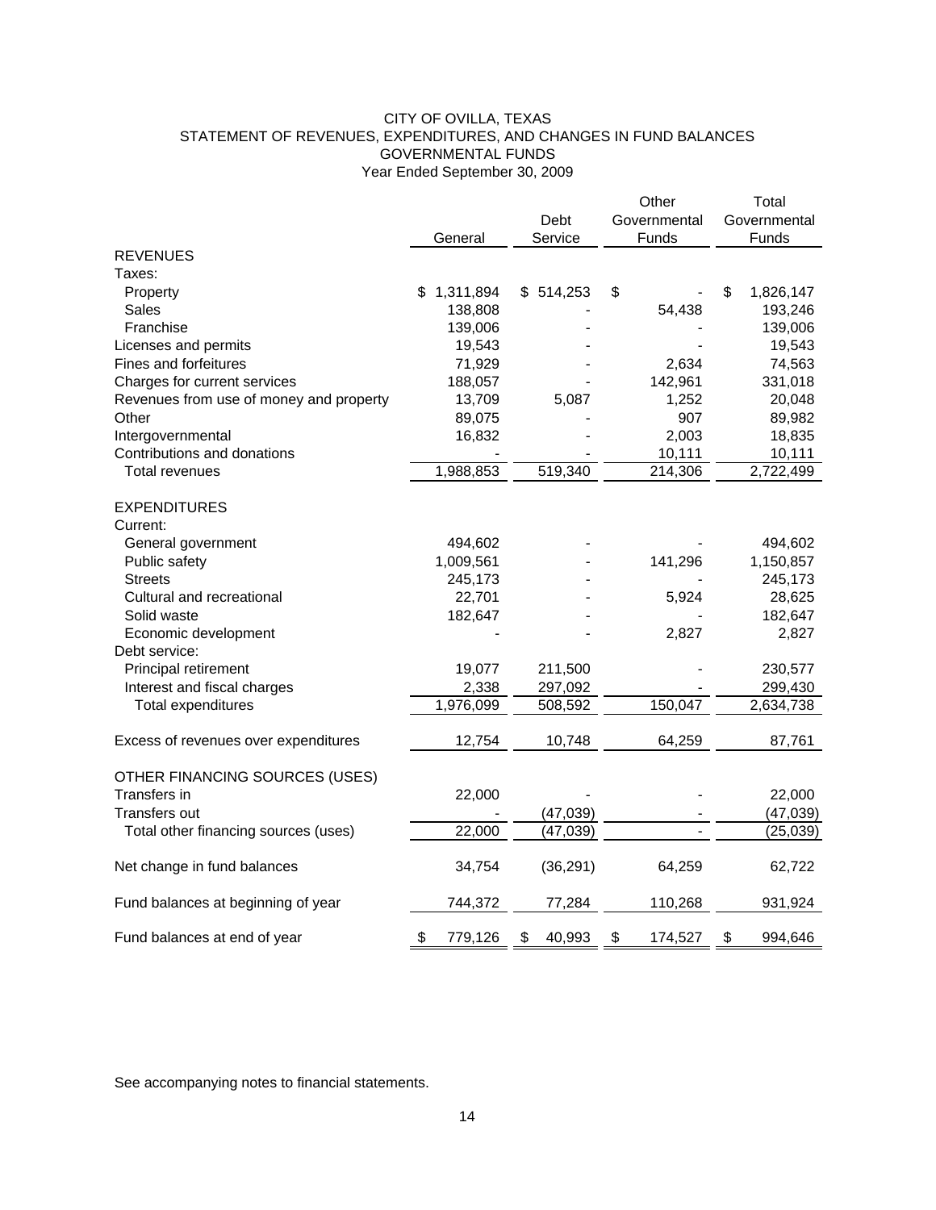# CITY OF OVILLA, TEXAS
## STATEMENT OF REVENUES, EXPENDITURES, AND CHANGES IN FUND BALANCES
## GOVERNMENTAL FUNDS
### Year Ended September 30, 2009

| | General | Debt Service | Other Governmental Funds | Total Governmental Funds |
|---|---|---|---|---|
| **REVENUES** | | | | |
| Taxes: | | | | |
| Property | $ 1,311,894 | $ 514,253 | $ - | $ 1,826,147 |
| Sales | 138,808 | - | 54,438 | 193,246 |
| Franchise | 139,006 | - | - | 139,006 |
| Licenses and permits | 19,543 | - | - | 19,543 |
| Fines and forfeitures | 71,929 | - | 2,634 | 74,563 |
| Charges for current services | 188,057 | - | 142,961 | 331,018 |
| Revenues from use of money and property | 13,709 | 5,087 | 1,252 | 20,048 |
| Other | 89,075 | - | 907 | 89,982 |
| Intergovernmental | 16,832 | - | 2,003 | 18,835 |
| Contributions and donations | - | - | 10,111 | 10,111 |
| Total revenues | 1,988,853 | 519,340 | 214,306 | 2,722,499 |
| **EXPENDITURES** | | | | |
| Current: | | | | |
| General government | 494,602 | - | - | 494,602 |
| Public safety | 1,009,561 | - | 141,296 | 1,150,857 |
| Streets | 245,173 | - | - | 245,173 |
| Cultural and recreational | 22,701 | - | 5,924 | 28,625 |
| Solid waste | 182,647 | - | - | 182,647 |
| Economic development | - | - | 2,827 | 2,827 |
| Debt service: | | | | |
| Principal retirement | 19,077 | 211,500 | - | 230,577 |
| Interest and fiscal charges | 2,338 | 297,092 | - | 299,430 |
| Total expenditures | 1,976,099 | 508,592 | 150,047 | 2,634,738 |
| Excess of revenues over expenditures | 12,754 | 10,748 | 64,259 | 87,761 |
| **OTHER FINANCING SOURCES (USES)** | | | | |
| Transfers in | 22,000 | - | - | 22,000 |
| Transfers out | - | (47,039) | - | (47,039) |
| Total other financing sources (uses) | 22,000 | (47,039) | - | (25,039) |
| Net change in fund balances | 34,754 | (36,291) | 64,259 | 62,722 |
| Fund balances at beginning of year | 744,372 | 77,284 | 110,268 | 931,924 |
| Fund balances at end of year | $ 779,126 | $ 40,993 | $ 174,527 | $ 994,646 |

See accompanying notes to financial statements.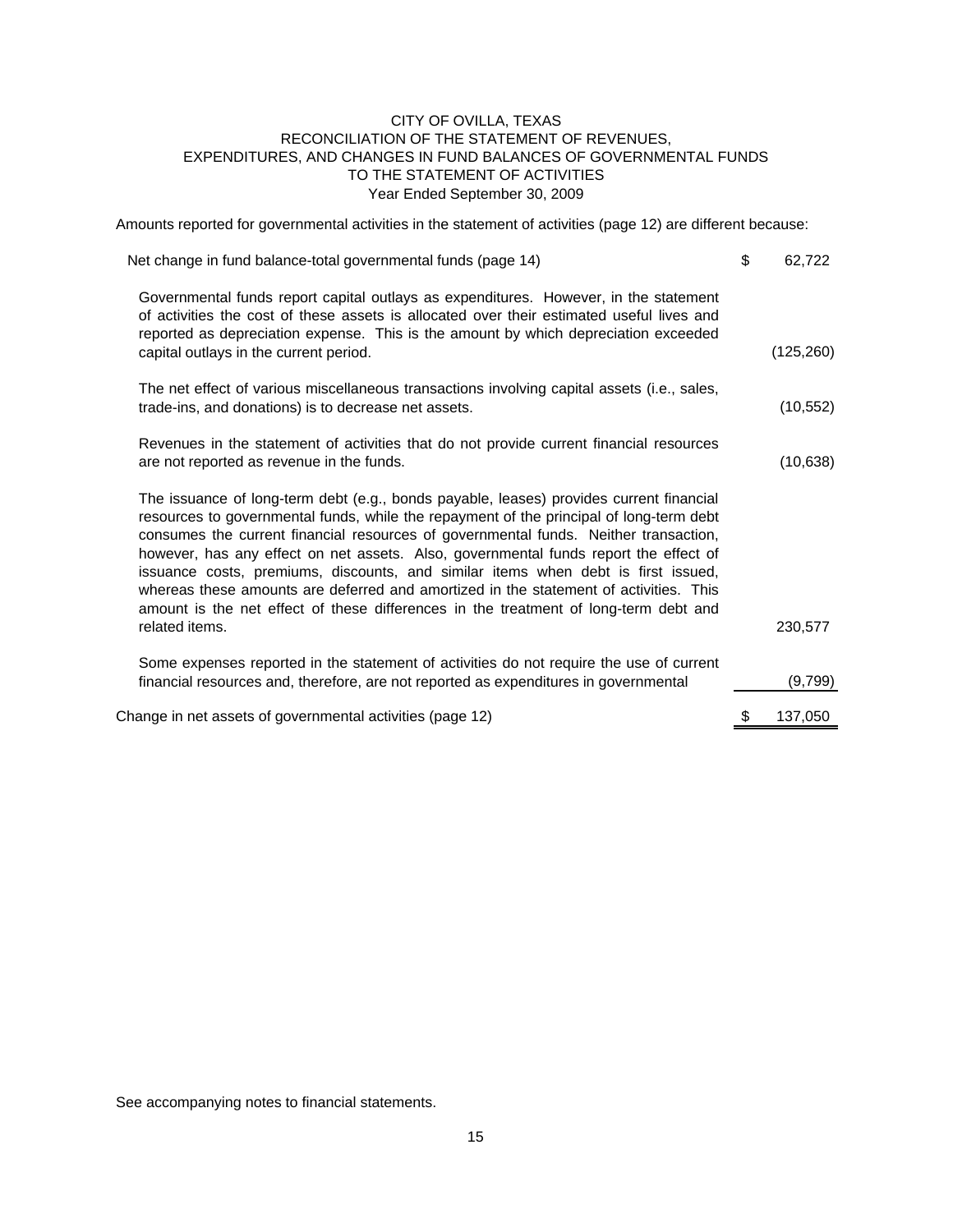# CITY OF OVILLA, TEXAS
## RECONCILIATION OF THE STATEMENT OF REVENUES, EXPENDITURES, AND CHANGES IN FUND BALANCES OF GOVERNMENTAL FUNDS TO THE STATEMENT OF ACTIVITIES
### Year Ended September 30, 2009

Amounts reported for governmental activities in the statement of activities (page 12) are different because:

| | |
|---|---|
| Net change in fund balance-total governmental funds (page 14) | $ 62,722 |
| Governmental funds report capital outlays as expenditures. However, in the statement of activities the cost of these assets is allocated over their estimated useful lives and reported as depreciation expense. This is the amount by which depreciation exceeded capital outlays in the current period. | (125,260) |
| The net effect of various miscellaneous transactions involving capital assets (i.e., sales, trade-ins, and donations) is to decrease net assets. | (10,552) |
| Revenues in the statement of activities that do not provide current financial resources are not reported as revenue in the funds. | (10,638) |
| The issuance of long-term debt (e.g., bonds payable, leases) provides current financial resources to governmental funds, while the repayment of the principal of long-term debt consumes the current financial resources of governmental funds. Neither transaction, however, has any effect on net assets. Also, governmental funds report the effect of issuance costs, premiums, discounts, and similar items when debt is first issued, whereas these amounts are deferred and amortized in the statement of activities. This amount is the net effect of these differences in the treatment of long-term debt and related items. | 230,577 |
| Some expenses reported in the statement of activities do not require the use of current financial resources and, therefore, are not reported as expenditures in governmental | (9,799) |
| Change in net assets of governmental activities (page 12) | $ 137,050 |

See accompanying notes to financial statements.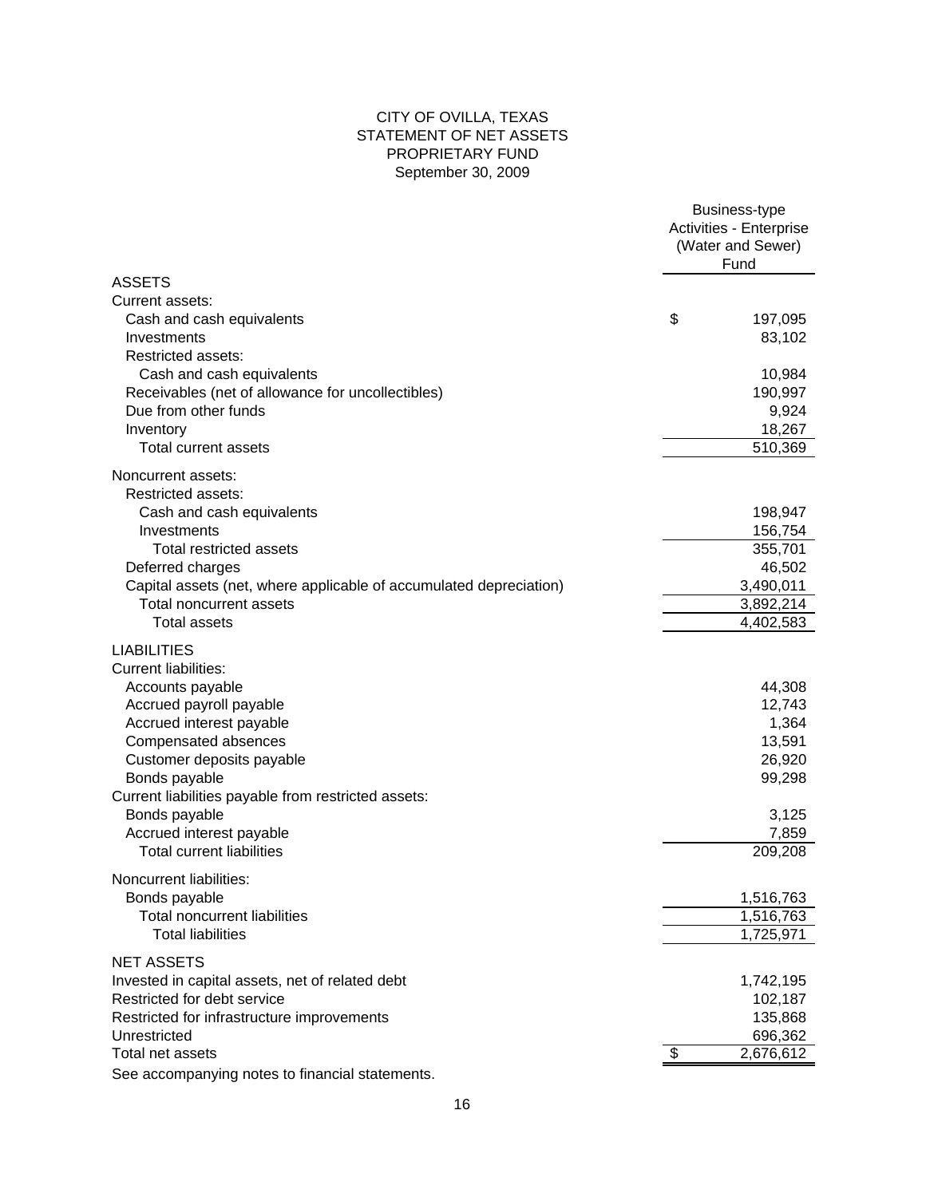# CITY OF OVILLA, TEXAS
## STATEMENT OF NET ASSETS
## PROPRIETARY FUND
## September 30, 2009

| | Business-type Activities - Enterprise (Water and Sewer) Fund |
|---|---|
| **ASSETS** | |
| Current assets: | |
| Cash and cash equivalents | $ 197,095 |
| Investments | 83,102 |
| Restricted assets: | |
| Cash and cash equivalents | 10,984 |
| Receivables (net of allowance for uncollectibles) | 190,997 |
| Due from other funds | 9,924 |
| Inventory | 18,267 |
| Total current assets | 510,369 |
| Noncurrent assets: | |
| Restricted assets: | |
| Cash and cash equivalents | 198,947 |
| Investments | 156,754 |
| Total restricted assets | 355,701 |
| Deferred charges | 46,502 |
| Capital assets (net, where applicable of accumulated depreciation) | 3,490,011 |
| Total noncurrent assets | 3,892,214 |
| Total assets | 4,402,583 |
| **LIABILITIES** | |
| Current liabilities: | |
| Accounts payable | 44,308 |
| Accrued payroll payable | 12,743 |
| Accrued interest payable | 1,364 |
| Compensated absences | 13,591 |
| Customer deposits payable | 26,920 |
| Bonds payable | 99,298 |
| Current liabilities payable from restricted assets: | |
| Bonds payable | 3,125 |
| Accrued interest payable | 7,859 |
| Total current liabilities | 209,208 |
| Noncurrent liabilities: | |
| Bonds payable | 1,516,763 |
| Total noncurrent liabilities | 1,516,763 |
| Total liabilities | 1,725,971 |
| **NET ASSETS** | |
| Invested in capital assets, net of related debt | 1,742,195 |
| Restricted for debt service | 102,187 |
| Restricted for infrastructure improvements | 135,868 |
| Unrestricted | 696,362 |
| Total net assets | $ 2,676,612 |

See accompanying notes to financial statements.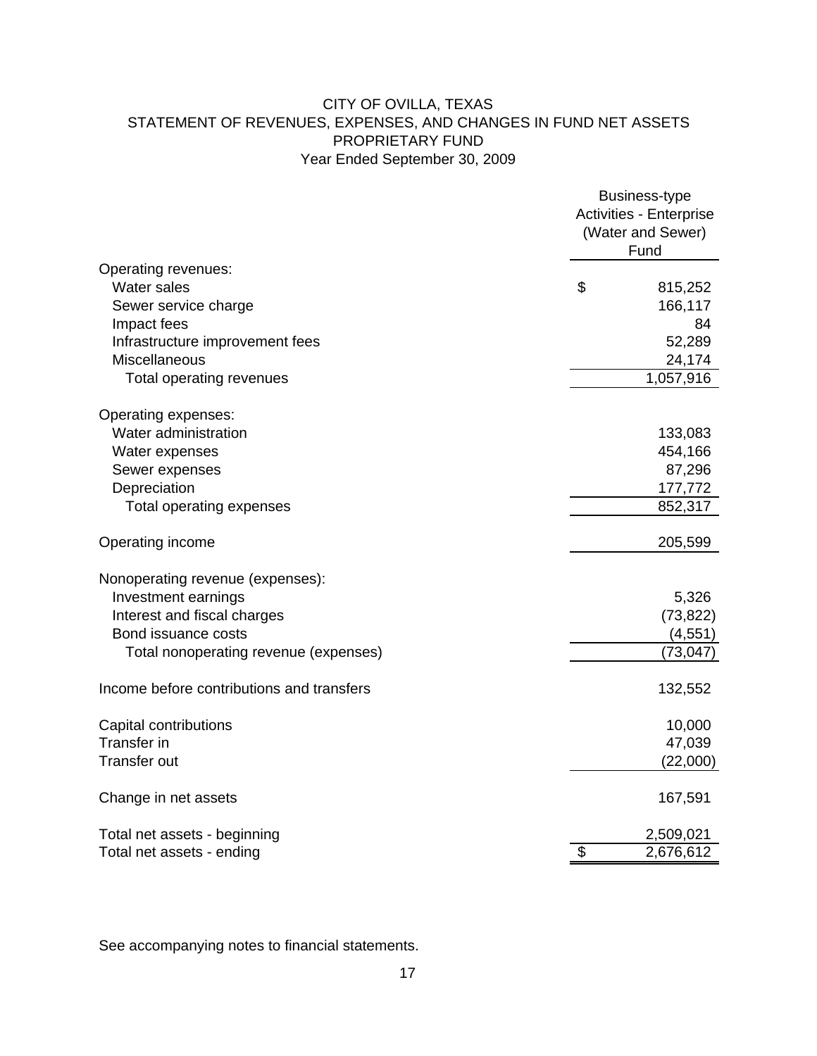# CITY OF OVILLA, TEXAS
## STATEMENT OF REVENUES, EXPENSES, AND CHANGES IN FUND NET ASSETS
## PROPRIETARY FUND
### Year Ended September 30, 2009

| | Business-type Activities - Enterprise (Water and Sewer) Fund |
|---|---|
| Operating revenues: | |
| Water sales | $ 815,252 |
| Sewer service charge | 166,117 |
| Impact fees | 84 |
| Infrastructure improvement fees | 52,289 |
| Miscellaneous | 24,174 |
| Total operating revenues | 1,057,916 |
| | |
| Operating expenses: | |
| Water administration | 133,083 |
| Water expenses | 454,166 |
| Sewer expenses | 87,296 |
| Depreciation | 177,772 |
| Total operating expenses | 852,317 |
| | |
| Operating income | 205,599 |
| | |
| Nonoperating revenue (expenses): | |
| Investment earnings | 5,326 |
| Interest and fiscal charges | (73,822) |
| Bond issuance costs | (4,551) |
| Total nonoperating revenue (expenses) | (73,047) |
| | |
| Income before contributions and transfers | 132,552 |
| | |
| Capital contributions | 10,000 |
| Transfer in | 47,039 |
| Transfer out | (22,000) |
| | |
| Change in net assets | 167,591 |
| | |
| Total net assets - beginning | 2,509,021 |
| Total net assets - ending | $ 2,676,612 |

See accompanying notes to financial statements.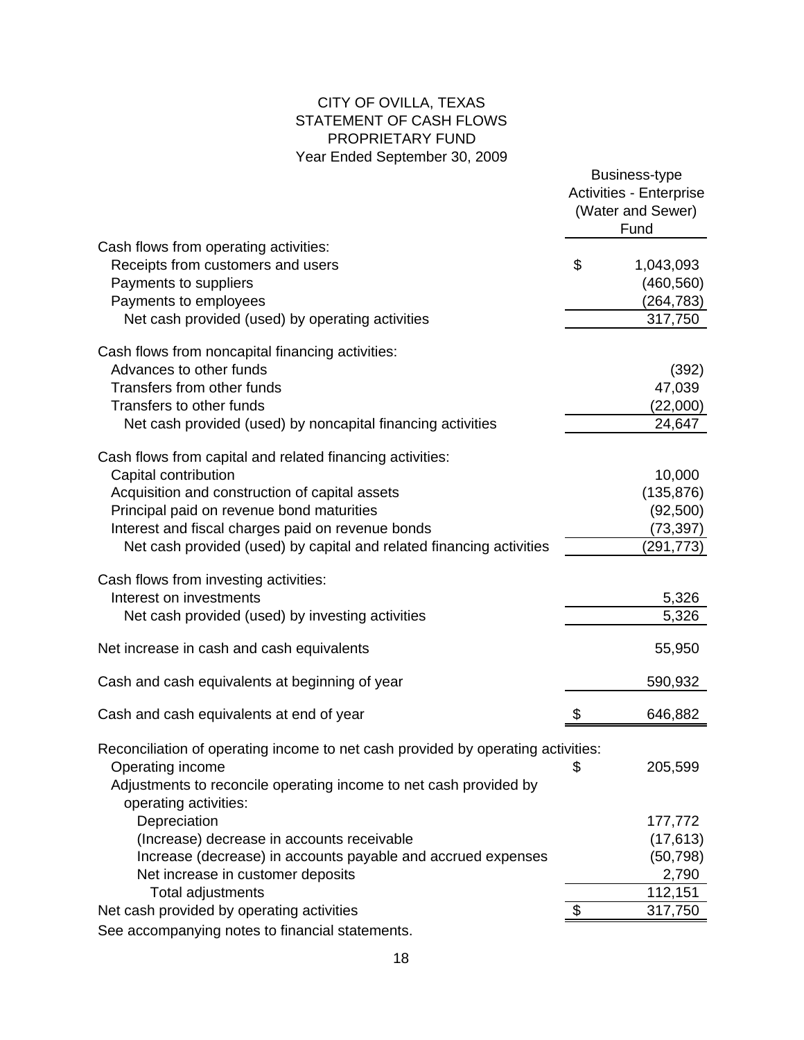# CITY OF OVILLA, TEXAS
## STATEMENT OF CASH FLOWS
## PROPRIETARY FUND
### Year Ended September 30, 2009

| | Business-type Activities - Enterprise (Water and Sewer) Fund |
|---|---|
| Cash flows from operating activities: | |
| Receipts from customers and users | $ 1,043,093 |
| Payments to suppliers | (460,560) |
| Payments to employees | (264,783) |
| Net cash provided (used) by operating activities | 317,750 |
| | |
| Cash flows from noncapital financing activities: | |
| Advances to other funds | (392) |
| Transfers from other funds | 47,039 |
| Transfers to other funds | (22,000) |
| Net cash provided (used) by noncapital financing activities | 24,647 |
| | |
| Cash flows from capital and related financing activities: | |
| Capital contribution | 10,000 |
| Acquisition and construction of capital assets | (135,876) |
| Principal paid on revenue bond maturities | (92,500) |
| Interest and fiscal charges paid on revenue bonds | (73,397) |
| Net cash provided (used) by capital and related financing activities | (291,773) |
| | |
| Cash flows from investing activities: | |
| Interest on investments | 5,326 |
| Net cash provided (used) by investing activities | 5,326 |
| | |
| Net increase in cash and cash equivalents | 55,950 |
| | |
| Cash and cash equivalents at beginning of year | 590,932 |
| | |
| Cash and cash equivalents at end of year | $ 646,882 |
| | |
| Reconciliation of operating income to net cash provided by operating activities: | |
| Operating income | $ 205,599 |
| Adjustments to reconcile operating income to net cash provided by operating activities: | |
| Depreciation | 177,772 |
| (Increase) decrease in accounts receivable | (17,613) |
| Increase (decrease) in accounts payable and accrued expenses | (50,798) |
| Net increase in customer deposits | 2,790 |
| Total adjustments | 112,151 |
| Net cash provided by operating activities | $ 317,750 |

See accompanying notes to financial statements.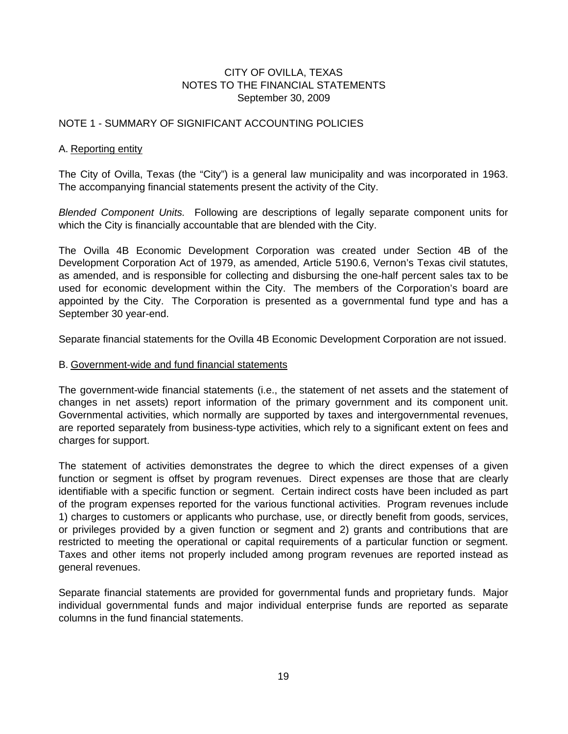CITY OF OVILLA, TEXAS
NOTES TO THE FINANCIAL STATEMENTS
September 30, 2009

## NOTE 1 - SUMMARY OF SIGNIFICANT ACCOUNTING POLICIES

### A. Reporting entity

The City of Ovilla, Texas (the "City") is a general law municipality and was incorporated in 1963. The accompanying financial statements present the activity of the City.

*Blended Component Units.* Following are descriptions of legally separate component units for which the City is financially accountable that are blended with the City.

The Ovilla 4B Economic Development Corporation was created under Section 4B of the Development Corporation Act of 1979, as amended, Article 5190.6, Vernon's Texas civil statutes, as amended, and is responsible for collecting and disbursing the one-half percent sales tax to be used for economic development within the City. The members of the Corporation's board are appointed by the City. The Corporation is presented as a governmental fund type and has a September 30 year-end.

Separate financial statements for the Ovilla 4B Economic Development Corporation are not issued.

### B. Government-wide and fund financial statements

The government-wide financial statements (i.e., the statement of net assets and the statement of changes in net assets) report information of the primary government and its component unit. Governmental activities, which normally are supported by taxes and intergovernmental revenues, are reported separately from business-type activities, which rely to a significant extent on fees and charges for support.

The statement of activities demonstrates the degree to which the direct expenses of a given function or segment is offset by program revenues. Direct expenses are those that are clearly identifiable with a specific function or segment. Certain indirect costs have been included as part of the program expenses reported for the various functional activities. Program revenues include 1) charges to customers or applicants who purchase, use, or directly benefit from goods, services, or privileges provided by a given function or segment and 2) grants and contributions that are restricted to meeting the operational or capital requirements of a particular function or segment. Taxes and other items not properly included among program revenues are reported instead as general revenues.

Separate financial statements are provided for governmental funds and proprietary funds. Major individual governmental funds and major individual enterprise funds are reported as separate columns in the fund financial statements.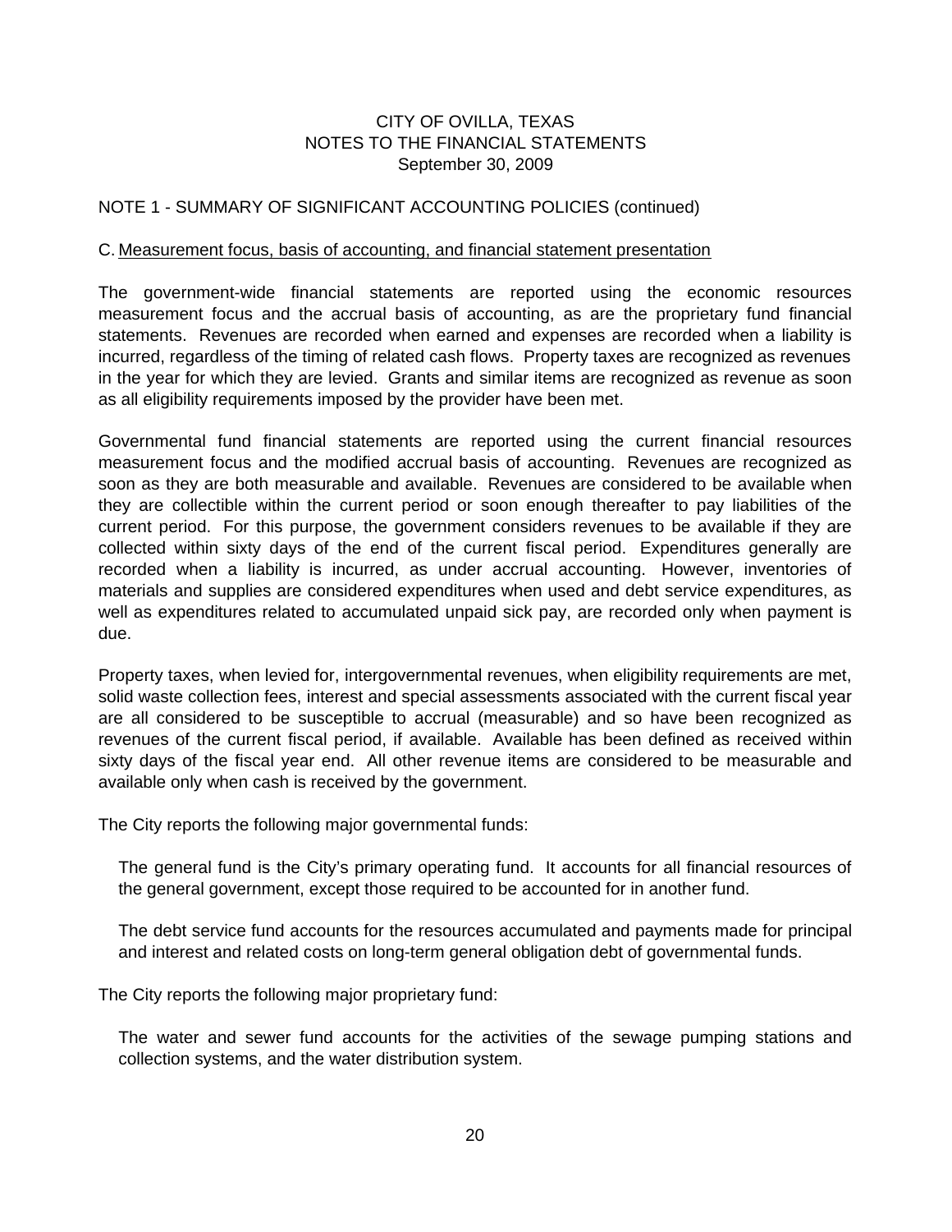CITY OF OVILLA, TEXAS
NOTES TO THE FINANCIAL STATEMENTS
September 30, 2009

NOTE 1 - SUMMARY OF SIGNIFICANT ACCOUNTING POLICIES (continued)

C. Measurement focus, basis of accounting, and financial statement presentation

The government-wide financial statements are reported using the economic resources measurement focus and the accrual basis of accounting, as are the proprietary fund financial statements. Revenues are recorded when earned and expenses are recorded when a liability is incurred, regardless of the timing of related cash flows. Property taxes are recognized as revenues in the year for which they are levied. Grants and similar items are recognized as revenue as soon as all eligibility requirements imposed by the provider have been met.

Governmental fund financial statements are reported using the current financial resources measurement focus and the modified accrual basis of accounting. Revenues are recognized as soon as they are both measurable and available. Revenues are considered to be available when they are collectible within the current period or soon enough thereafter to pay liabilities of the current period. For this purpose, the government considers revenues to be available if they are collected within sixty days of the end of the current fiscal period. Expenditures generally are recorded when a liability is incurred, as under accrual accounting. However, inventories of materials and supplies are considered expenditures when used and debt service expenditures, as well as expenditures related to accumulated unpaid sick pay, are recorded only when payment is due.

Property taxes, when levied for, intergovernmental revenues, when eligibility requirements are met, solid waste collection fees, interest and special assessments associated with the current fiscal year are all considered to be susceptible to accrual (measurable) and so have been recognized as revenues of the current fiscal period, if available. Available has been defined as received within sixty days of the fiscal year end. All other revenue items are considered to be measurable and available only when cash is received by the government.

The City reports the following major governmental funds:

> The general fund is the City's primary operating fund. It accounts for all financial resources of the general government, except those required to be accounted for in another fund.
>
> The debt service fund accounts for the resources accumulated and payments made for principal and interest and related costs on long-term general obligation debt of governmental funds.

The City reports the following major proprietary fund:

> The water and sewer fund accounts for the activities of the sewage pumping stations and collection systems, and the water distribution system.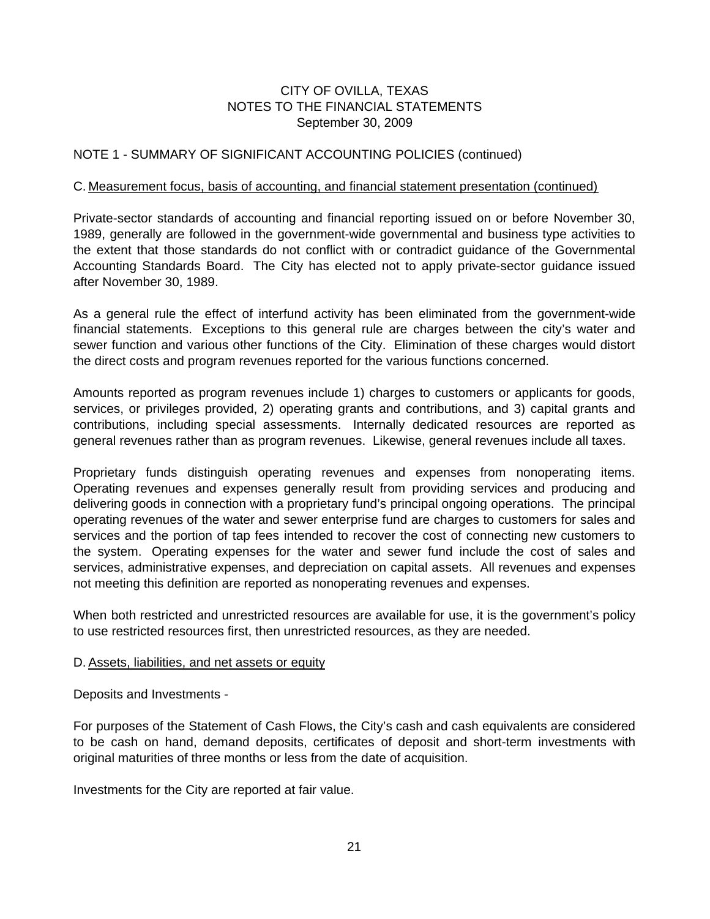CITY OF OVILLA, TEXAS
NOTES TO THE FINANCIAL STATEMENTS
September 30, 2009

NOTE 1 - SUMMARY OF SIGNIFICANT ACCOUNTING POLICIES (continued)

C. Measurement focus, basis of accounting, and financial statement presentation (continued)

Private-sector standards of accounting and financial reporting issued on or before November 30, 1989, generally are followed in the government-wide governmental and business type activities to the extent that those standards do not conflict with or contradict guidance of the Governmental Accounting Standards Board. The City has elected not to apply private-sector guidance issued after November 30, 1989.

As a general rule the effect of interfund activity has been eliminated from the government-wide financial statements. Exceptions to this general rule are charges between the city's water and sewer function and various other functions of the City. Elimination of these charges would distort the direct costs and program revenues reported for the various functions concerned.

Amounts reported as program revenues include 1) charges to customers or applicants for goods, services, or privileges provided, 2) operating grants and contributions, and 3) capital grants and contributions, including special assessments. Internally dedicated resources are reported as general revenues rather than as program revenues. Likewise, general revenues include all taxes.

Proprietary funds distinguish operating revenues and expenses from nonoperating items. Operating revenues and expenses generally result from providing services and producing and delivering goods in connection with a proprietary fund's principal ongoing operations. The principal operating revenues of the water and sewer enterprise fund are charges to customers for sales and services and the portion of tap fees intended to recover the cost of connecting new customers to the system. Operating expenses for the water and sewer fund include the cost of sales and services, administrative expenses, and depreciation on capital assets. All revenues and expenses not meeting this definition are reported as nonoperating revenues and expenses.

When both restricted and unrestricted resources are available for use, it is the government's policy to use restricted resources first, then unrestricted resources, as they are needed.

D. Assets, liabilities, and net assets or equity

Deposits and Investments -

For purposes of the Statement of Cash Flows, the City's cash and cash equivalents are considered to be cash on hand, demand deposits, certificates of deposit and short-term investments with original maturities of three months or less from the date of acquisition.

Investments for the City are reported at fair value.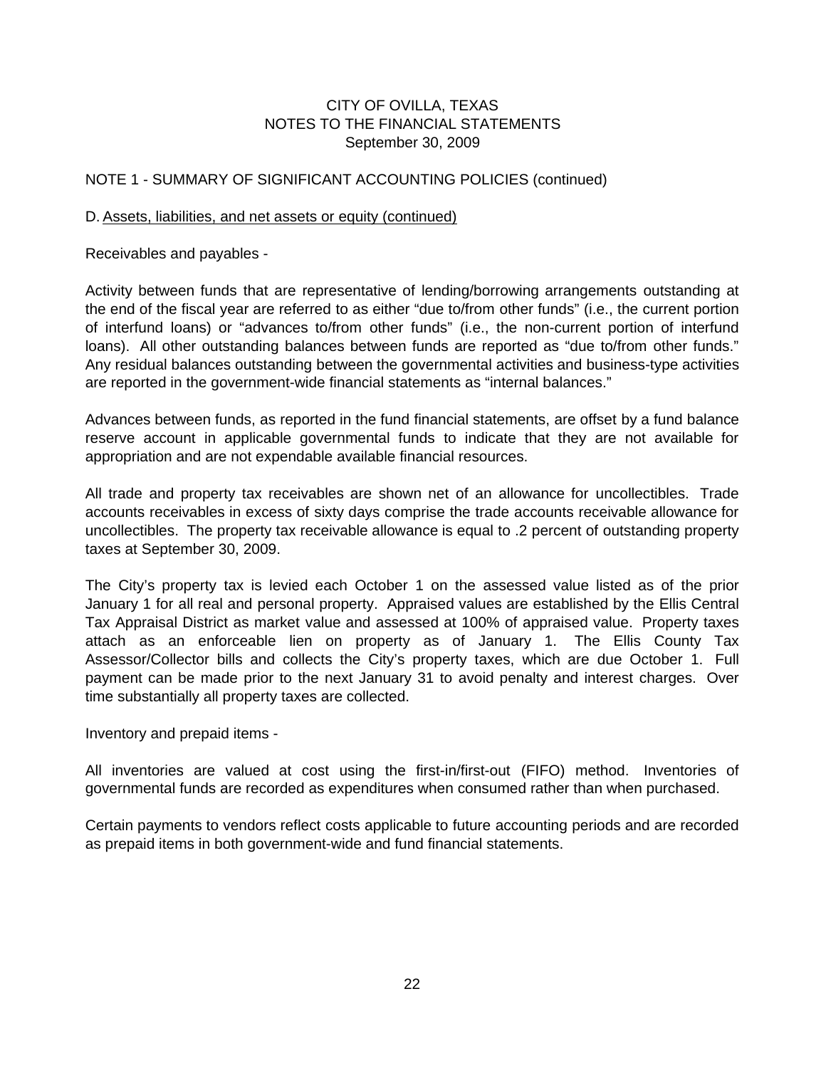CITY OF OVILLA, TEXAS
NOTES TO THE FINANCIAL STATEMENTS
September 30, 2009

NOTE 1 - SUMMARY OF SIGNIFICANT ACCOUNTING POLICIES (continued)

D. Assets, liabilities, and net assets or equity (continued)

Receivables and payables -

Activity between funds that are representative of lending/borrowing arrangements outstanding at the end of the fiscal year are referred to as either "due to/from other funds" (i.e., the current portion of interfund loans) or "advances to/from other funds" (i.e., the non-current portion of interfund loans). All other outstanding balances between funds are reported as "due to/from other funds." Any residual balances outstanding between the governmental activities and business-type activities are reported in the government-wide financial statements as "internal balances."

Advances between funds, as reported in the fund financial statements, are offset by a fund balance reserve account in applicable governmental funds to indicate that they are not available for appropriation and are not expendable available financial resources.

All trade and property tax receivables are shown net of an allowance for uncollectibles. Trade accounts receivables in excess of sixty days comprise the trade accounts receivable allowance for uncollectibles. The property tax receivable allowance is equal to .2 percent of outstanding property taxes at September 30, 2009.

The City's property tax is levied each October 1 on the assessed value listed as of the prior January 1 for all real and personal property. Appraised values are established by the Ellis Central Tax Appraisal District as market value and assessed at 100% of appraised value. Property taxes attach as an enforceable lien on property as of January 1. The Ellis County Tax Assessor/Collector bills and collects the City's property taxes, which are due October 1. Full payment can be made prior to the next January 31 to avoid penalty and interest charges. Over time substantially all property taxes are collected.

Inventory and prepaid items -

All inventories are valued at cost using the first-in/first-out (FIFO) method. Inventories of governmental funds are recorded as expenditures when consumed rather than when purchased.

Certain payments to vendors reflect costs applicable to future accounting periods and are recorded as prepaid items in both government-wide and fund financial statements.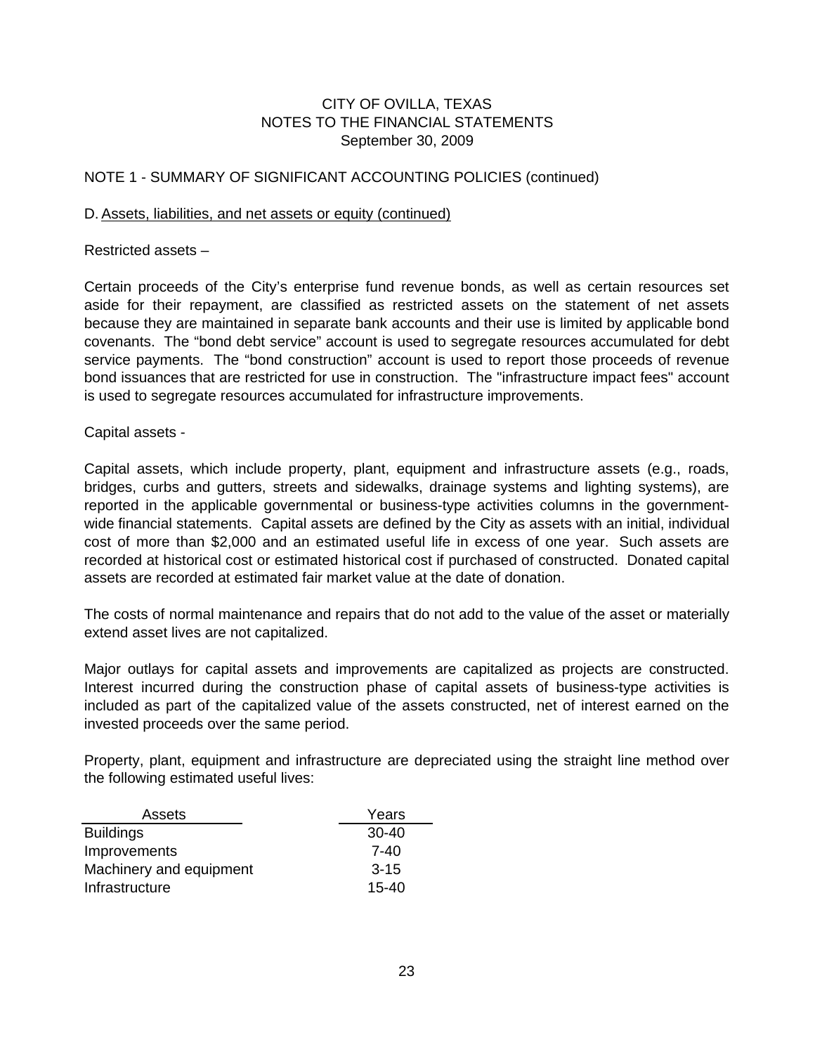CITY OF OVILLA, TEXAS
NOTES TO THE FINANCIAL STATEMENTS
September 30, 2009

NOTE 1 - SUMMARY OF SIGNIFICANT ACCOUNTING POLICIES (continued)

D. Assets, liabilities, and net assets or equity (continued)

Restricted assets –

Certain proceeds of the City's enterprise fund revenue bonds, as well as certain resources set aside for their repayment, are classified as restricted assets on the statement of net assets because they are maintained in separate bank accounts and their use is limited by applicable bond covenants. The "bond debt service" account is used to segregate resources accumulated for debt service payments. The "bond construction" account is used to report those proceeds of revenue bond issuances that are restricted for use in construction. The "infrastructure impact fees" account is used to segregate resources accumulated for infrastructure improvements.

Capital assets -

Capital assets, which include property, plant, equipment and infrastructure assets (e.g., roads, bridges, curbs and gutters, streets and sidewalks, drainage systems and lighting systems), are reported in the applicable governmental or business-type activities columns in the government-wide financial statements. Capital assets are defined by the City as assets with an initial, individual cost of more than $2,000 and an estimated useful life in excess of one year. Such assets are recorded at historical cost or estimated historical cost if purchased of constructed. Donated capital assets are recorded at estimated fair market value at the date of donation.

The costs of normal maintenance and repairs that do not add to the value of the asset or materially extend asset lives are not capitalized.

Major outlays for capital assets and improvements are capitalized as projects are constructed. Interest incurred during the construction phase of capital assets of business-type activities is included as part of the capitalized value of the assets constructed, net of interest earned on the invested proceeds over the same period.

Property, plant, equipment and infrastructure are depreciated using the straight line method over the following estimated useful lives:

| Assets | Years |
|---|---|
| Buildings | 30-40 |
| Improvements | 7-40 |
| Machinery and equipment | 3-15 |
| Infrastructure | 15-40 |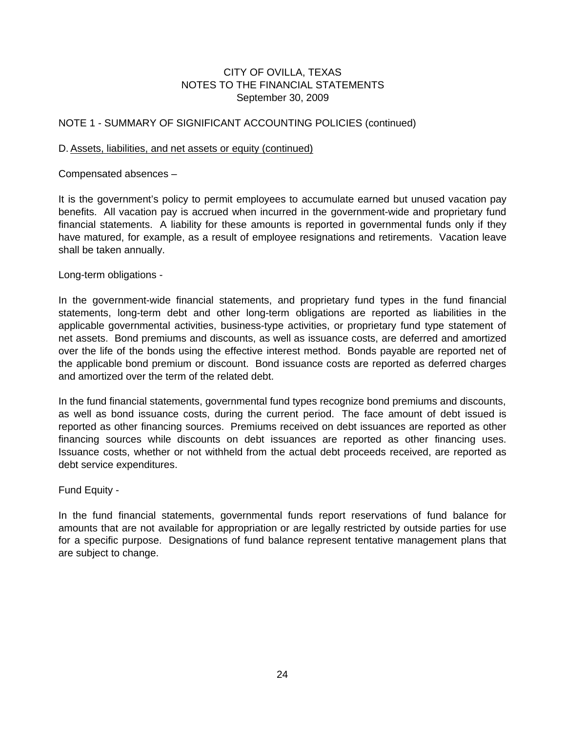CITY OF OVILLA, TEXAS
NOTES TO THE FINANCIAL STATEMENTS
September 30, 2009

NOTE 1 - SUMMARY OF SIGNIFICANT ACCOUNTING POLICIES (continued)

D. Assets, liabilities, and net assets or equity (continued)

Compensated absences –

It is the government's policy to permit employees to accumulate earned but unused vacation pay benefits. All vacation pay is accrued when incurred in the government-wide and proprietary fund financial statements. A liability for these amounts is reported in governmental funds only if they have matured, for example, as a result of employee resignations and retirements. Vacation leave shall be taken annually.

Long-term obligations -

In the government-wide financial statements, and proprietary fund types in the fund financial statements, long-term debt and other long-term obligations are reported as liabilities in the applicable governmental activities, business-type activities, or proprietary fund type statement of net assets. Bond premiums and discounts, as well as issuance costs, are deferred and amortized over the life of the bonds using the effective interest method. Bonds payable are reported net of the applicable bond premium or discount. Bond issuance costs are reported as deferred charges and amortized over the term of the related debt.

In the fund financial statements, governmental fund types recognize bond premiums and discounts, as well as bond issuance costs, during the current period. The face amount of debt issued is reported as other financing sources. Premiums received on debt issuances are reported as other financing sources while discounts on debt issuances are reported as other financing uses. Issuance costs, whether or not withheld from the actual debt proceeds received, are reported as debt service expenditures.

Fund Equity -

In the fund financial statements, governmental funds report reservations of fund balance for amounts that are not available for appropriation or are legally restricted by outside parties for use for a specific purpose. Designations of fund balance represent tentative management plans that are subject to change.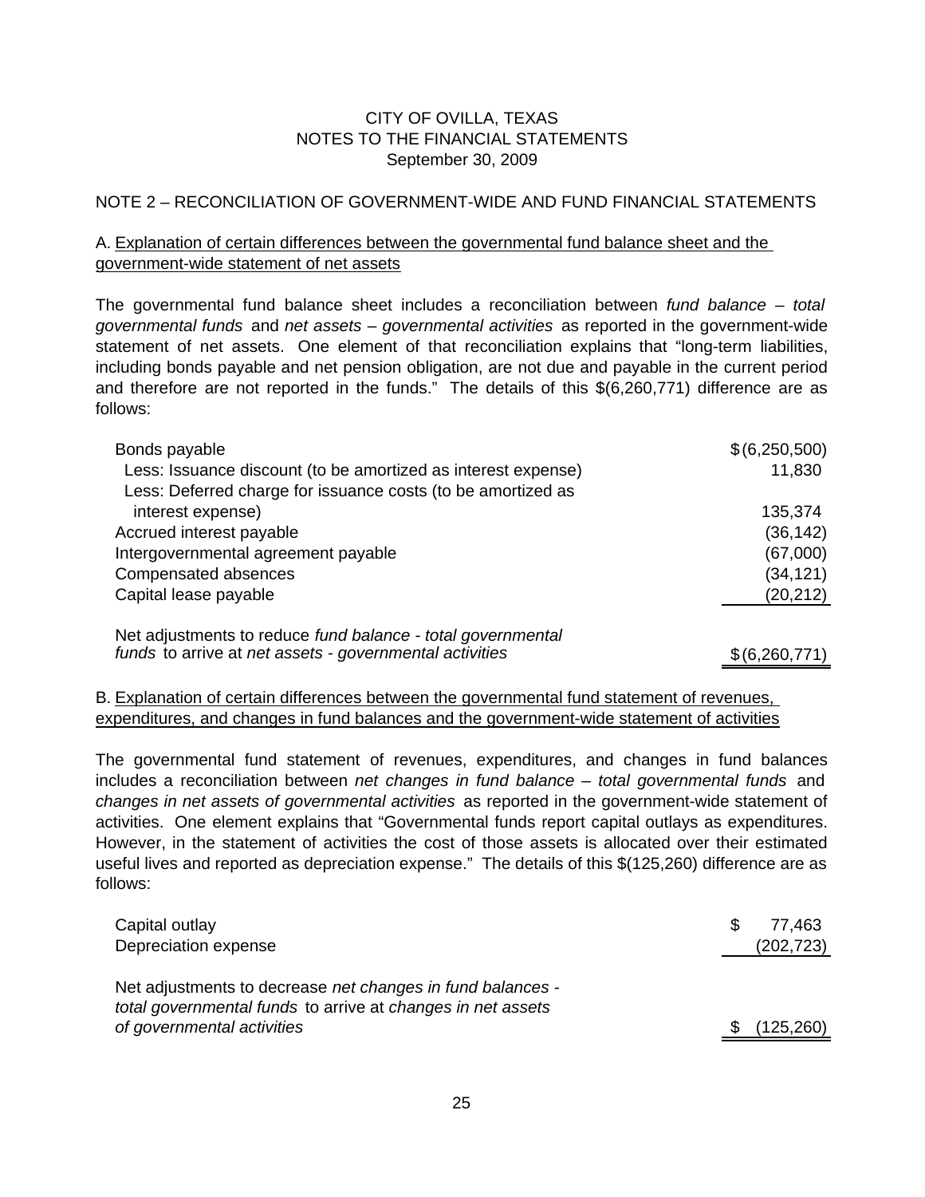CITY OF OVILLA, TEXAS
NOTES TO THE FINANCIAL STATEMENTS
September 30, 2009

## NOTE 2 – RECONCILIATION OF GOVERNMENT-WIDE AND FUND FINANCIAL STATEMENTS

### A. Explanation of certain differences between the governmental fund balance sheet and the government-wide statement of net assets

The governmental fund balance sheet includes a reconciliation between *fund balance – total governmental funds* and *net assets – governmental activities* as reported in the government-wide statement of net assets. One element of that reconciliation explains that "long-term liabilities, including bonds payable and net pension obligation, are not due and payable in the current period and therefore are not reported in the funds." The details of this $(6,260,771) difference are as follows:

| | |
|---|---|
| Bonds payable | $(6,250,500) |
| Less: Issuance discount (to be amortized as interest expense) | 11,830 |
| Less: Deferred charge for issuance costs (to be amortized as interest expense) | 135,374 |
| Accrued interest payable | (36,142) |
| Intergovernmental agreement payable | (67,000) |
| Compensated absences | (34,121) |
| Capital lease payable | (20,212) |
| Net adjustments to reduce *fund balance - total governmental funds* to arrive at *net assets - governmental activities* | $(6,260,771) |

### B. Explanation of certain differences between the governmental fund statement of revenues, expenditures, and changes in fund balances and the government-wide statement of activities

The governmental fund statement of revenues, expenditures, and changes in fund balances includes a reconciliation between *net changes in fund balance – total governmental funds* and *changes in net assets of governmental activities* as reported in the government-wide statement of activities. One element explains that "Governmental funds report capital outlays as expenditures. However, in the statement of activities the cost of those assets is allocated over their estimated useful lives and reported as depreciation expense." The details of this $(125,260) difference are as follows:

| | |
|---|---|
| Capital outlay | $ 77,463 |
| Depreciation expense | (202,723) |
| Net adjustments to decrease *net changes in fund balances - total governmental funds* to arrive at *changes in net assets of governmental activities* | $ (125,260) |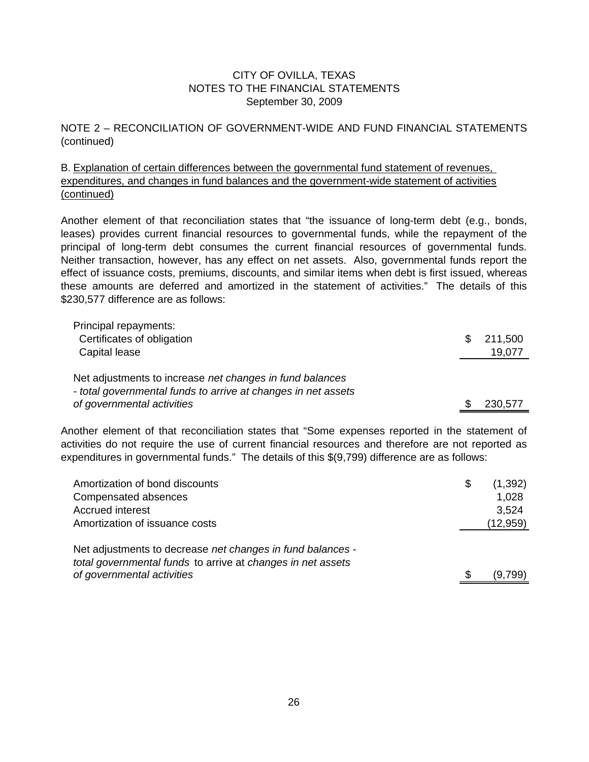CITY OF OVILLA, TEXAS
NOTES TO THE FINANCIAL STATEMENTS
September 30, 2009

## NOTE 2 – RECONCILIATION OF GOVERNMENT-WIDE AND FUND FINANCIAL STATEMENTS (continued)

### B. Explanation of certain differences between the governmental fund statement of revenues, expenditures, and changes in fund balances and the government-wide statement of activities (continued)

Another element of that reconciliation states that "the issuance of long-term debt (e.g., bonds, leases) provides current financial resources to governmental funds, while the repayment of the principal of long-term debt consumes the current financial resources of governmental funds. Neither transaction, however, has any effect on net assets. Also, governmental funds report the effect of issuance costs, premiums, discounts, and similar items when debt is first issued, whereas these amounts are deferred and amortized in the statement of activities." The details of this $230,577 difference are as follows:

| | |
|---|---|
| Principal repayments: | |
| Certificates of obligation | $ 211,500 |
| Capital lease | 19,077 |
| Net adjustments to increase *net changes in fund balances - total governmental funds to arrive at changes in net assets of governmental activities* | $ 230,577 |

Another element of that reconciliation states that "Some expenses reported in the statement of activities do not require the use of current financial resources and therefore are not reported as expenditures in governmental funds." The details of this $(9,799) difference are as follows:

| | |
|---|---|
| Amortization of bond discounts | $ (1,392) |
| Compensated absences | 1,028 |
| Accrued interest | 3,524 |
| Amortization of issuance costs | (12,959) |
| Net adjustments to decrease *net changes in fund balances - total governmental funds* to arrive at *changes in net assets of governmental activities* | $ (9,799) |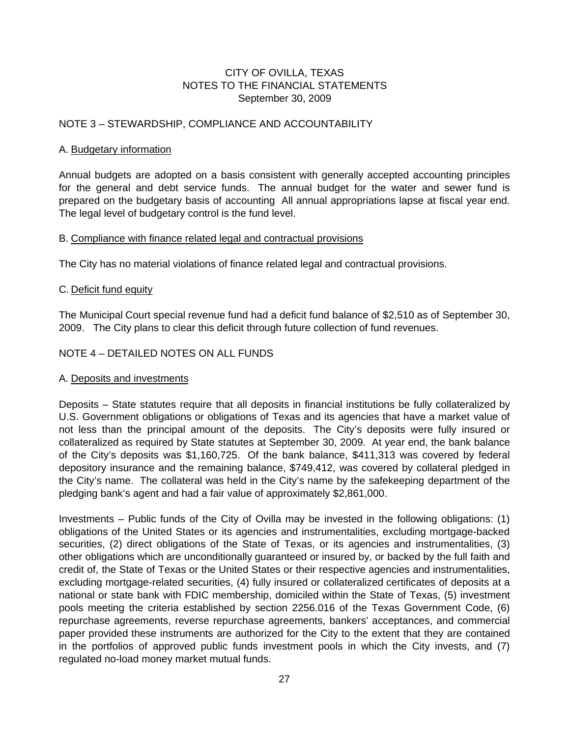# CITY OF OVILLA, TEXAS
# NOTES TO THE FINANCIAL STATEMENTS
September 30, 2009

## NOTE 3 – STEWARDSHIP, COMPLIANCE AND ACCOUNTABILITY

### A. Budgetary information

Annual budgets are adopted on a basis consistent with generally accepted accounting principles for the general and debt service funds. The annual budget for the water and sewer fund is prepared on the budgetary basis of accounting All annual appropriations lapse at fiscal year end. The legal level of budgetary control is the fund level.

### B. Compliance with finance related legal and contractual provisions

The City has no material violations of finance related legal and contractual provisions.

### C. Deficit fund equity

The Municipal Court special revenue fund had a deficit fund balance of $2,510 as of September 30, 2009. The City plans to clear this deficit through future collection of fund revenues.

## NOTE 4 – DETAILED NOTES ON ALL FUNDS

### A. Deposits and investments

Deposits – State statutes require that all deposits in financial institutions be fully collateralized by U.S. Government obligations or obligations of Texas and its agencies that have a market value of not less than the principal amount of the deposits. The City's deposits were fully insured or collateralized as required by State statutes at September 30, 2009. At year end, the bank balance of the City's deposits was $1,160,725. Of the bank balance, $411,313 was covered by federal depository insurance and the remaining balance, $749,412, was covered by collateral pledged in the City's name. The collateral was held in the City's name by the safekeeping department of the pledging bank's agent and had a fair value of approximately $2,861,000.

Investments – Public funds of the City of Ovilla may be invested in the following obligations: (1) obligations of the United States or its agencies and instrumentalities, excluding mortgage-backed securities, (2) direct obligations of the State of Texas, or its agencies and instrumentalities, (3) other obligations which are unconditionally guaranteed or insured by, or backed by the full faith and credit of, the State of Texas or the United States or their respective agencies and instrumentalities, excluding mortgage-related securities, (4) fully insured or collateralized certificates of deposits at a national or state bank with FDIC membership, domiciled within the State of Texas, (5) investment pools meeting the criteria established by section 2256.016 of the Texas Government Code, (6) repurchase agreements, reverse repurchase agreements, bankers' acceptances, and commercial paper provided these instruments are authorized for the City to the extent that they are contained in the portfolios of approved public funds investment pools in which the City invests, and (7) regulated no-load money market mutual funds.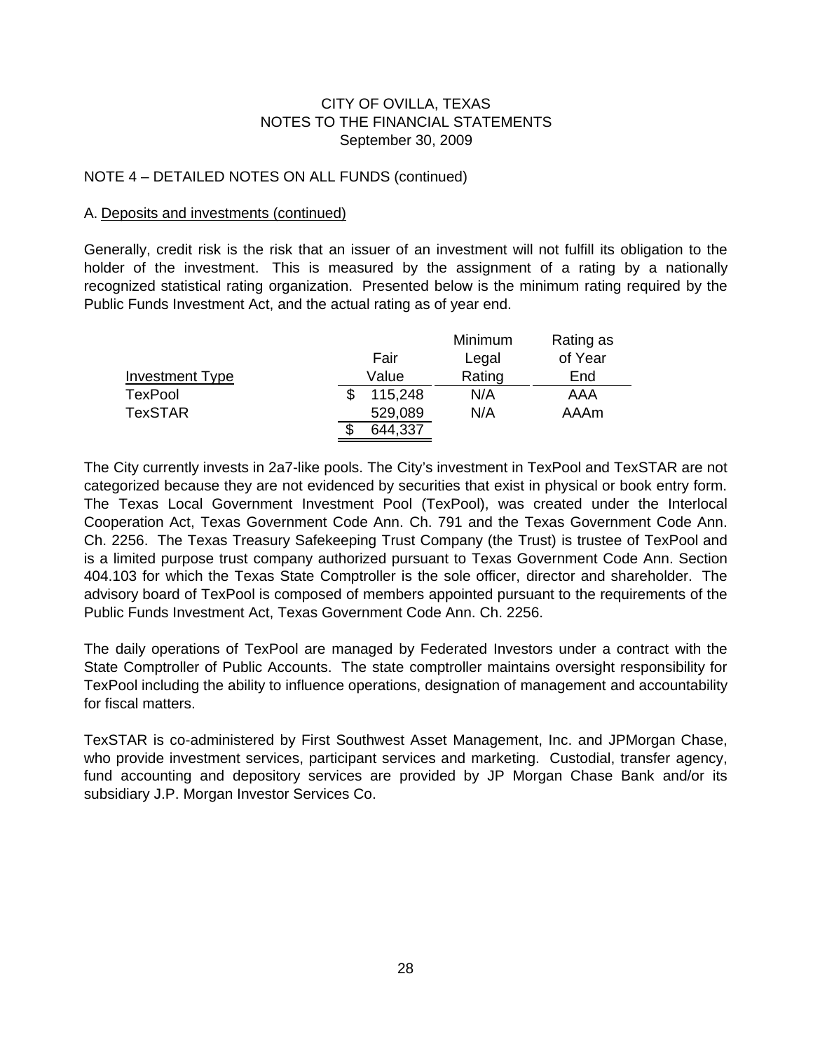CITY OF OVILLA, TEXAS
NOTES TO THE FINANCIAL STATEMENTS
September 30, 2009

NOTE 4 – DETAILED NOTES ON ALL FUNDS (continued)

A. Deposits and investments (continued)

Generally, credit risk is the risk that an issuer of an investment will not fulfill its obligation to the holder of the investment. This is measured by the assignment of a rating by a nationally recognized statistical rating organization. Presented below is the minimum rating required by the Public Funds Investment Act, and the actual rating as of year end.

| Investment Type | Fair Value | Minimum Legal Rating | Rating as of Year End |
|---|---|---|---|
| TexPool | $ 115,248 | N/A | AAA |
| TexSTAR | 529,089 | N/A | AAAm |
| | $ 644,337 | | |

The City currently invests in 2a7-like pools. The City's investment in TexPool and TexSTAR are not categorized because they are not evidenced by securities that exist in physical or book entry form. The Texas Local Government Investment Pool (TexPool), was created under the Interlocal Cooperation Act, Texas Government Code Ann. Ch. 791 and the Texas Government Code Ann. Ch. 2256. The Texas Treasury Safekeeping Trust Company (the Trust) is trustee of TexPool and is a limited purpose trust company authorized pursuant to Texas Government Code Ann. Section 404.103 for which the Texas State Comptroller is the sole officer, director and shareholder. The advisory board of TexPool is composed of members appointed pursuant to the requirements of the Public Funds Investment Act, Texas Government Code Ann. Ch. 2256.

The daily operations of TexPool are managed by Federated Investors under a contract with the State Comptroller of Public Accounts. The state comptroller maintains oversight responsibility for TexPool including the ability to influence operations, designation of management and accountability for fiscal matters.

TexSTAR is co-administered by First Southwest Asset Management, Inc. and JPMorgan Chase, who provide investment services, participant services and marketing. Custodial, transfer agency, fund accounting and depository services are provided by JP Morgan Chase Bank and/or its subsidiary J.P. Morgan Investor Services Co.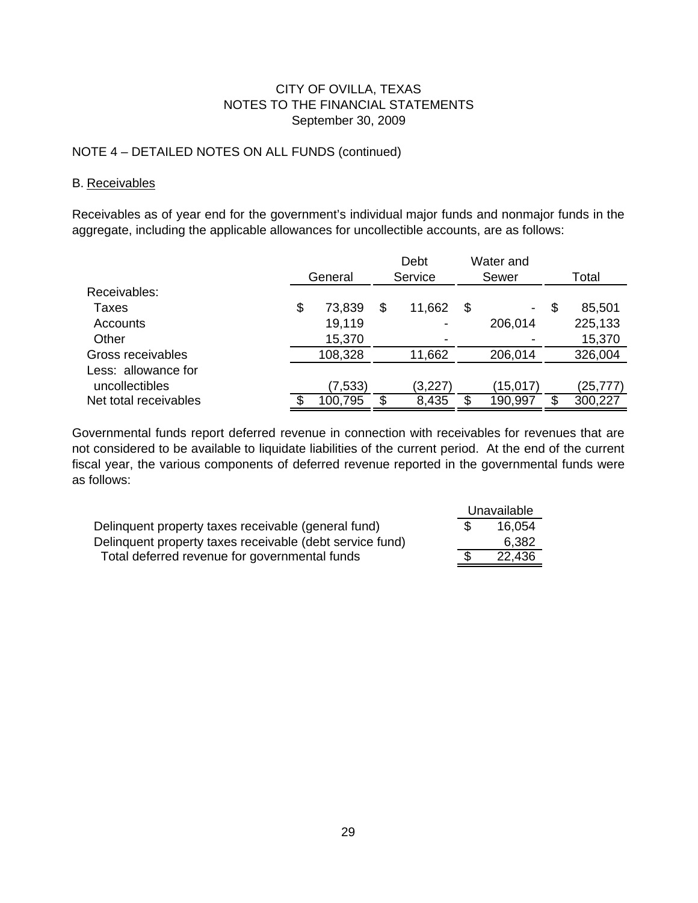CITY OF OVILLA, TEXAS
NOTES TO THE FINANCIAL STATEMENTS
September 30, 2009

NOTE 4 – DETAILED NOTES ON ALL FUNDS (continued)

B. Receivables

Receivables as of year end for the government's individual major funds and nonmajor funds in the aggregate, including the applicable allowances for uncollectible accounts, are as follows:

| | General | Debt Service | Water and Sewer | Total |
|---|---|---|---|---|
| Receivables: | | | | |
| Taxes | $ 73,839 | $ 11,662 | $ - | $ 85,501 |
| Accounts | 19,119 | - | 206,014 | 225,133 |
| Other | 15,370 | - | - | 15,370 |
| Gross receivables | 108,328 | 11,662 | 206,014 | 326,004 |
| Less: allowance for uncollectibles | (7,533) | (3,227) | (15,017) | (25,777) |
| Net total receivables | $ 100,795 | $ 8,435 | $ 190,997 | $ 300,227 |

Governmental funds report deferred revenue in connection with receivables for revenues that are not considered to be available to liquidate liabilities of the current period. At the end of the current fiscal year, the various components of deferred revenue reported in the governmental funds were as follows:

| | Unavailable |
|---|---|
| Delinquent property taxes receivable (general fund) | $ 16,054 |
| Delinquent property taxes receivable (debt service fund) | 6,382 |
| Total deferred revenue for governmental funds | $ 22,436 |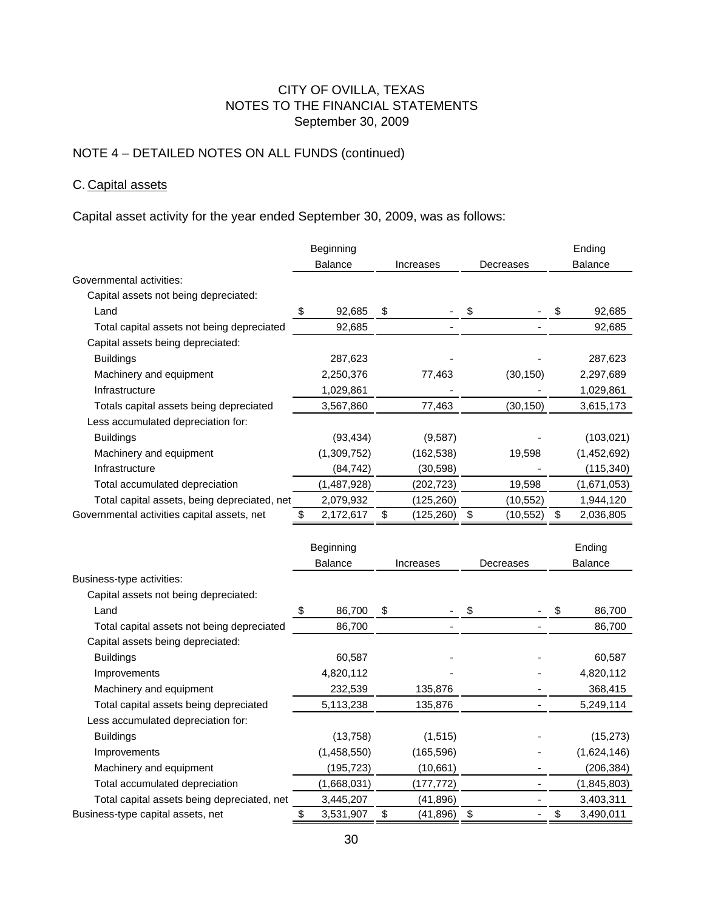# CITY OF OVILLA, TEXAS
# NOTES TO THE FINANCIAL STATEMENTS
# September 30, 2009

## NOTE 4 – DETAILED NOTES ON ALL FUNDS (continued)

### C. Capital assets

Capital asset activity for the year ended September 30, 2009, was as follows:

| | Beginning Balance | Increases | Decreases | Ending Balance |
|---|---|---|---|---|
| Governmental activities: | | | | |
| Capital assets not being depreciated: | | | | |
| Land | $ 92,685 | $ - | $ - | $ 92,685 |
| Total capital assets not being depreciated | 92,685 | - | - | 92,685 |
| Capital assets being depreciated: | | | | |
| Buildings | 287,623 | - | - | 287,623 |
| Machinery and equipment | 2,250,376 | 77,463 | (30,150) | 2,297,689 |
| Infrastructure | 1,029,861 | - | - | 1,029,861 |
| Totals capital assets being depreciated | 3,567,860 | 77,463 | (30,150) | 3,615,173 |
| Less accumulated depreciation for: | | | | |
| Buildings | (93,434) | (9,587) | - | (103,021) |
| Machinery and equipment | (1,309,752) | (162,538) | 19,598 | (1,452,692) |
| Infrastructure | (84,742) | (30,598) | - | (115,340) |
| Total accumulated depreciation | (1,487,928) | (202,723) | 19,598 | (1,671,053) |
| Total capital assets, being depreciated, net | 2,079,932 | (125,260) | (10,552) | 1,944,120 |
| Governmental activities capital assets, net | $ 2,172,617 | $ (125,260) | $ (10,552) | $ 2,036,805 |

| | Beginning Balance | Increases | Decreases | Ending Balance |
|---|---|---|---|---|
| Business-type activities: | | | | |
| Capital assets not being depreciated: | | | | |
| Land | $ 86,700 | $ - | $ - | $ 86,700 |
| Total capital assets not being depreciated | 86,700 | - | - | 86,700 |
| Capital assets being depreciated: | | | | |
| Buildings | 60,587 | - | - | 60,587 |
| Improvements | 4,820,112 | - | - | 4,820,112 |
| Machinery and equipment | 232,539 | 135,876 | - | 368,415 |
| Total capital assets being depreciated | 5,113,238 | 135,876 | - | 5,249,114 |
| Less accumulated depreciation for: | | | | |
| Buildings | (13,758) | (1,515) | - | (15,273) |
| Improvements | (1,458,550) | (165,596) | - | (1,624,146) |
| Machinery and equipment | (195,723) | (10,661) | - | (206,384) |
| Total accumulated depreciation | (1,668,031) | (177,772) | - | (1,845,803) |
| Total capital assets being depreciated, net | 3,445,207 | (41,896) | - | 3,403,311 |
| Business-type capital assets, net | $ 3,531,907 | $ (41,896) | $ - | $ 3,490,011 |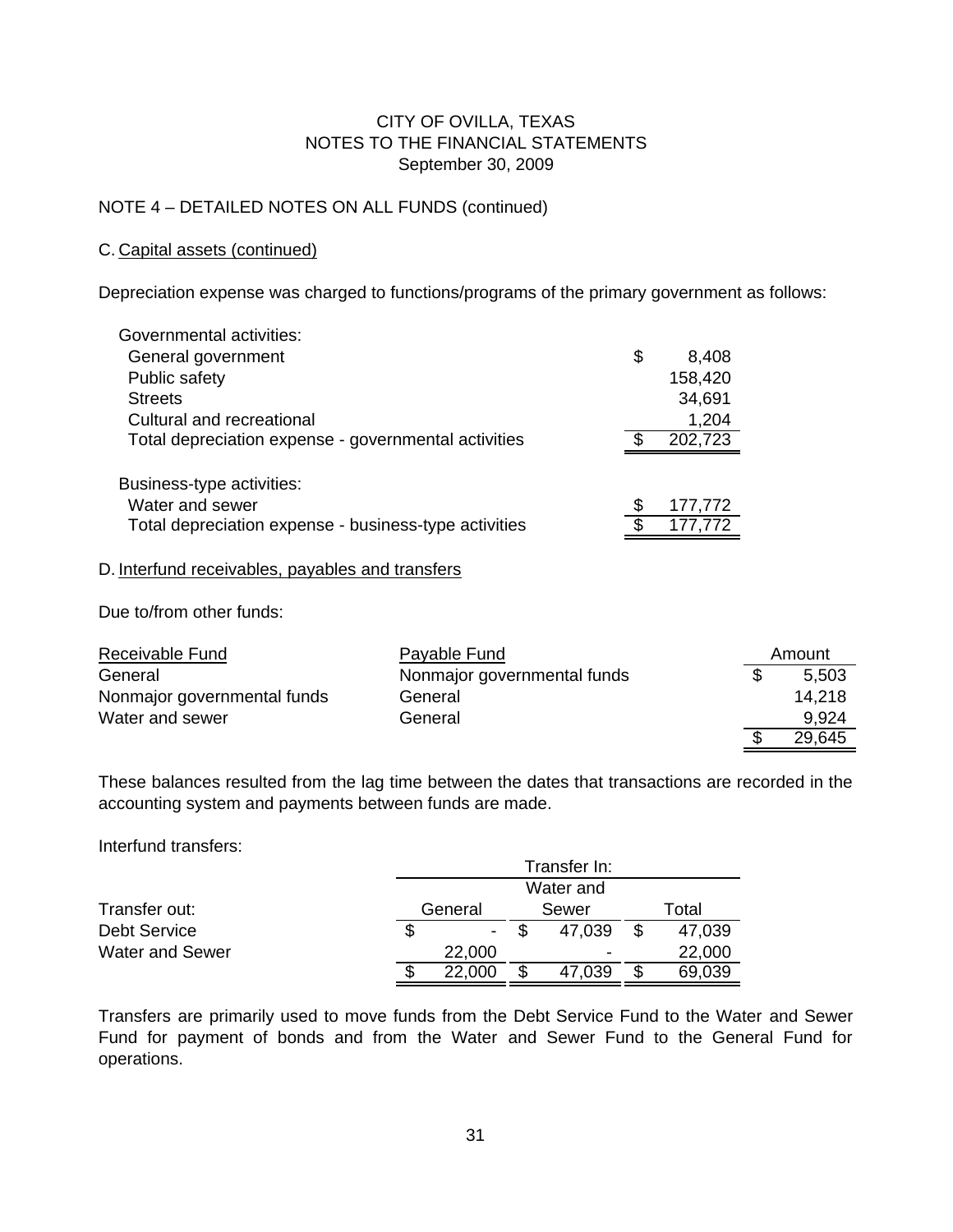CITY OF OVILLA, TEXAS
NOTES TO THE FINANCIAL STATEMENTS
September 30, 2009

## NOTE 4 – DETAILED NOTES ON ALL FUNDS (continued)

### C. Capital assets (continued)

Depreciation expense was charged to functions/programs of the primary government as follows:

| | |
|---|---|
| Governmental activities: | |
| General government | $ 8,408 |
| Public safety | 158,420 |
| Streets | 34,691 |
| Cultural and recreational | 1,204 |
| Total depreciation expense - governmental activities | $ 202,723 |
| | |
| Business-type activities: | |
| Water and sewer | $ 177,772 |
| Total depreciation expense - business-type activities | $ 177,772 |

### D. Interfund receivables, payables and transfers

Due to/from other funds:

| Receivable Fund | Payable Fund | Amount |
|---|---|---|
| General | Nonmajor governmental funds | $ 5,503 |
| Nonmajor governmental funds | General | 14,218 |
| Water and sewer | General | 9,924 |
| | | $ 29,645 |

These balances resulted from the lag time between the dates that transactions are recorded in the accounting system and payments between funds are made.

Interfund transfers:

| | Transfer In: | | |
|---|---|---|---|
| Transfer out: | General | Water and Sewer | Total |
| Debt Service | $ - | $ 47,039 | $ 47,039 |
| Water and Sewer | 22,000 | - | 22,000 |
| | $ 22,000 | $ 47,039 | $ 69,039 |

Transfers are primarily used to move funds from the Debt Service Fund to the Water and Sewer Fund for payment of bonds and from the Water and Sewer Fund to the General Fund for operations.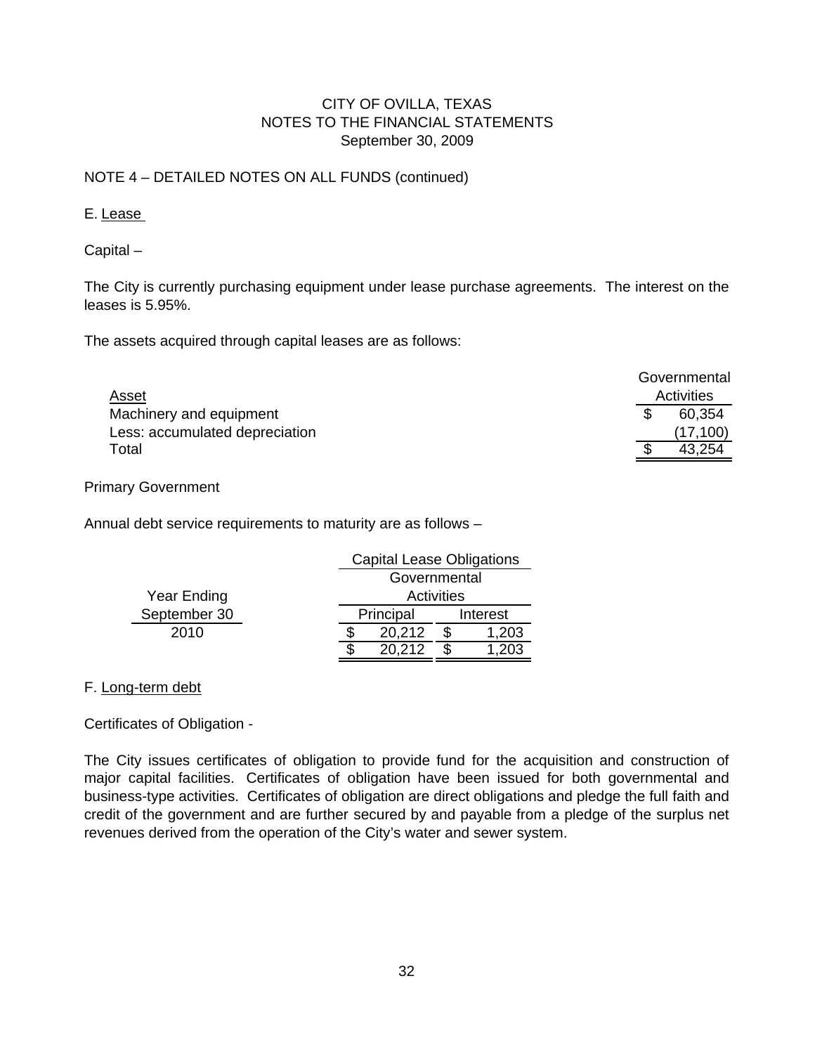CITY OF OVILLA, TEXAS
NOTES TO THE FINANCIAL STATEMENTS
September 30, 2009

NOTE 4 – DETAILED NOTES ON ALL FUNDS (continued)

E. Lease

Capital –

The City is currently purchasing equipment under lease purchase agreements. The interest on the leases is 5.95%.

The assets acquired through capital leases are as follows:

| Asset | Governmental Activities |
|---|---|
| Machinery and equipment | $ 60,354 |
| Less: accumulated depreciation | (17,100) |
| Total | $ 43,254 |

Primary Government

Annual debt service requirements to maturity are as follows –

| Year Ending September 30 | Capital Lease Obligations Governmental Activities | |
|---|---|---|
| | Principal | Interest |
| 2010 | $ 20,212 | $ 1,203 |
| | $ 20,212 | $ 1,203 |

F. Long-term debt

Certificates of Obligation -

The City issues certificates of obligation to provide fund for the acquisition and construction of major capital facilities. Certificates of obligation have been issued for both governmental and business-type activities. Certificates of obligation are direct obligations and pledge the full faith and credit of the government and are further secured by and payable from a pledge of the surplus net revenues derived from the operation of the City's water and sewer system.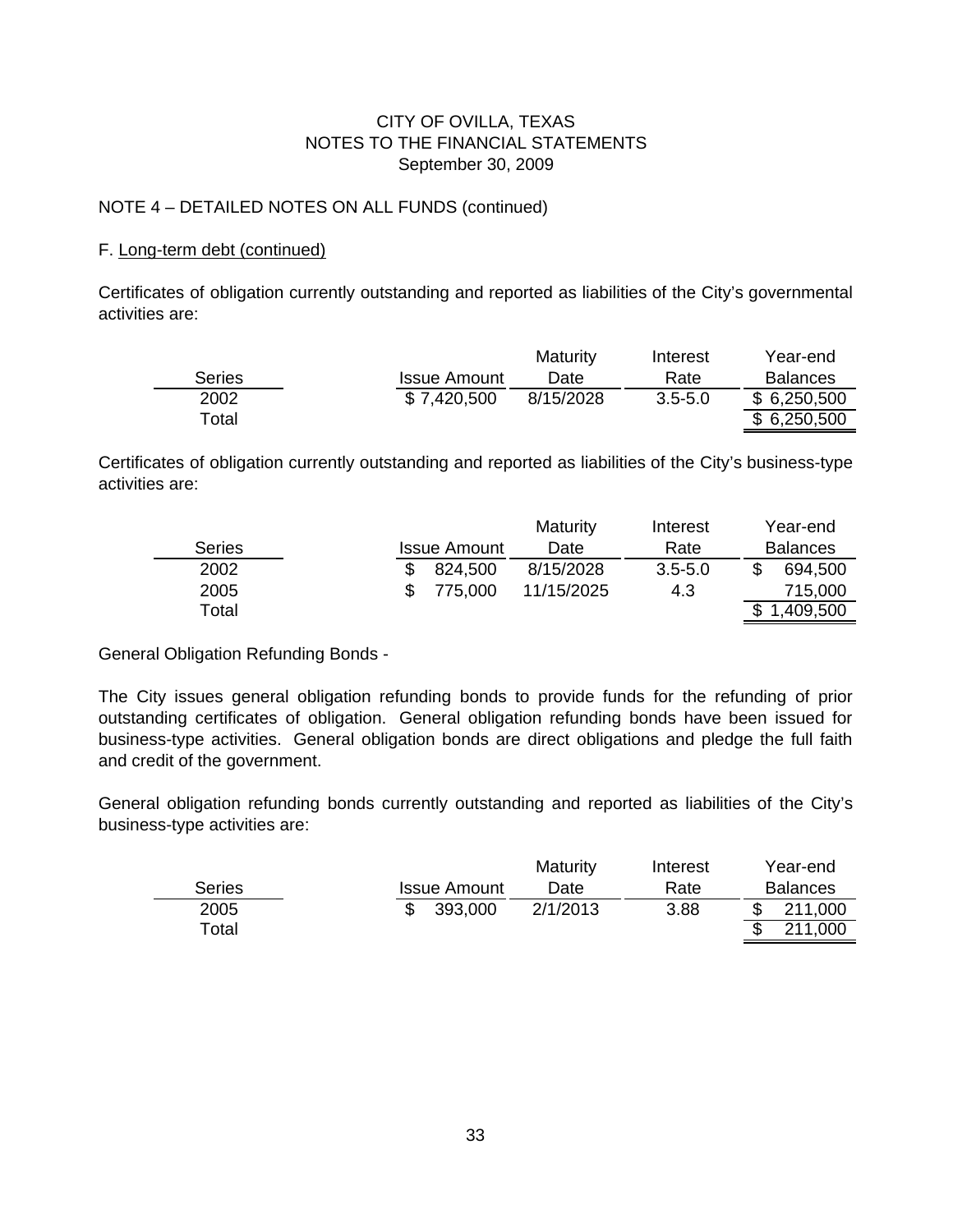CITY OF OVILLA, TEXAS
NOTES TO THE FINANCIAL STATEMENTS
September 30, 2009

NOTE 4 – DETAILED NOTES ON ALL FUNDS (continued)

F. Long-term debt (continued)

Certificates of obligation currently outstanding and reported as liabilities of the City's governmental activities are:

| Series | Issue Amount | Maturity Date | Interest Rate | Year-end Balances |
|---|---|---|---|---|
| 2002 | $ 7,420,500 | 8/15/2028 | 3.5-5.0 | $ 6,250,500 |
| Total | | | | $ 6,250,500 |

Certificates of obligation currently outstanding and reported as liabilities of the City's business-type activities are:

| Series | Issue Amount | Maturity Date | Interest Rate | Year-end Balances |
|---|---|---|---|---|
| 2002 | $ 824,500 | 8/15/2028 | 3.5-5.0 | $ 694,500 |
| 2005 | $ 775,000 | 11/15/2025 | 4.3 | 715,000 |
| Total | | | | $ 1,409,500 |

General Obligation Refunding Bonds -

The City issues general obligation refunding bonds to provide funds for the refunding of prior outstanding certificates of obligation. General obligation refunding bonds have been issued for business-type activities. General obligation bonds are direct obligations and pledge the full faith and credit of the government.

General obligation refunding bonds currently outstanding and reported as liabilities of the City's business-type activities are:

| Series | Issue Amount | Maturity Date | Interest Rate | Year-end Balances |
|---|---|---|---|---|
| 2005 | $ 393,000 | 2/1/2013 | 3.88 | $ 211,000 |
| Total | | | | $ 211,000 |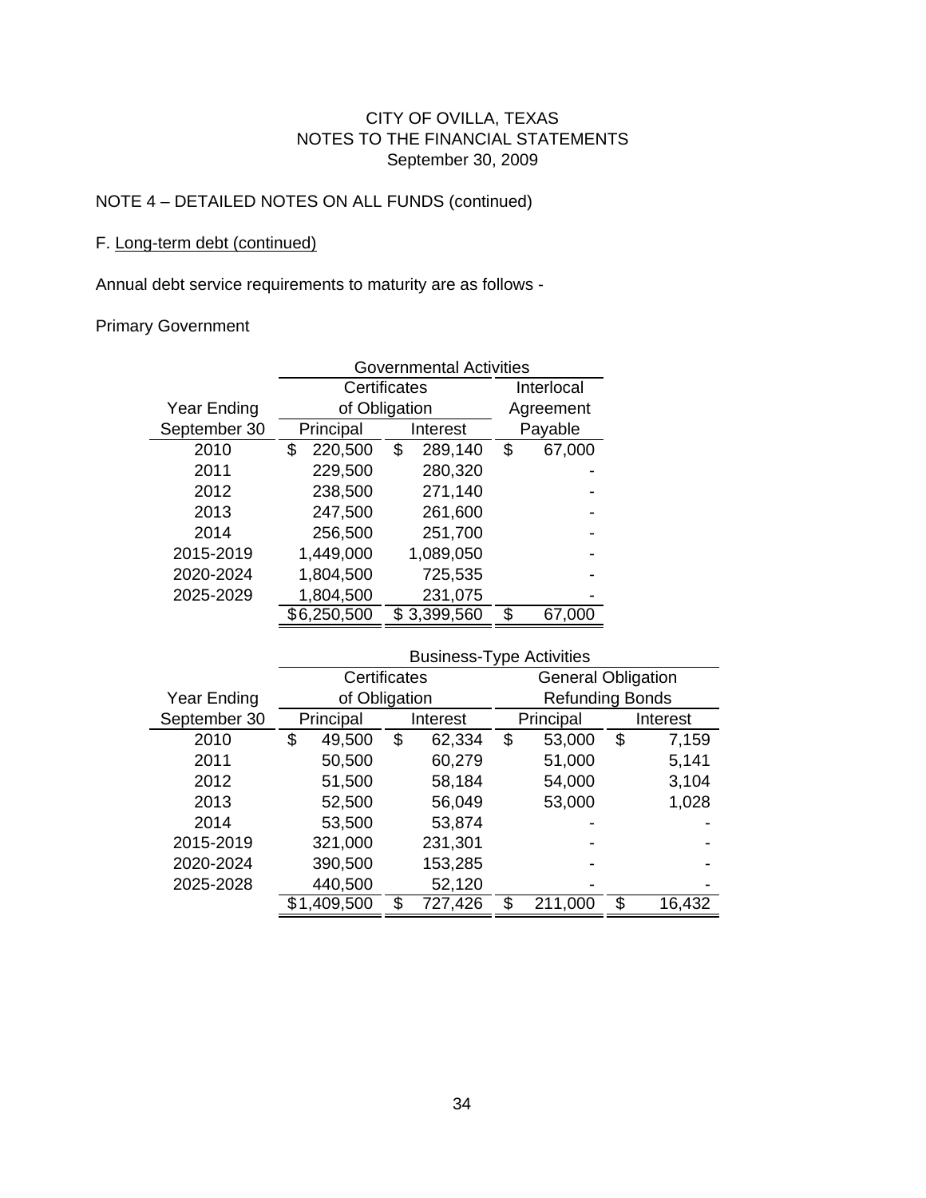CITY OF OVILLA, TEXAS
NOTES TO THE FINANCIAL STATEMENTS
September 30, 2009

NOTE 4 – DETAILED NOTES ON ALL FUNDS (continued)

F. Long-term debt (continued)

Annual debt service requirements to maturity are as follows -

Primary Government

| | Governmental Activities | | |
|---|---|---|---|
| | Certificates of Obligation | | Interlocal Agreement |
| Year Ending September 30 | Principal | Interest | Payable |
| 2010 | $ 220,500 | $ 289,140 | $ 67,000 |
| 2011 | 229,500 | 280,320 | - |
| 2012 | 238,500 | 271,140 | - |
| 2013 | 247,500 | 261,600 | - |
| 2014 | 256,500 | 251,700 | - |
| 2015-2019 | 1,449,000 | 1,089,050 | - |
| 2020-2024 | 1,804,500 | 725,535 | - |
| 2025-2029 | 1,804,500 | 231,075 | - |
| | $6,250,500 | $ 3,399,560 | $ 67,000 |

| | Business-Type Activities | | | |
|---|---|---|---|---|
| | Certificates of Obligation | | General Obligation Refunding Bonds | |
| Year Ending September 30 | Principal | Interest | Principal | Interest |
| 2010 | $ 49,500 | $ 62,334 | $ 53,000 | $ 7,159 |
| 2011 | 50,500 | 60,279 | 51,000 | 5,141 |
| 2012 | 51,500 | 58,184 | 54,000 | 3,104 |
| 2013 | 52,500 | 56,049 | 53,000 | 1,028 |
| 2014 | 53,500 | 53,874 | - | - |
| 2015-2019 | 321,000 | 231,301 | - | - |
| 2020-2024 | 390,500 | 153,285 | - | - |
| 2025-2028 | 440,500 | 52,120 | - | - |
| | $1,409,500 | $ 727,426 | $ 211,000 | $ 16,432 |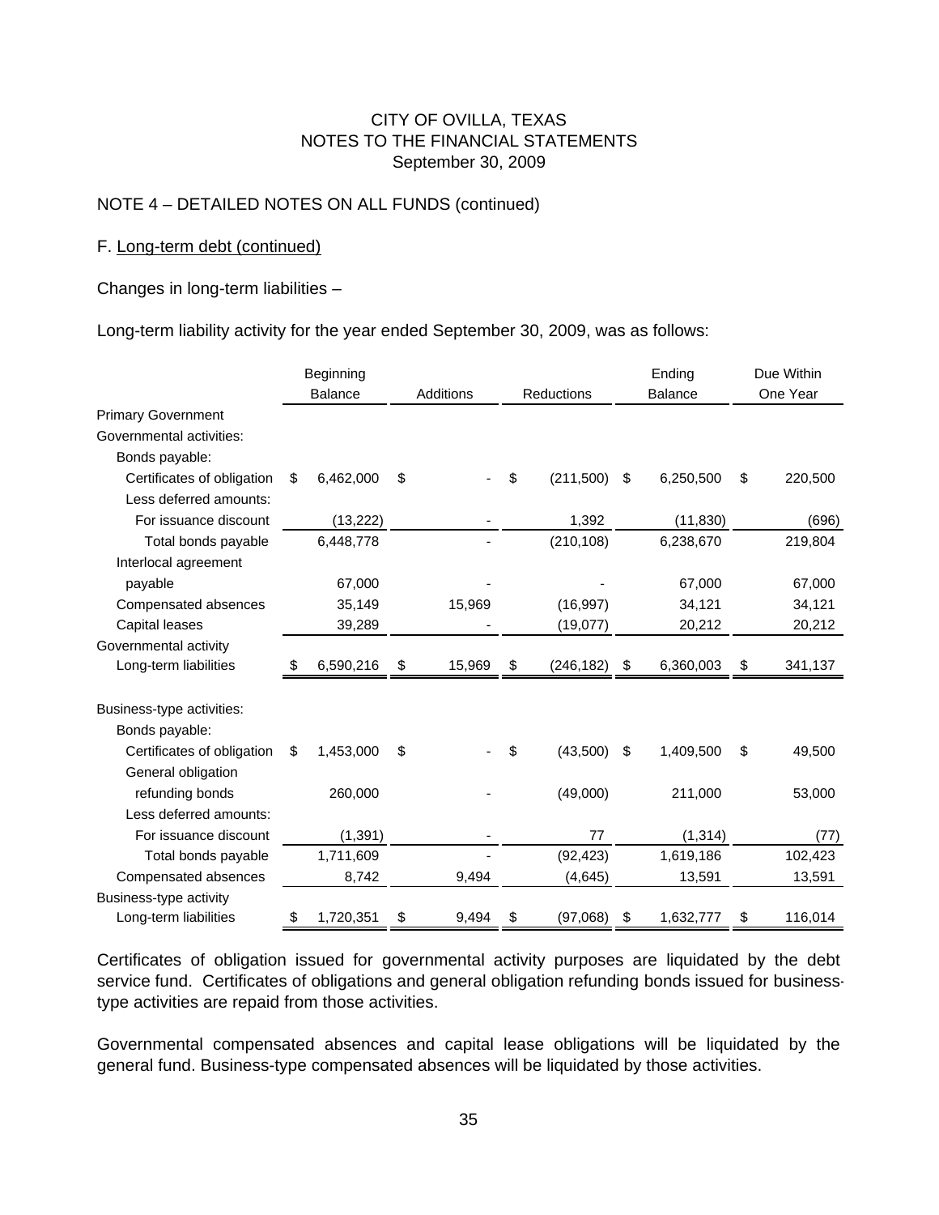CITY OF OVILLA, TEXAS
NOTES TO THE FINANCIAL STATEMENTS
September 30, 2009

NOTE 4 – DETAILED NOTES ON ALL FUNDS (continued)

F. Long-term debt (continued)

Changes in long-term liabilities –

Long-term liability activity for the year ended September 30, 2009, was as follows:

| | Beginning Balance | Additions | Reductions | Ending Balance | Due Within One Year |
|---|---|---|---|---|---|
| Primary Government | | | | | |
| Governmental activities: | | | | | |
| Bonds payable: | | | | | |
| Certificates of obligation | $ 6,462,000 | $ - | $ (211,500) | $ 6,250,500 | $ 220,500 |
| Less deferred amounts: | | | | | |
| For issuance discount | (13,222) | - | 1,392 | (11,830) | (696) |
| Total bonds payable | 6,448,778 | - | (210,108) | 6,238,670 | 219,804 |
| Interlocal agreement payable | 67,000 | - | - | 67,000 | 67,000 |
| Compensated absences | 35,149 | 15,969 | (16,997) | 34,121 | 34,121 |
| Capital leases | 39,289 | - | (19,077) | 20,212 | 20,212 |
| Governmental activity Long-term liabilities | $ 6,590,216 | $ 15,969 | $ (246,182) | $ 6,360,003 | $ 341,137 |
| | | | | | |
| Business-type activities: | | | | | |
| Bonds payable: | | | | | |
| Certificates of obligation | $ 1,453,000 | $ - | $ (43,500) | $ 1,409,500 | $ 49,500 |
| General obligation refunding bonds | 260,000 | - | (49,000) | 211,000 | 53,000 |
| Less deferred amounts: | | | | | |
| For issuance discount | (1,391) | - | 77 | (1,314) | (77) |
| Total bonds payable | 1,711,609 | - | (92,423) | 1,619,186 | 102,423 |
| Compensated absences | 8,742 | 9,494 | (4,645) | 13,591 | 13,591 |
| Business-type activity Long-term liabilities | $ 1,720,351 | $ 9,494 | $ (97,068) | $ 1,632,777 | $ 116,014 |

Certificates of obligation issued for governmental activity purposes are liquidated by the debt service fund. Certificates of obligations and general obligation refunding bonds issued for business-type activities are repaid from those activities.

Governmental compensated absences and capital lease obligations will be liquidated by the general fund. Business-type compensated absences will be liquidated by those activities.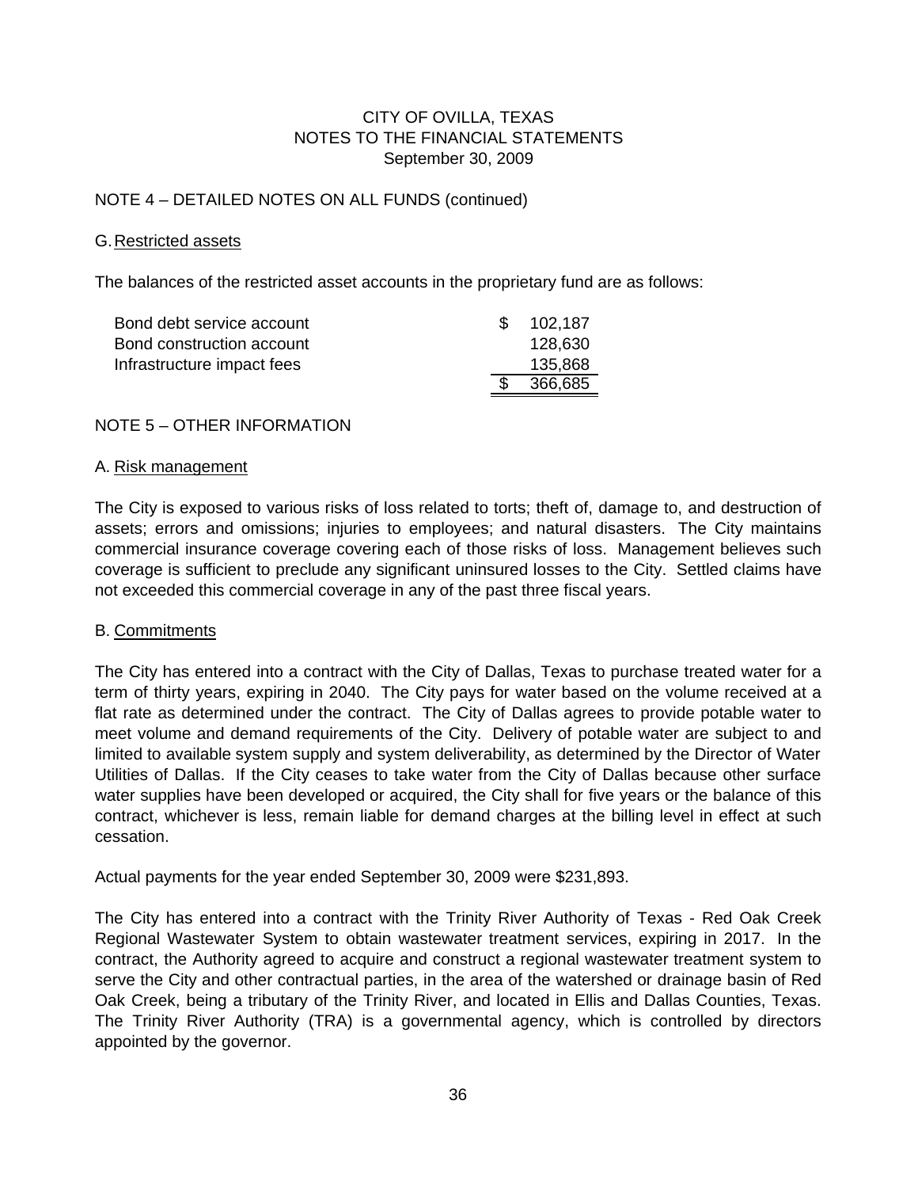CITY OF OVILLA, TEXAS
NOTES TO THE FINANCIAL STATEMENTS
September 30, 2009

NOTE 4 – DETAILED NOTES ON ALL FUNDS (continued)

G. Restricted assets

The balances of the restricted asset accounts in the proprietary fund are as follows:

| | |
|---|---|
| Bond debt service account | $ 102,187 |
| Bond construction account | 128,630 |
| Infrastructure impact fees | 135,868 |
| | $ 366,685 |

NOTE 5 – OTHER INFORMATION

A. Risk management

The City is exposed to various risks of loss related to torts; theft of, damage to, and destruction of assets; errors and omissions; injuries to employees; and natural disasters. The City maintains commercial insurance coverage covering each of those risks of loss. Management believes such coverage is sufficient to preclude any significant uninsured losses to the City. Settled claims have not exceeded this commercial coverage in any of the past three fiscal years.

B. Commitments

The City has entered into a contract with the City of Dallas, Texas to purchase treated water for a term of thirty years, expiring in 2040. The City pays for water based on the volume received at a flat rate as determined under the contract. The City of Dallas agrees to provide potable water to meet volume and demand requirements of the City. Delivery of potable water are subject to and limited to available system supply and system deliverability, as determined by the Director of Water Utilities of Dallas. If the City ceases to take water from the City of Dallas because other surface water supplies have been developed or acquired, the City shall for five years or the balance of this contract, whichever is less, remain liable for demand charges at the billing level in effect at such cessation.

Actual payments for the year ended September 30, 2009 were $231,893.

The City has entered into a contract with the Trinity River Authority of Texas - Red Oak Creek Regional Wastewater System to obtain wastewater treatment services, expiring in 2017. In the contract, the Authority agreed to acquire and construct a regional wastewater treatment system to serve the City and other contractual parties, in the area of the watershed or drainage basin of Red Oak Creek, being a tributary of the Trinity River, and located in Ellis and Dallas Counties, Texas. The Trinity River Authority (TRA) is a governmental agency, which is controlled by directors appointed by the governor.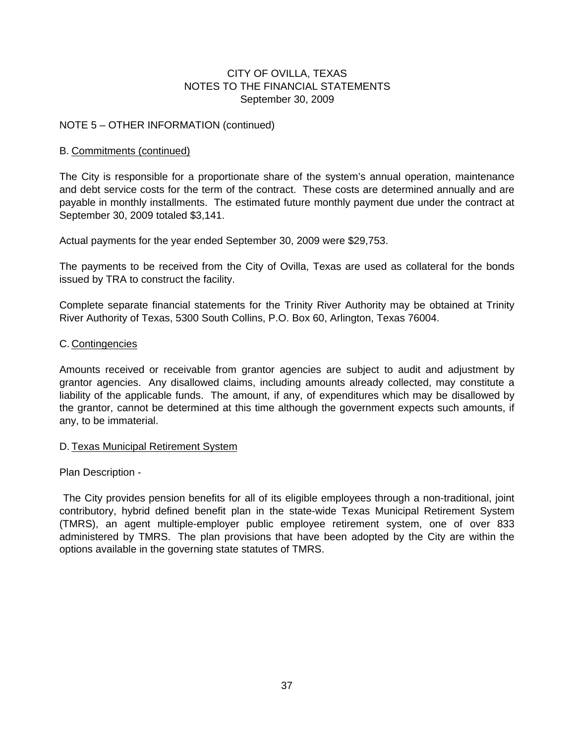## NOTE 5 – OTHER INFORMATION (continued)

### B. Commitments (continued)

The City is responsible for a proportionate share of the system's annual operation, maintenance and debt service costs for the term of the contract. These costs are determined annually and are payable in monthly installments. The estimated future monthly payment due under the contract at September 30, 2009 totaled $3,141.

Actual payments for the year ended September 30, 2009 were $29,753.

The payments to be received from the City of Ovilla, Texas are used as collateral for the bonds issued by TRA to construct the facility.

Complete separate financial statements for the Trinity River Authority may be obtained at Trinity River Authority of Texas, 5300 South Collins, P.O. Box 60, Arlington, Texas 76004.

### C. Contingencies

Amounts received or receivable from grantor agencies are subject to audit and adjustment by grantor agencies. Any disallowed claims, including amounts already collected, may constitute a liability of the applicable funds. The amount, if any, of expenditures which may be disallowed by the grantor, cannot be determined at this time although the government expects such amounts, if any, to be immaterial.

### D. Texas Municipal Retirement System

Plan Description -

The City provides pension benefits for all of its eligible employees through a non-traditional, joint contributory, hybrid defined benefit plan in the state-wide Texas Municipal Retirement System (TMRS), an agent multiple-employer public employee retirement system, one of over 833 administered by TMRS. The plan provisions that have been adopted by the City are within the options available in the governing state statutes of TMRS.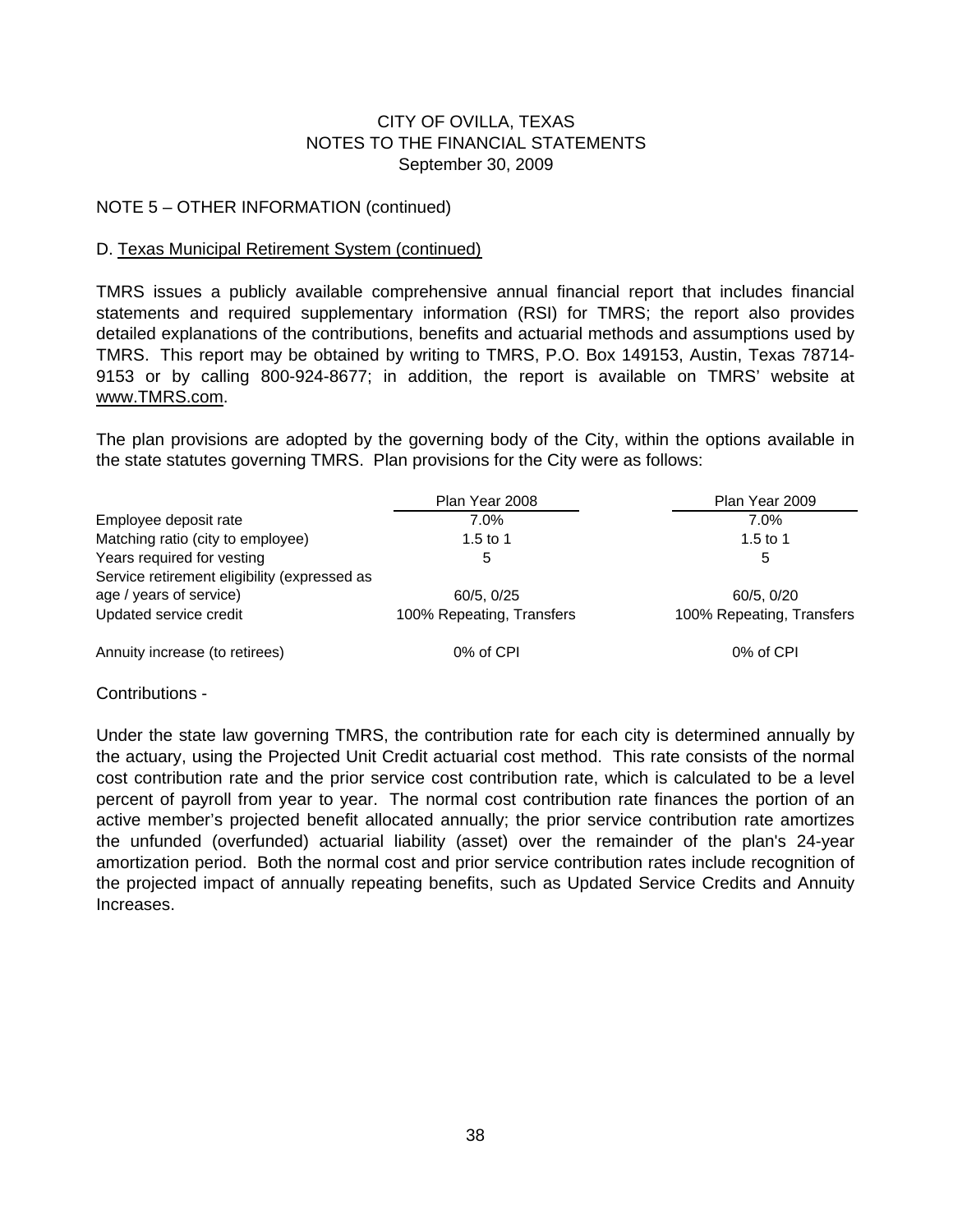CITY OF OVILLA, TEXAS
NOTES TO THE FINANCIAL STATEMENTS
September 30, 2009

NOTE 5 – OTHER INFORMATION (continued)

D. Texas Municipal Retirement System (continued)

TMRS issues a publicly available comprehensive annual financial report that includes financial statements and required supplementary information (RSI) for TMRS; the report also provides detailed explanations of the contributions, benefits and actuarial methods and assumptions used by TMRS. This report may be obtained by writing to TMRS, P.O. Box 149153, Austin, Texas 78714-9153 or by calling 800-924-8677; in addition, the report is available on TMRS' website at www.TMRS.com.

The plan provisions are adopted by the governing body of the City, within the options available in the state statutes governing TMRS. Plan provisions for the City were as follows:

| | Plan Year 2008 | Plan Year 2009 |
|---|---|---|
| Employee deposit rate | 7.0% | 7.0% |
| Matching ratio (city to employee) | 1.5 to 1 | 1.5 to 1 |
| Years required for vesting | 5 | 5 |
| Service retirement eligibility (expressed as age / years of service) | 60/5, 0/25 | 60/5, 0/20 |
| Updated service credit | 100% Repeating, Transfers | 100% Repeating, Transfers |
| Annuity increase (to retirees) | 0% of CPI | 0% of CPI |

Contributions -

Under the state law governing TMRS, the contribution rate for each city is determined annually by the actuary, using the Projected Unit Credit actuarial cost method. This rate consists of the normal cost contribution rate and the prior service cost contribution rate, which is calculated to be a level percent of payroll from year to year. The normal cost contribution rate finances the portion of an active member's projected benefit allocated annually; the prior service contribution rate amortizes the unfunded (overfunded) actuarial liability (asset) over the remainder of the plan's 24-year amortization period. Both the normal cost and prior service contribution rates include recognition of the projected impact of annually repeating benefits, such as Updated Service Credits and Annuity Increases.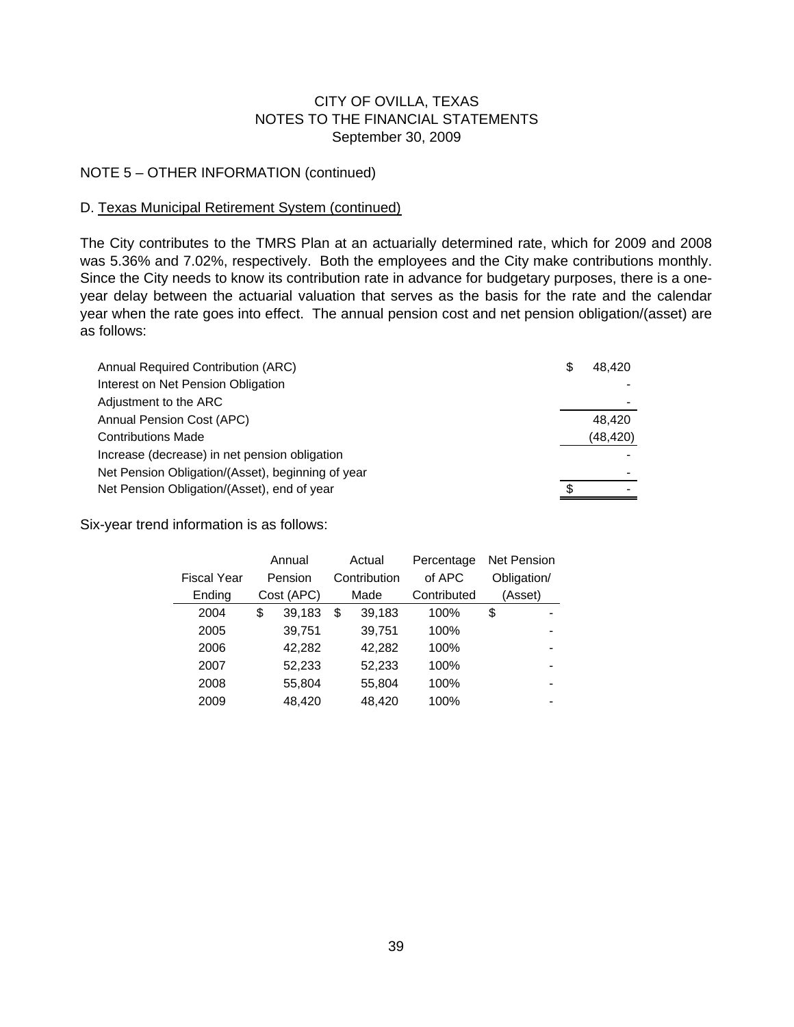CITY OF OVILLA, TEXAS
NOTES TO THE FINANCIAL STATEMENTS
September 30, 2009

NOTE 5 – OTHER INFORMATION (continued)

D. Texas Municipal Retirement System (continued)

The City contributes to the TMRS Plan at an actuarially determined rate, which for 2009 and 2008 was 5.36% and 7.02%, respectively. Both the employees and the City make contributions monthly. Since the City needs to know its contribution rate in advance for budgetary purposes, there is a one-year delay between the actuarial valuation that serves as the basis for the rate and the calendar year when the rate goes into effect. The annual pension cost and net pension obligation/(asset) are as follows:

| | |
|---|---|
| Annual Required Contribution (ARC) | $ 48,420 |
| Interest on Net Pension Obligation | - |
| Adjustment to the ARC | - |
| Annual Pension Cost (APC) | 48,420 |
| Contributions Made | (48,420) |
| Increase (decrease) in net pension obligation | - |
| Net Pension Obligation/(Asset), beginning of year | - |
| Net Pension Obligation/(Asset), end of year | $ - |

Six-year trend information is as follows:

| Fiscal Year Ending | Annual Pension Cost (APC) | Actual Contribution Made | Percentage of APC Contributed | Net Pension Obligation/ (Asset) |
|---|---|---|---|---|
| 2004 | $ 39,183 | $ 39,183 | 100% | $ - |
| 2005 | 39,751 | 39,751 | 100% | - |
| 2006 | 42,282 | 42,282 | 100% | - |
| 2007 | 52,233 | 52,233 | 100% | - |
| 2008 | 55,804 | 55,804 | 100% | - |
| 2009 | 48,420 | 48,420 | 100% | - |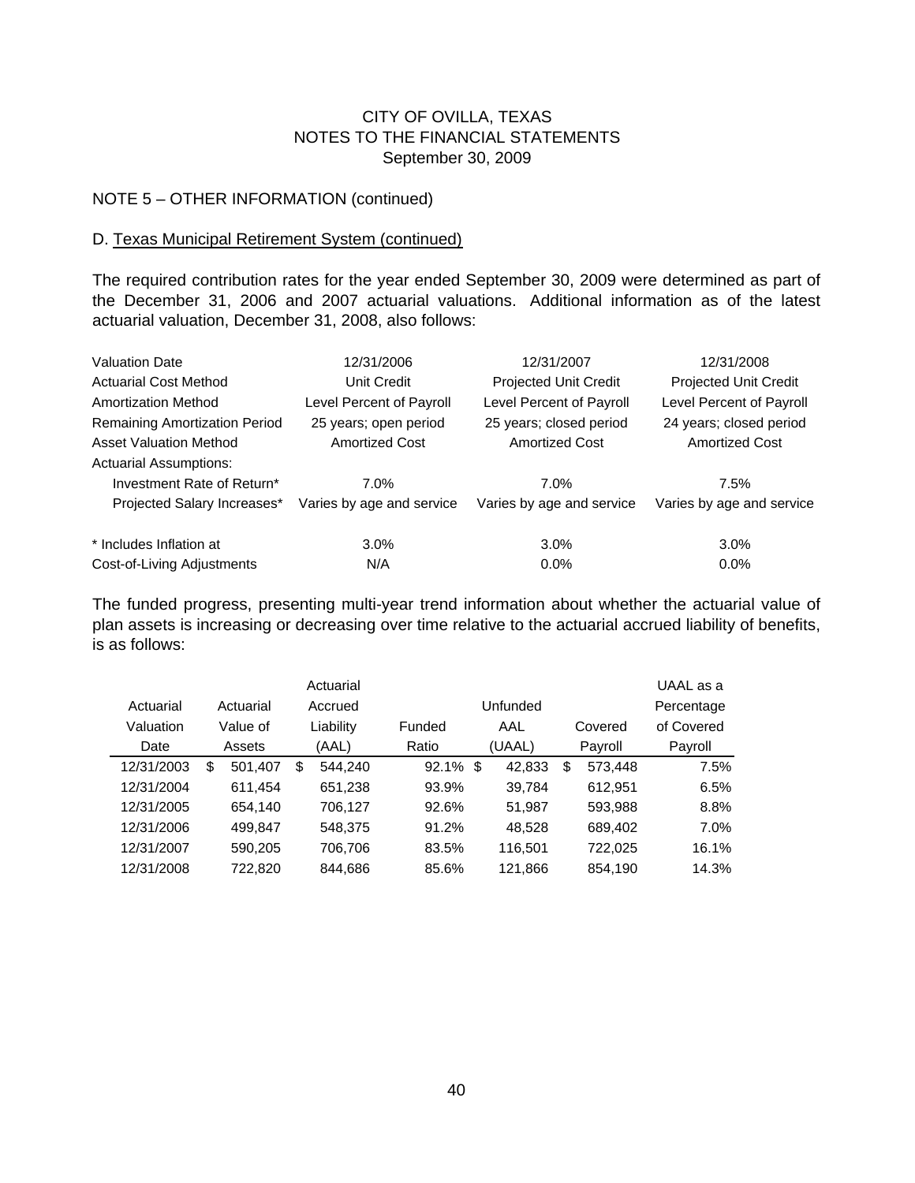CITY OF OVILLA, TEXAS
NOTES TO THE FINANCIAL STATEMENTS
September 30, 2009

## NOTE 5 – OTHER INFORMATION (continued)

### D. Texas Municipal Retirement System (continued)

The required contribution rates for the year ended September 30, 2009 were determined as part of the December 31, 2006 and 2007 actuarial valuations. Additional information as of the latest actuarial valuation, December 31, 2008, also follows:

| Valuation Date | 12/31/2006 | 12/31/2007 | 12/31/2008 |
|---|---|---|---|
| Actuarial Cost Method | Unit Credit | Projected Unit Credit | Projected Unit Credit |
| Amortization Method | Level Percent of Payroll | Level Percent of Payroll | Level Percent of Payroll |
| Remaining Amortization Period | 25 years; open period | 25 years; closed period | 24 years; closed period |
| Asset Valuation Method | Amortized Cost | Amortized Cost | Amortized Cost |
| Actuarial Assumptions: | | | |
| Investment Rate of Return* | 7.0% | 7.0% | 7.5% |
| Projected Salary Increases* | Varies by age and service | Varies by age and service | Varies by age and service |
| * Includes Inflation at | 3.0% | 3.0% | 3.0% |
| Cost-of-Living Adjustments | N/A | 0.0% | 0.0% |

The funded progress, presenting multi-year trend information about whether the actuarial value of plan assets is increasing or decreasing over time relative to the actuarial accrued liability of benefits, is as follows:

| Actuarial Valuation Date | Actuarial Value of Assets | Actuarial Accrued Liability (AAL) | Funded Ratio | Unfunded AAL (UAAL) | Covered Payroll | UAAL as a Percentage of Covered Payroll |
|---|---|---|---|---|---|---|
| 12/31/2003 | $ 501,407 | $ 544,240 | 92.1% | $ 42,833 | $ 573,448 | 7.5% |
| 12/31/2004 | 611,454 | 651,238 | 93.9% | 39,784 | 612,951 | 6.5% |
| 12/31/2005 | 654,140 | 706,127 | 92.6% | 51,987 | 593,988 | 8.8% |
| 12/31/2006 | 499,847 | 548,375 | 91.2% | 48,528 | 689,402 | 7.0% |
| 12/31/2007 | 590,205 | 706,706 | 83.5% | 116,501 | 722,025 | 16.1% |
| 12/31/2008 | 722,820 | 844,686 | 85.6% | 121,866 | 854,190 | 14.3% |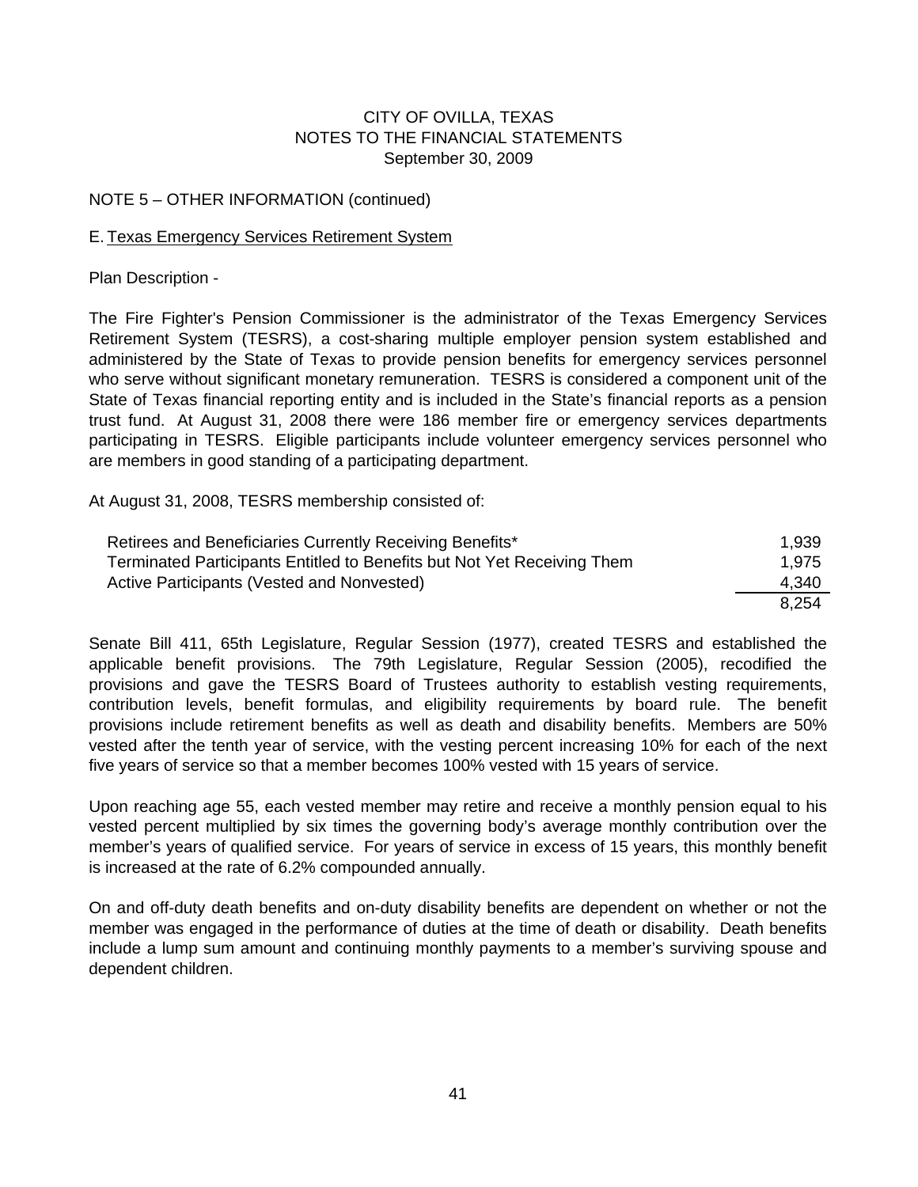CITY OF OVILLA, TEXAS
NOTES TO THE FINANCIAL STATEMENTS
September 30, 2009

NOTE 5 – OTHER INFORMATION (continued)

E. Texas Emergency Services Retirement System

Plan Description -

The Fire Fighter's Pension Commissioner is the administrator of the Texas Emergency Services Retirement System (TESRS), a cost-sharing multiple employer pension system established and administered by the State of Texas to provide pension benefits for emergency services personnel who serve without significant monetary remuneration. TESRS is considered a component unit of the State of Texas financial reporting entity and is included in the State's financial reports as a pension trust fund. At August 31, 2008 there were 186 member fire or emergency services departments participating in TESRS. Eligible participants include volunteer emergency services personnel who are members in good standing of a participating department.

At August 31, 2008, TESRS membership consisted of:

| | |
|---|---|
| Retirees and Beneficiaries Currently Receiving Benefits* | 1,939 |
| Terminated Participants Entitled to Benefits but Not Yet Receiving Them | 1,975 |
| Active Participants (Vested and Nonvested) | 4,340 |
| | 8,254 |

Senate Bill 411, 65th Legislature, Regular Session (1977), created TESRS and established the applicable benefit provisions. The 79th Legislature, Regular Session (2005), recodified the provisions and gave the TESRS Board of Trustees authority to establish vesting requirements, contribution levels, benefit formulas, and eligibility requirements by board rule. The benefit provisions include retirement benefits as well as death and disability benefits. Members are 50% vested after the tenth year of service, with the vesting percent increasing 10% for each of the next five years of service so that a member becomes 100% vested with 15 years of service.

Upon reaching age 55, each vested member may retire and receive a monthly pension equal to his vested percent multiplied by six times the governing body's average monthly contribution over the member's years of qualified service. For years of service in excess of 15 years, this monthly benefit is increased at the rate of 6.2% compounded annually.

On and off-duty death benefits and on-duty disability benefits are dependent on whether or not the member was engaged in the performance of duties at the time of death or disability. Death benefits include a lump sum amount and continuing monthly payments to a member's surviving spouse and dependent children.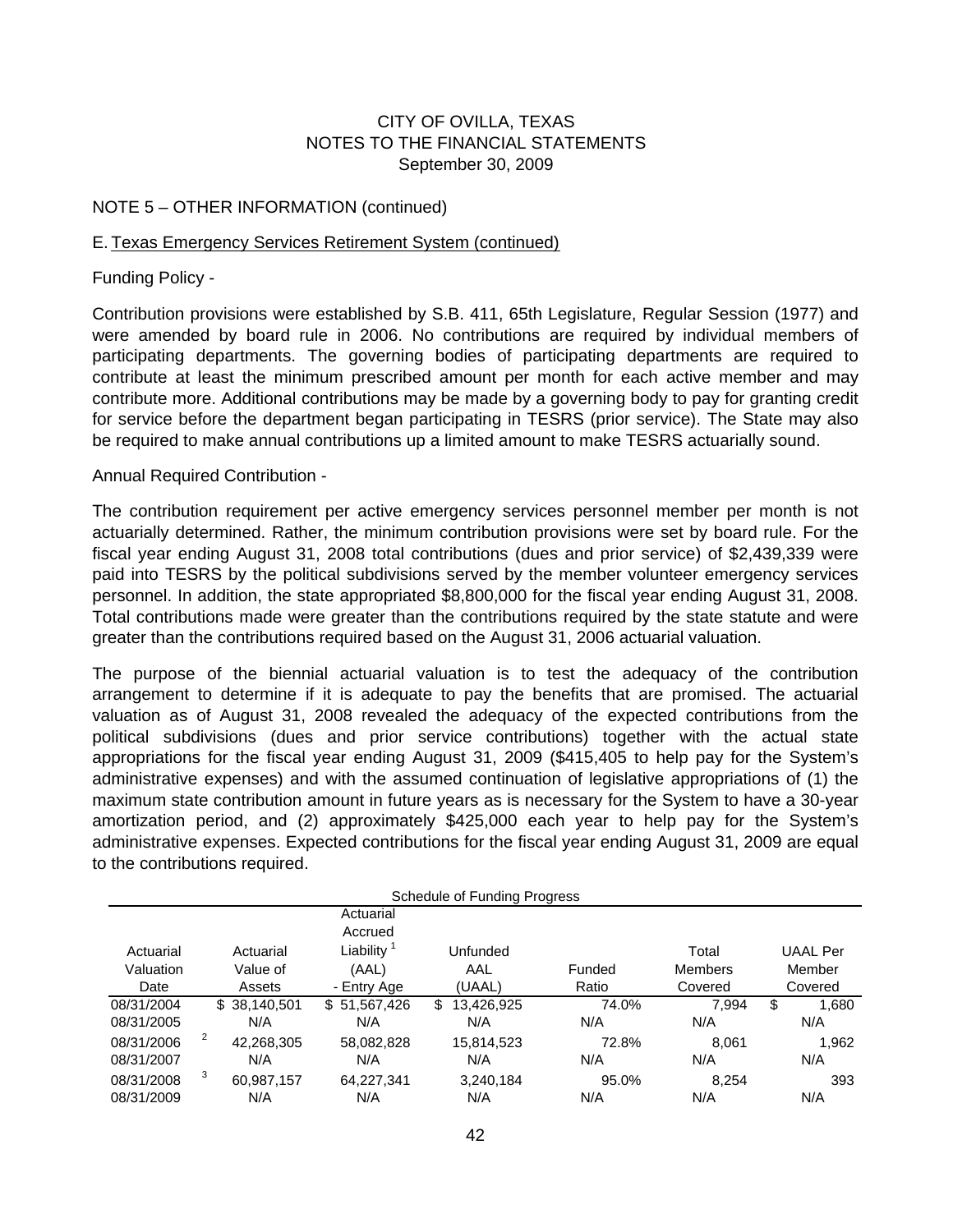CITY OF OVILLA, TEXAS
NOTES TO THE FINANCIAL STATEMENTS
September 30, 2009

NOTE 5 – OTHER INFORMATION (continued)

E. Texas Emergency Services Retirement System (continued)

Funding Policy -

Contribution provisions were established by S.B. 411, 65th Legislature, Regular Session (1977) and were amended by board rule in 2006. No contributions are required by individual members of participating departments. The governing bodies of participating departments are required to contribute at least the minimum prescribed amount per month for each active member and may contribute more. Additional contributions may be made by a governing body to pay for granting credit for service before the department began participating in TESRS (prior service). The State may also be required to make annual contributions up a limited amount to make TESRS actuarially sound.

Annual Required Contribution -

The contribution requirement per active emergency services personnel member per month is not actuarially determined. Rather, the minimum contribution provisions were set by board rule. For the fiscal year ending August 31, 2008 total contributions (dues and prior service) of $2,439,339 were paid into TESRS by the political subdivisions served by the member volunteer emergency services personnel. In addition, the state appropriated $8,800,000 for the fiscal year ending August 31, 2008. Total contributions made were greater than the contributions required by the state statute and were greater than the contributions required based on the August 31, 2006 actuarial valuation.

The purpose of the biennial actuarial valuation is to test the adequacy of the contribution arrangement to determine if it is adequate to pay the benefits that are promised. The actuarial valuation as of August 31, 2008 revealed the adequacy of the expected contributions from the political subdivisions (dues and prior service contributions) together with the actual state appropriations for the fiscal year ending August 31, 2009 ($415,405 to help pay for the System's administrative expenses) and with the assumed continuation of legislative appropriations of (1) the maximum state contribution amount in future years as is necessary for the System to have a 30-year amortization period, and (2) approximately $425,000 each year to help pay for the System's administrative expenses. Expected contributions for the fiscal year ending August 31, 2009 are equal to the contributions required.

Schedule of Funding Progress

| Actuarial Valuation Date | Actuarial Value of Assets | Actuarial Accrued Liability [1] (AAL) - Entry Age | Unfunded AAL (UAAL) | Funded Ratio | Total Members Covered | UAAL Per Member Covered |
|---|---|---|---|---|---|---|
| 08/31/2004 | $ 38,140,501 | $ 51,567,426 | $ 13,426,925 | 74.0% | 7,994 | $ 1,680 |
| 08/31/2005 | N/A | N/A | N/A | N/A | N/A | N/A |
| 08/31/2006 [2] | 42,268,305 | 58,082,828 | 15,814,523 | 72.8% | 8,061 | 1,962 |
| 08/31/2007 | N/A | N/A | N/A | N/A | N/A | N/A |
| 08/31/2008 [3] | 60,987,157 | 64,227,341 | 3,240,184 | 95.0% | 8,254 | 393 |
| 08/31/2009 | N/A | N/A | N/A | N/A | N/A | N/A |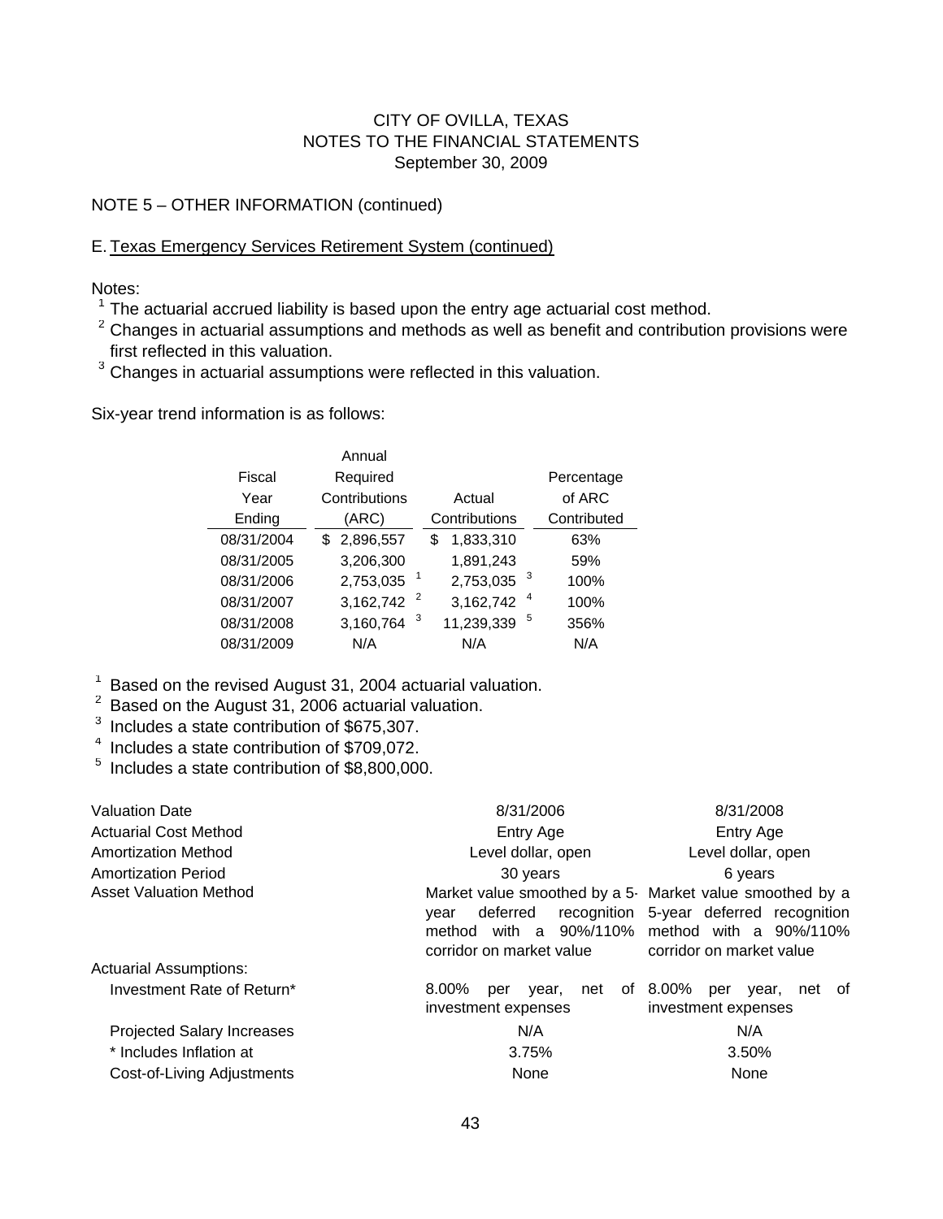CITY OF OVILLA, TEXAS
NOTES TO THE FINANCIAL STATEMENTS
September 30, 2009

NOTE 5 – OTHER INFORMATION (continued)

E. Texas Emergency Services Retirement System (continued)

Notes:

[1] The actuarial accrued liability is based upon the entry age actuarial cost method.
[2] Changes in actuarial assumptions and methods as well as benefit and contribution provisions were first reflected in this valuation.
[3] Changes in actuarial assumptions were reflected in this valuation.

Six-year trend information is as follows:

| Fiscal Year Ending | Annual Required Contributions (ARC) | Actual Contributions | Percentage of ARC Contributed |
|---|---|---|---|
| 08/31/2004 | $ 2,896,557 | $ 1,833,310 | 63% |
| 08/31/2005 | 3,206,300 | 1,891,243 | 59% |
| 08/31/2006 | 2,753,035 [1] | 2,753,035 [3] | 100% |
| 08/31/2007 | 3,162,742 [2] | 3,162,742 [4] | 100% |
| 08/31/2008 | 3,160,764 [3] | 11,239,339 [5] | 356% |
| 08/31/2009 | N/A | N/A | N/A |

[1] Based on the revised August 31, 2004 actuarial valuation.
[2] Based on the August 31, 2006 actuarial valuation.
[3] Includes a state contribution of $675,307.
[4] Includes a state contribution of $709,072.
[5] Includes a state contribution of $8,800,000.

| Valuation Date | 8/31/2006 | 8/31/2008 |
|---|---|---|
| Actuarial Cost Method | Entry Age | Entry Age |
| Amortization Method | Level dollar, open | Level dollar, open |
| Amortization Period | 30 years | 6 years |
| Asset Valuation Method | Market value smoothed by a 5-year deferred recognition method with a 90%/110% corridor on market value | Market value smoothed by a 5-year deferred recognition method with a 90%/110% corridor on market value |
| Actuarial Assumptions: | | |
| Investment Rate of Return* | 8.00% per year, net of investment expenses | 8.00% per year, net of investment expenses |
| Projected Salary Increases | N/A | N/A |
| * Includes Inflation at | 3.75% | 3.50% |
| Cost-of-Living Adjustments | None | None |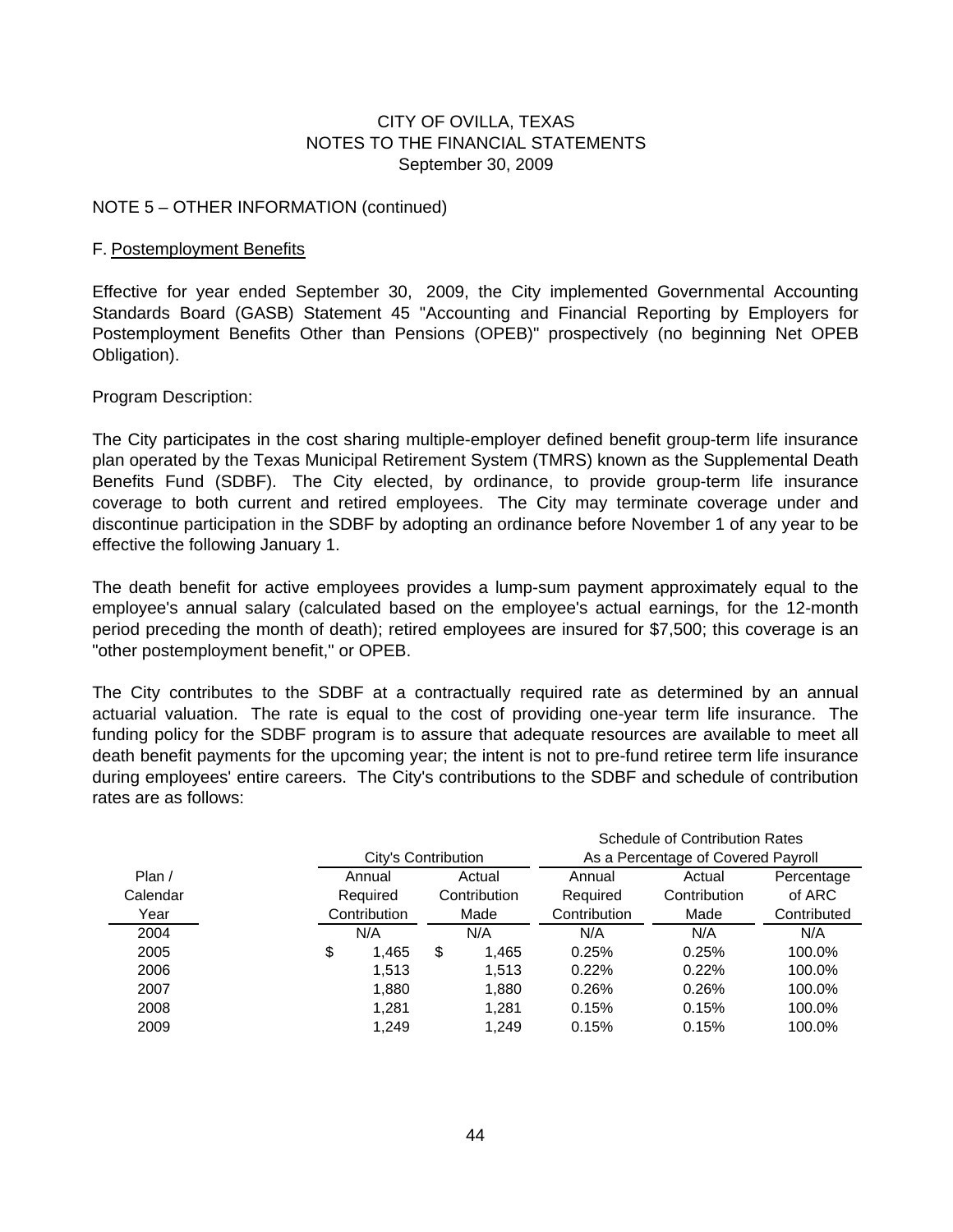# CITY OF OVILLA, TEXAS
## NOTES TO THE FINANCIAL STATEMENTS
### September 30, 2009

NOTE 5 – OTHER INFORMATION (continued)

F. Postemployment Benefits

Effective for year ended September 30, 2009, the City implemented Governmental Accounting Standards Board (GASB) Statement 45 "Accounting and Financial Reporting by Employers for Postemployment Benefits Other than Pensions (OPEB)" prospectively (no beginning Net OPEB Obligation).

Program Description:

The City participates in the cost sharing multiple-employer defined benefit group-term life insurance plan operated by the Texas Municipal Retirement System (TMRS) known as the Supplemental Death Benefits Fund (SDBF). The City elected, by ordinance, to provide group-term life insurance coverage to both current and retired employees. The City may terminate coverage under and discontinue participation in the SDBF by adopting an ordinance before November 1 of any year to be effective the following January 1.

The death benefit for active employees provides a lump-sum payment approximately equal to the employee's annual salary (calculated based on the employee's actual earnings, for the 12-month period preceding the month of death); retired employees are insured for $7,500; this coverage is an "other postemployment benefit," or OPEB.

The City contributes to the SDBF at a contractually required rate as determined by an annual actuarial valuation. The rate is equal to the cost of providing one-year term life insurance. The funding policy for the SDBF program is to assure that adequate resources are available to meet all death benefit payments for the upcoming year; the intent is not to pre-fund retiree term life insurance during employees' entire careers. The City's contributions to the SDBF and schedule of contribution rates are as follows:

| | City's Contribution | | Schedule of Contribution Rates As a Percentage of Covered Payroll | | |
|---|---|---|---|---|---|
| Plan / Calendar Year | Annual Required Contribution | Actual Contribution Made | Annual Required Contribution | Actual Contribution Made | Percentage of ARC Contributed |
| 2004 | N/A | N/A | N/A | N/A | N/A |
| 2005 | $ 1,465 | $ 1,465 | 0.25% | 0.25% | 100.0% |
| 2006 | 1,513 | 1,513 | 0.22% | 0.22% | 100.0% |
| 2007 | 1,880 | 1,880 | 0.26% | 0.26% | 100.0% |
| 2008 | 1,281 | 1,281 | 0.15% | 0.15% | 100.0% |
| 2009 | 1,249 | 1,249 | 0.15% | 0.15% | 100.0% |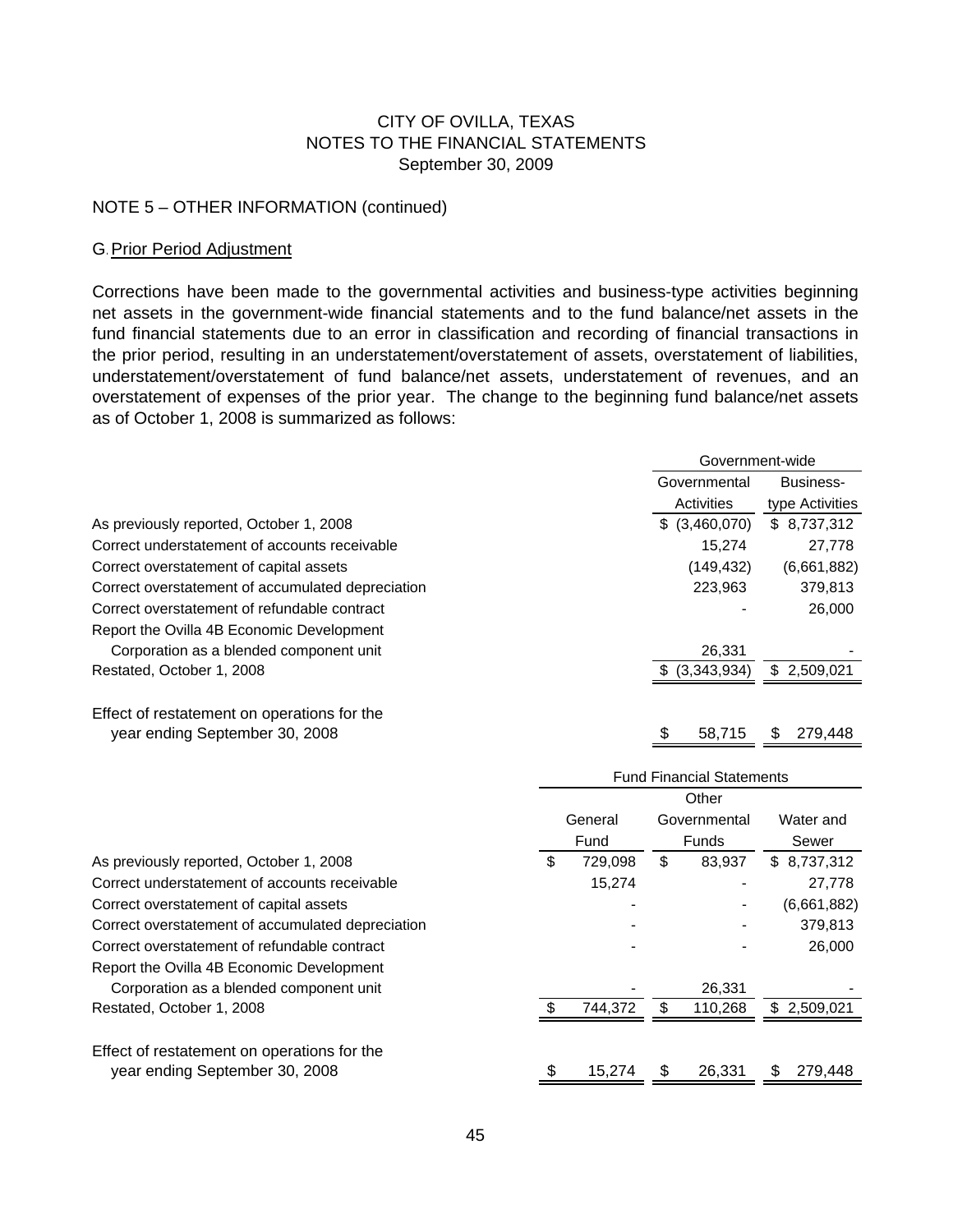CITY OF OVILLA, TEXAS
NOTES TO THE FINANCIAL STATEMENTS
September 30, 2009

NOTE 5 – OTHER INFORMATION (continued)

G. Prior Period Adjustment

Corrections have been made to the governmental activities and business-type activities beginning net assets in the government-wide financial statements and to the fund balance/net assets in the fund financial statements due to an error in classification and recording of financial transactions in the prior period, resulting in an understatement/overstatement of assets, overstatement of liabilities, understatement/overstatement of fund balance/net assets, understatement of revenues, and an overstatement of expenses of the prior year. The change to the beginning fund balance/net assets as of October 1, 2008 is summarized as follows:

| | Government-wide | |
|---|---|---|
| | Governmental Activities | Business-type Activities |
| As previously reported, October 1, 2008 | $ (3,460,070) | $ 8,737,312 |
| Correct understatement of accounts receivable | 15,274 | 27,778 |
| Correct overstatement of capital assets | (149,432) | (6,661,882) |
| Correct overstatement of accumulated depreciation | 223,963 | 379,813 |
| Correct overstatement of refundable contract | - | 26,000 |
| Report the Ovilla 4B Economic Development Corporation as a blended component unit | 26,331 | - |
| Restated, October 1, 2008 | $ (3,343,934) | $ 2,509,021 |
| Effect of restatement on operations for the year ending September 30, 2008 | $ 58,715 | $ 279,448 |

| | Fund Financial Statements | | |
|---|---|---|---|
| | General Fund | Other Governmental Funds | Water and Sewer |
| As previously reported, October 1, 2008 | $ 729,098 | $ 83,937 | $ 8,737,312 |
| Correct understatement of accounts receivable | 15,274 | - | 27,778 |
| Correct overstatement of capital assets | - | - | (6,661,882) |
| Correct overstatement of accumulated depreciation | - | - | 379,813 |
| Correct overstatement of refundable contract | - | - | 26,000 |
| Report the Ovilla 4B Economic Development Corporation as a blended component unit | - | 26,331 | - |
| Restated, October 1, 2008 | $ 744,372 | $ 110,268 | $ 2,509,021 |
| Effect of restatement on operations for the year ending September 30, 2008 | $ 15,274 | $ 26,331 | $ 279,448 |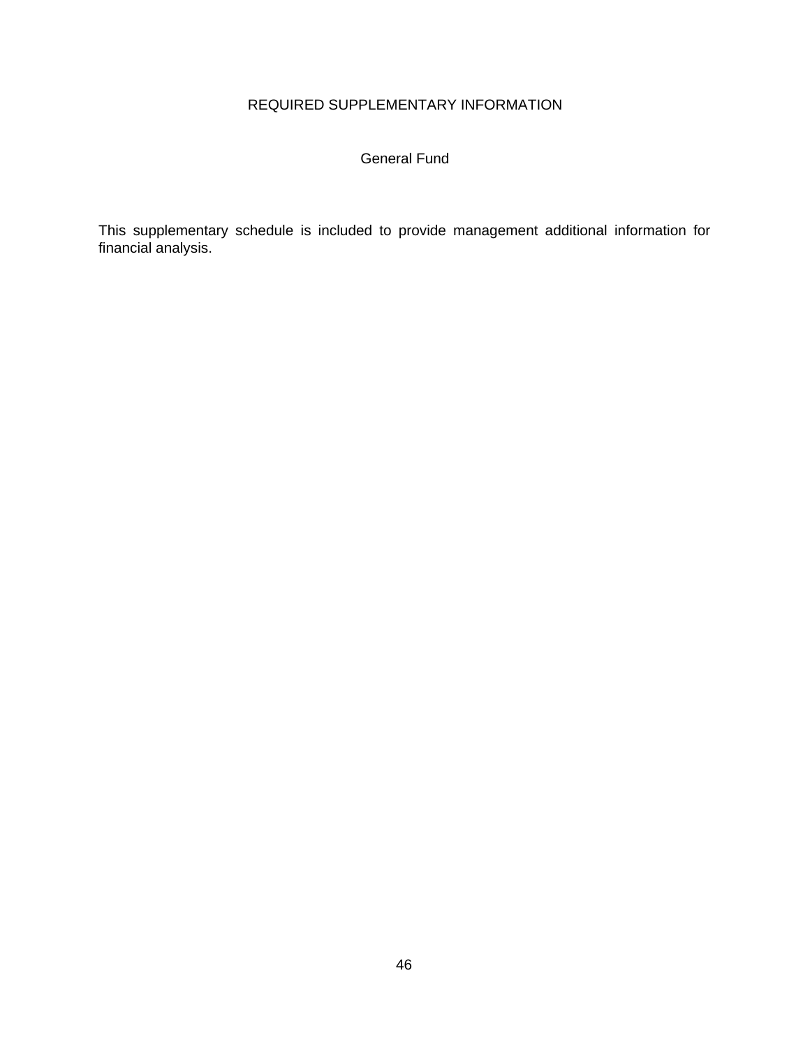# REQUIRED SUPPLEMENTARY INFORMATION

## General Fund

This supplementary schedule is included to provide management additional information for financial analysis.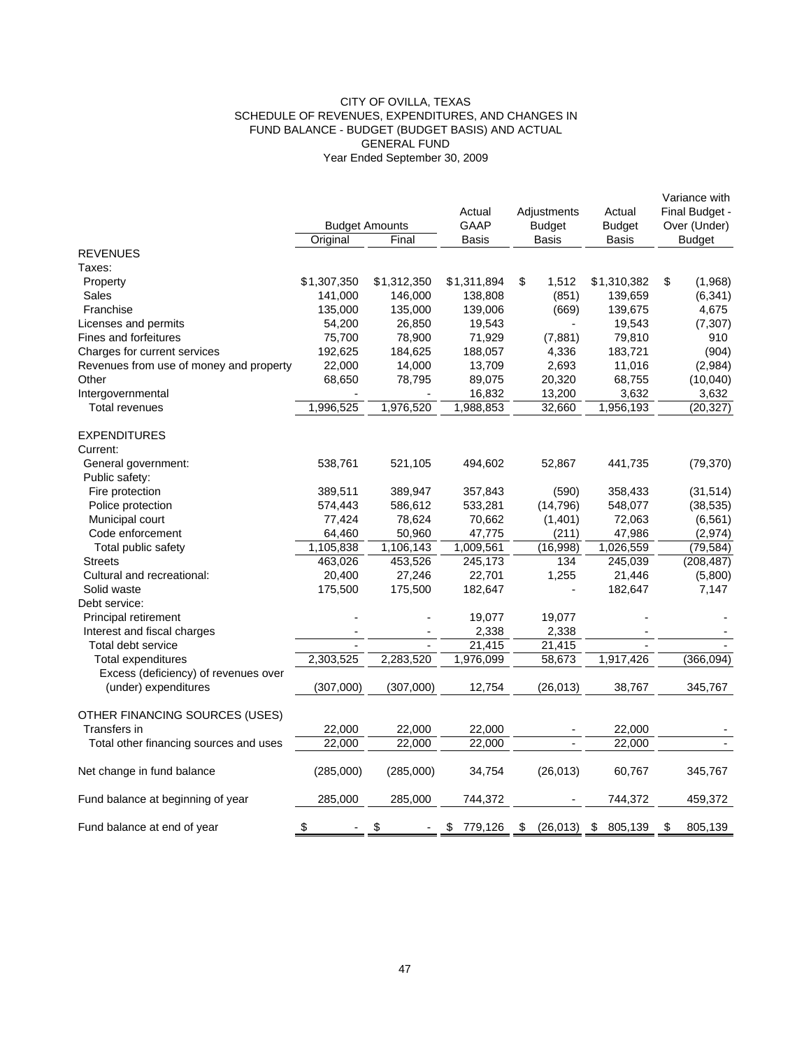CITY OF OVILLA, TEXAS
SCHEDULE OF REVENUES, EXPENDITURES, AND CHANGES IN
FUND BALANCE - BUDGET (BUDGET BASIS) AND ACTUAL
GENERAL FUND
Year Ended September 30, 2009

| | Budget Amounts | | Actual GAAP Basis | Adjustments Budget Basis | Actual Budget Basis | Variance with Final Budget - Over (Under) Budget |
|---|---|---|---|---|---|---|
| | Original | Final | | | | |
| REVENUES | | | | | | |
| Taxes: | | | | | | |
| Property | $1,307,350 | $1,312,350 | $1,311,894 | $ 1,512 | $1,310,382 | $ (1,968) |
| Sales | 141,000 | 146,000 | 138,808 | (851) | 139,659 | (6,341) |
| Franchise | 135,000 | 135,000 | 139,006 | (669) | 139,675 | 4,675 |
| Licenses and permits | 54,200 | 26,850 | 19,543 | - | 19,543 | (7,307) |
| Fines and forfeitures | 75,700 | 78,900 | 71,929 | (7,881) | 79,810 | 910 |
| Charges for current services | 192,625 | 184,625 | 188,057 | 4,336 | 183,721 | (904) |
| Revenues from use of money and property | 22,000 | 14,000 | 13,709 | 2,693 | 11,016 | (2,984) |
| Other | 68,650 | 78,795 | 89,075 | 20,320 | 68,755 | (10,040) |
| Intergovernmental | - | - | 16,832 | 13,200 | 3,632 | 3,632 |
| Total revenues | 1,996,525 | 1,976,520 | 1,988,853 | 32,660 | 1,956,193 | (20,327) |
| EXPENDITURES | | | | | | |
| Current: | | | | | | |
| General government: | 538,761 | 521,105 | 494,602 | 52,867 | 441,735 | (79,370) |
| Public safety: | | | | | | |
| Fire protection | 389,511 | 389,947 | 357,843 | (590) | 358,433 | (31,514) |
| Police protection | 574,443 | 586,612 | 533,281 | (14,796) | 548,077 | (38,535) |
| Municipal court | 77,424 | 78,624 | 70,662 | (1,401) | 72,063 | (6,561) |
| Code enforcement | 64,460 | 50,960 | 47,775 | (211) | 47,986 | (2,974) |
| Total public safety | 1,105,838 | 1,106,143 | 1,009,561 | (16,998) | 1,026,559 | (79,584) |
| Streets | 463,026 | 453,526 | 245,173 | 134 | 245,039 | (208,487) |
| Cultural and recreational: | 20,400 | 27,246 | 22,701 | 1,255 | 21,446 | (5,800) |
| Solid waste | 175,500 | 175,500 | 182,647 | - | 182,647 | 7,147 |
| Debt service: | | | | | | |
| Principal retirement | - | - | 19,077 | 19,077 | - | - |
| Interest and fiscal charges | - | - | 2,338 | 2,338 | - | - |
| Total debt service | - | - | 21,415 | 21,415 | - | - |
| Total expenditures | 2,303,525 | 2,283,520 | 1,976,099 | 58,673 | 1,917,426 | (366,094) |
| Excess (deficiency) of revenues over (under) expenditures | (307,000) | (307,000) | 12,754 | (26,013) | 38,767 | 345,767 |
| OTHER FINANCING SOURCES (USES) | | | | | | |
| Transfers in | 22,000 | 22,000 | 22,000 | - | 22,000 | - |
| Total other financing sources and uses | 22,000 | 22,000 | 22,000 | - | 22,000 | - |
| Net change in fund balance | (285,000) | (285,000) | 34,754 | (26,013) | 60,767 | 345,767 |
| Fund balance at beginning of year | 285,000 | 285,000 | 744,372 | - | 744,372 | 459,372 |
| Fund balance at end of year | $ - | $ - | $ 779,126 | $ (26,013) | $ 805,139 | $ 805,139 |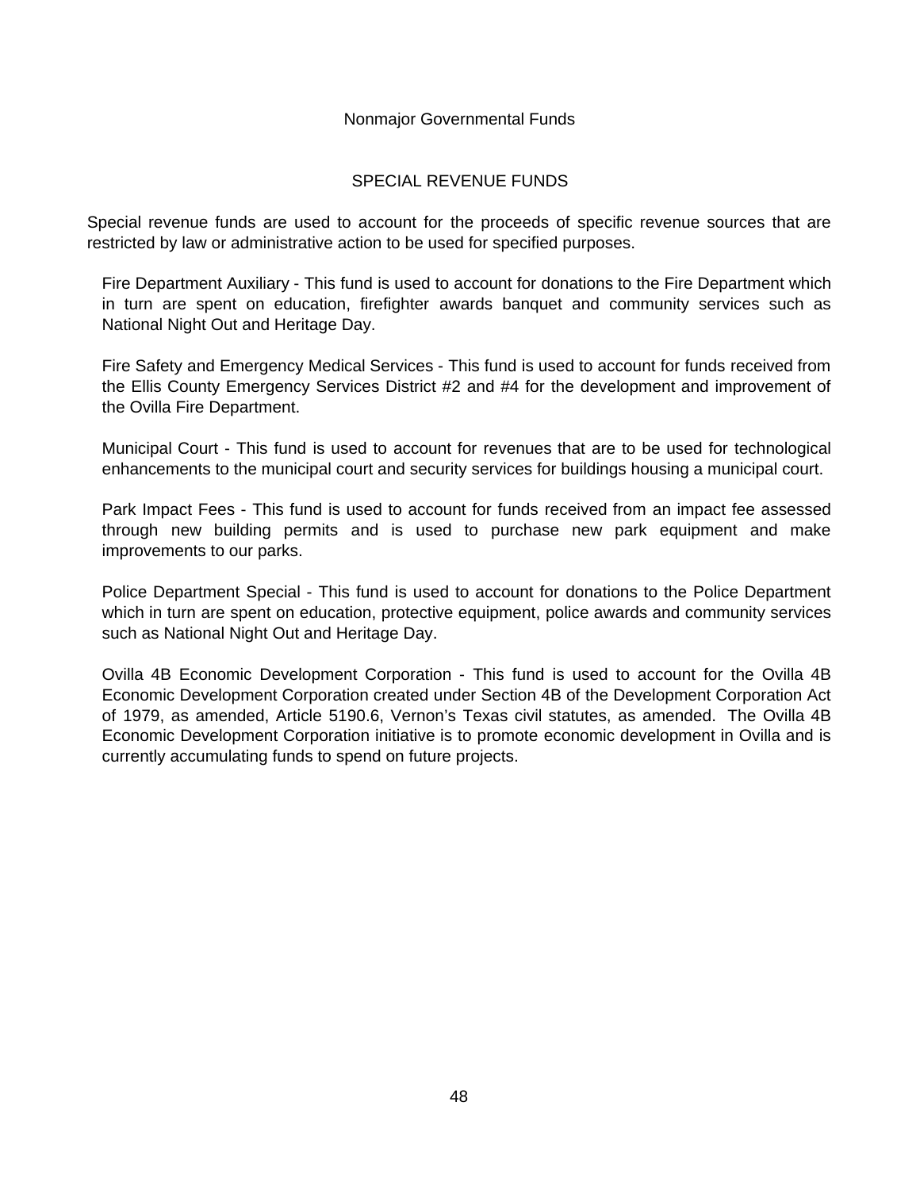# Nonmajor Governmental Funds

## SPECIAL REVENUE FUNDS

Special revenue funds are used to account for the proceeds of specific revenue sources that are restricted by law or administrative action to be used for specified purposes.

Fire Department Auxiliary - This fund is used to account for donations to the Fire Department which in turn are spent on education, firefighter awards banquet and community services such as National Night Out and Heritage Day.

Fire Safety and Emergency Medical Services - This fund is used to account for funds received from the Ellis County Emergency Services District #2 and #4 for the development and improvement of the Ovilla Fire Department.

Municipal Court - This fund is used to account for revenues that are to be used for technological enhancements to the municipal court and security services for buildings housing a municipal court.

Park Impact Fees - This fund is used to account for funds received from an impact fee assessed through new building permits and is used to purchase new park equipment and make improvements to our parks.

Police Department Special - This fund is used to account for donations to the Police Department which in turn are spent on education, protective equipment, police awards and community services such as National Night Out and Heritage Day.

Ovilla 4B Economic Development Corporation - This fund is used to account for the Ovilla 4B Economic Development Corporation created under Section 4B of the Development Corporation Act of 1979, as amended, Article 5190.6, Vernon's Texas civil statutes, as amended. The Ovilla 4B Economic Development Corporation initiative is to promote economic development in Ovilla and is currently accumulating funds to spend on future projects.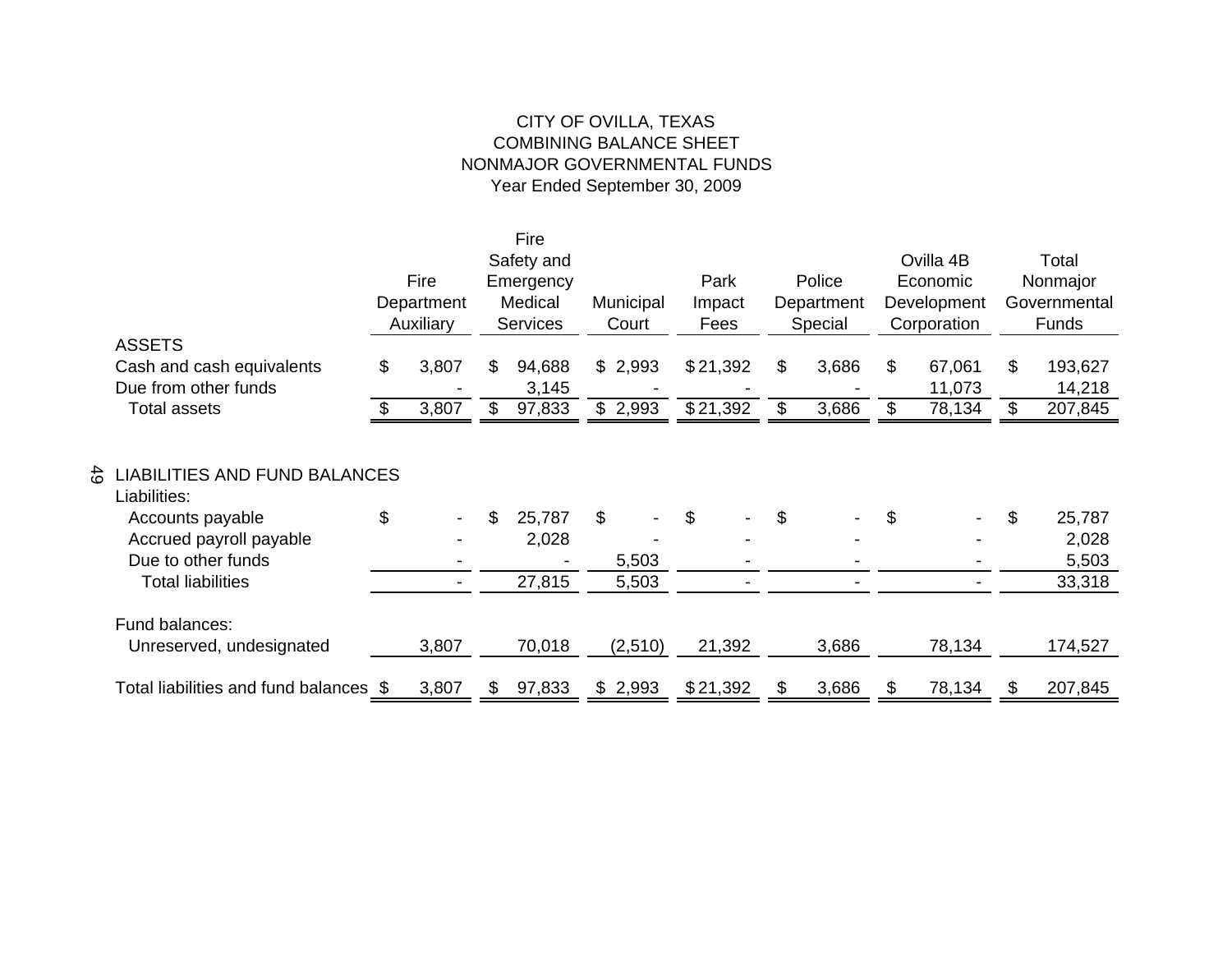# CITY OF OVILLA, TEXAS
## COMBINING BALANCE SHEET
## NONMAJOR GOVERNMENTAL FUNDS
### Year Ended September 30, 2009

| | Fire Department Auxiliary | Fire Safety and Emergency Medical Services | Municipal Court | Park Impact Fees | Police Department Special | Ovilla 4B Economic Development Corporation | Total Nonmajor Governmental Funds |
|---|---|---|---|---|---|---|---|
| **ASSETS** | | | | | | | |
| Cash and cash equivalents | $ 3,807 | $ 94,688 | $ 2,993 | $ 21,392 | $ 3,686 | $ 67,061 | $ 193,627 |
| Due from other funds | - | 3,145 | - | - | - | 11,073 | 14,218 |
| Total assets | $ 3,807 | $ 97,833 | $ 2,993 | $ 21,392 | $ 3,686 | $ 78,134 | $ 207,845 |
| **LIABILITIES AND FUND BALANCES** | | | | | | | |
| Liabilities: | | | | | | | |
| Accounts payable | $ - | $ 25,787 | $ - | $ - | $ - | $ - | $ 25,787 |
| Accrued payroll payable | - | 2,028 | - | - | - | - | 2,028 |
| Due to other funds | - | - | 5,503 | - | - | - | 5,503 |
| Total liabilities | - | 27,815 | 5,503 | - | - | - | 33,318 |
| Fund balances: | | | | | | | |
| Unreserved, undesignated | 3,807 | 70,018 | (2,510) | 21,392 | 3,686 | 78,134 | 174,527 |
| Total liabilities and fund balances | $ 3,807 | $ 97,833 | $ 2,993 | $ 21,392 | $ 3,686 | $ 78,134 | $ 207,845 |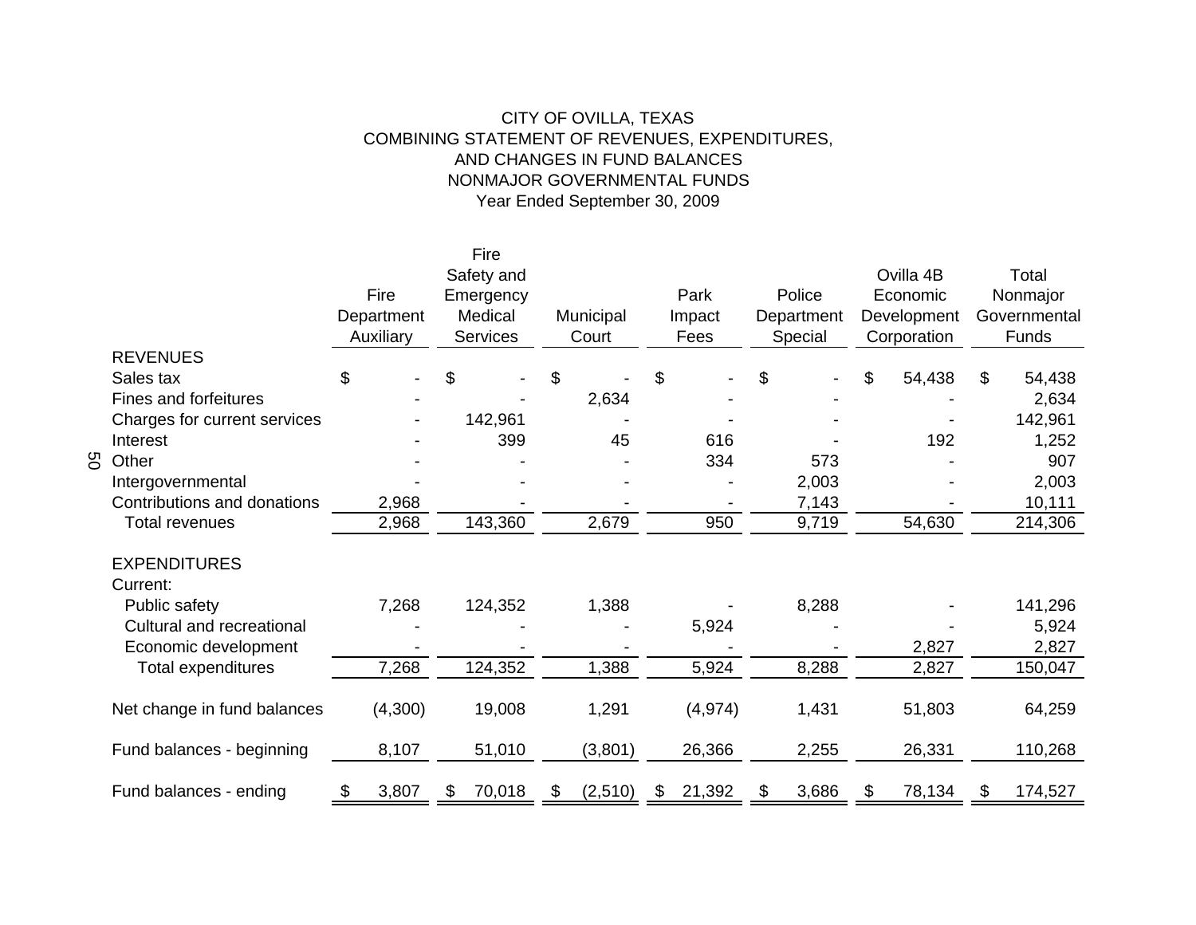CITY OF OVILLA, TEXAS
COMBINING STATEMENT OF REVENUES, EXPENDITURES,
AND CHANGES IN FUND BALANCES
NONMAJOR GOVERNMENTAL FUNDS
Year Ended September 30, 2009

| | Fire Department Auxiliary | Fire Safety and Emergency Medical Services | Municipal Court | Park Impact Fees | Police Department Special | Ovilla 4B Economic Development Corporation | Total Nonmajor Governmental Funds |
|---|---|---|---|---|---|---|---|
| REVENUES | | | | | | | |
| Sales tax | $ - | $ - | $ - | $ - | $ - | $ 54,438 | $ 54,438 |
| Fines and forfeitures | - | - | 2,634 | - | - | - | 2,634 |
| Charges for current services | - | 142,961 | - | - | - | - | 142,961 |
| Interest | - | 399 | 45 | 616 | - | 192 | 1,252 |
| Other | - | - | - | 334 | 573 | - | 907 |
| Intergovernmental | - | - | - | - | 2,003 | - | 2,003 |
| Contributions and donations | 2,968 | - | - | - | 7,143 | - | 10,111 |
| Total revenues | 2,968 | 143,360 | 2,679 | 950 | 9,719 | 54,630 | 214,306 |
| EXPENDITURES | | | | | | | |
| Current: | | | | | | | |
| Public safety | 7,268 | 124,352 | 1,388 | - | 8,288 | - | 141,296 |
| Cultural and recreational | - | - | - | 5,924 | - | - | 5,924 |
| Economic development | - | - | - | - | - | 2,827 | 2,827 |
| Total expenditures | 7,268 | 124,352 | 1,388 | 5,924 | 8,288 | 2,827 | 150,047 |
| Net change in fund balances | (4,300) | 19,008 | 1,291 | (4,974) | 1,431 | 51,803 | 64,259 |
| Fund balances - beginning | 8,107 | 51,010 | (3,801) | 26,366 | 2,255 | 26,331 | 110,268 |
| Fund balances - ending | $ 3,807 | $ 70,018 | $ (2,510) | $ 21,392 | $ 3,686 | $ 78,134 | $ 174,527 |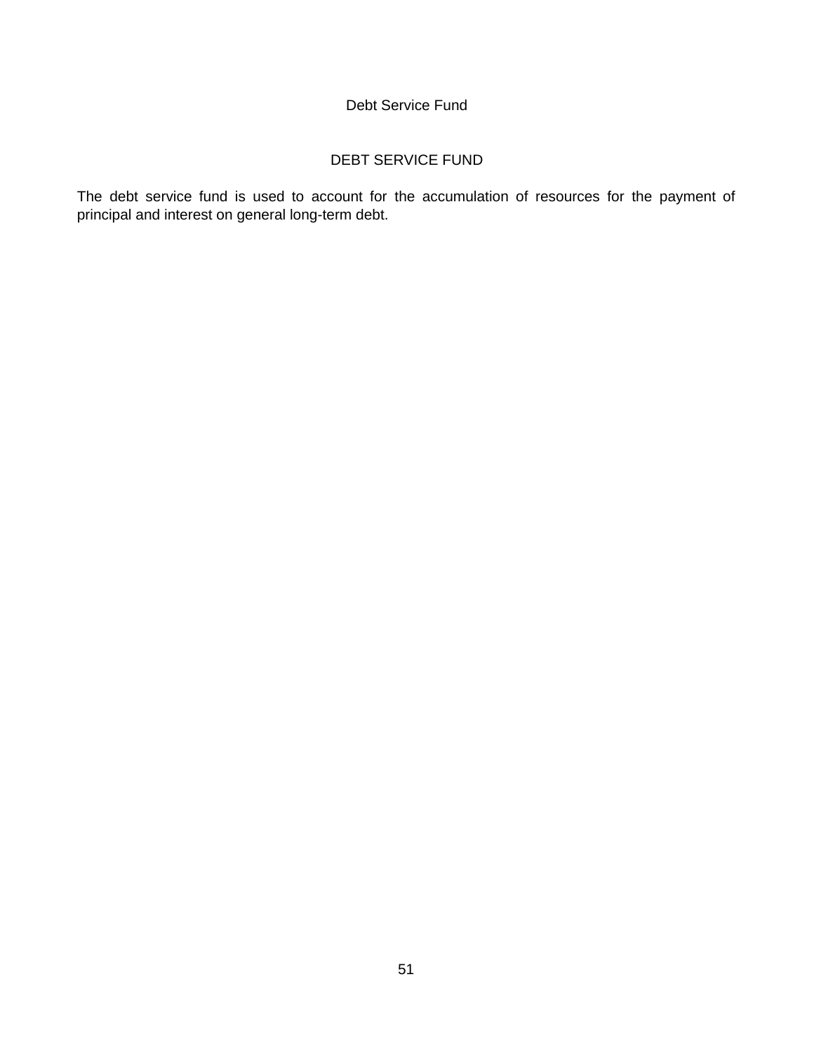Debt Service Fund

# DEBT SERVICE FUND

The debt service fund is used to account for the accumulation of resources for the payment of principal and interest on general long-term debt.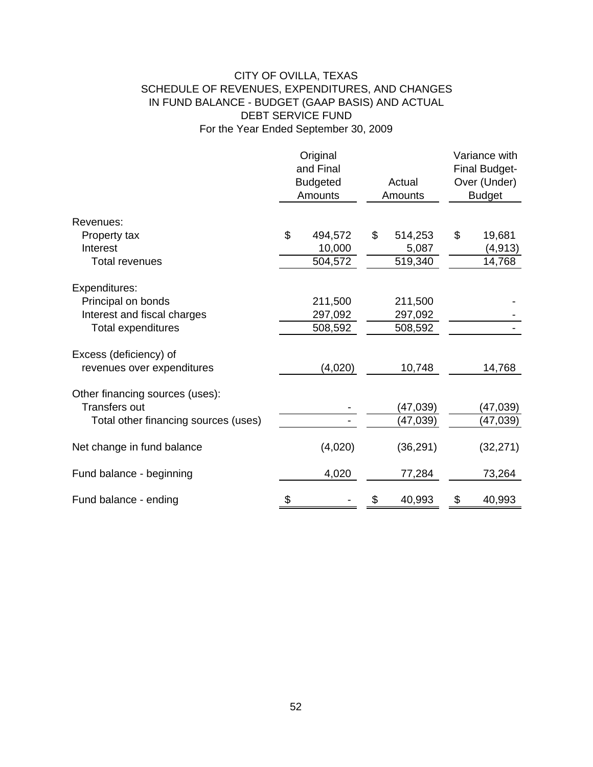# CITY OF OVILLA, TEXAS
## SCHEDULE OF REVENUES, EXPENDITURES, AND CHANGES IN FUND BALANCE - BUDGET (GAAP BASIS) AND ACTUAL
## DEBT SERVICE FUND
### For the Year Ended September 30, 2009

| | Original and Final Budgeted Amounts | Actual Amounts | Variance with Final Budget- Over (Under) Budget |
|---|---|---|---|
| **Revenues:** | | | |
| Property tax | $ 494,572 | $ 514,253 | $ 19,681 |
| Interest | 10,000 | 5,087 | (4,913) |
| Total revenues | 504,572 | 519,340 | 14,768 |
| **Expenditures:** | | | |
| Principal on bonds | 211,500 | 211,500 | - |
| Interest and fiscal charges | 297,092 | 297,092 | - |
| Total expenditures | 508,592 | 508,592 | - |
| Excess (deficiency) of revenues over expenditures | (4,020) | 10,748 | 14,768 |
| **Other financing sources (uses):** | | | |
| Transfers out | - | (47,039) | (47,039) |
| Total other financing sources (uses) | - | (47,039) | (47,039) |
| Net change in fund balance | (4,020) | (36,291) | (32,271) |
| Fund balance - beginning | 4,020 | 77,284 | 73,264 |
| Fund balance - ending | $ - | $ 40,993 | $ 40,993 |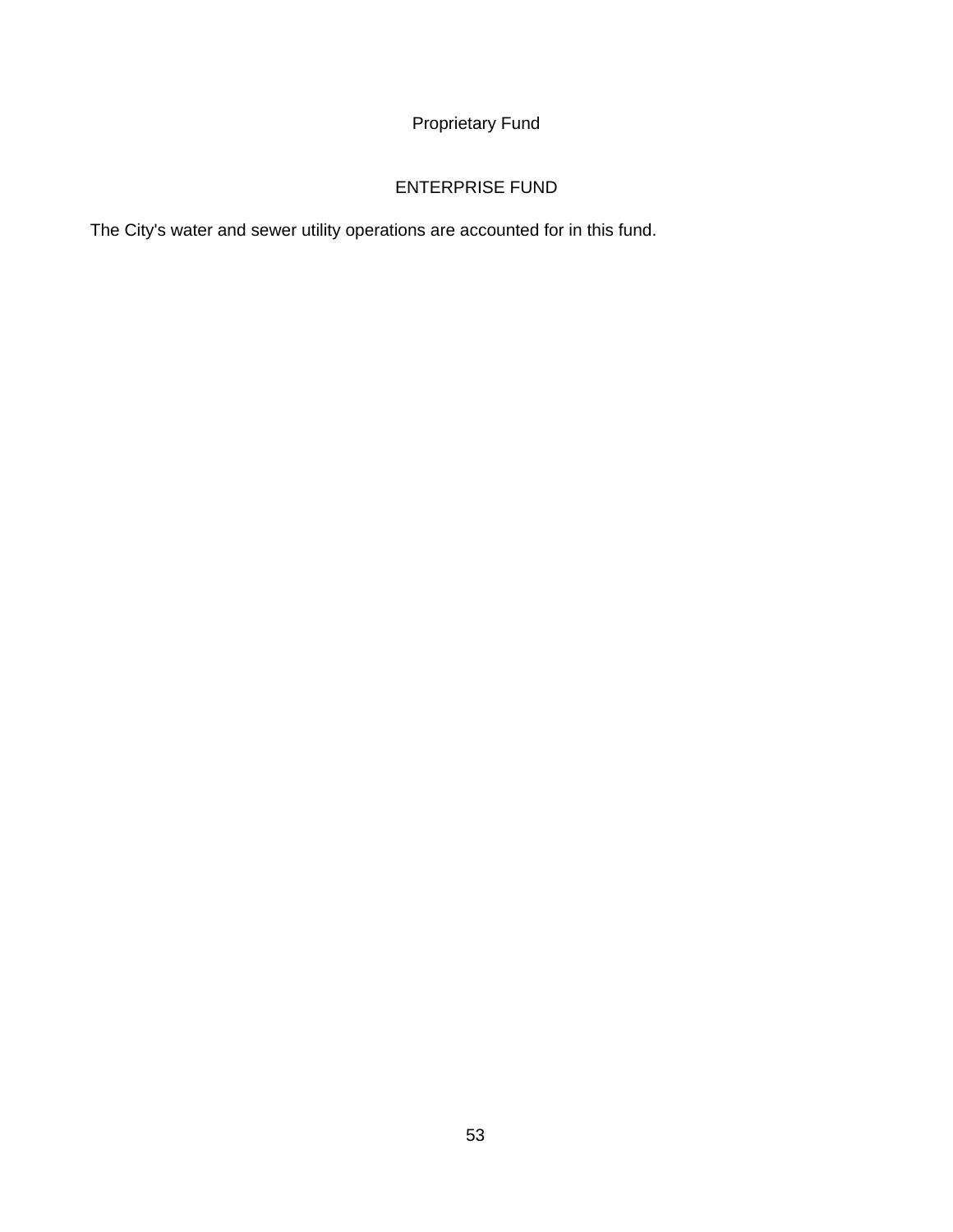# Proprietary Fund

## ENTERPRISE FUND

The City's water and sewer utility operations are accounted for in this fund.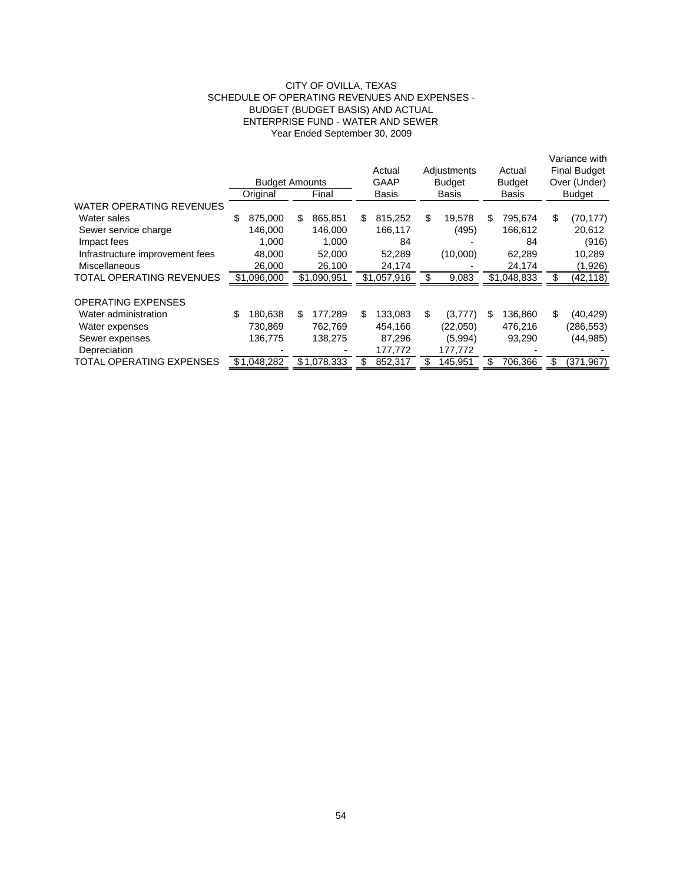# CITY OF OVILLA, TEXAS
## SCHEDULE OF OPERATING REVENUES AND EXPENSES - BUDGET (BUDGET BASIS) AND ACTUAL
## ENTERPRISE FUND - WATER AND SEWER
### Year Ended September 30, 2009

| | Budget Amounts | | Actual GAAP Basis | Adjustments Budget Basis | Actual Budget Basis | Variance with Final Budget Over (Under) Budget |
|---|---|---|---|---|---|---|
| | Original | Final | | | | |
| WATER OPERATING REVENUES | | | | | | |
| Water sales | $ 875,000 | $ 865,851 | $ 815,252 | $ 19,578 | $ 795,674 | $ (70,177) |
| Sewer service charge | 146,000 | 146,000 | 166,117 | (495) | 166,612 | 20,612 |
| Impact fees | 1,000 | 1,000 | 84 | - | 84 | (916) |
| Infrastructure improvement fees | 48,000 | 52,000 | 52,289 | (10,000) | 62,289 | 10,289 |
| Miscellaneous | 26,000 | 26,100 | 24,174 | - | 24,174 | (1,926) |
| TOTAL OPERATING REVENUES | $1,096,000 | $1,090,951 | $1,057,916 | $ 9,083 | $1,048,833 | $ (42,118) |
| | | | | | | |
| OPERATING EXPENSES | | | | | | |
| Water administration | $ 180,638 | $ 177,289 | $ 133,083 | $ (3,777) | $ 136,860 | $ (40,429) |
| Water expenses | 730,869 | 762,769 | 454,166 | (22,050) | 476,216 | (286,553) |
| Sewer expenses | 136,775 | 138,275 | 87,296 | (5,994) | 93,290 | (44,985) |
| Depreciation | - | - | 177,772 | 177,772 | - | - |
| TOTAL OPERATING EXPENSES | $1,048,282 | $1,078,333 | $ 852,317 | $ 145,951 | $ 706,366 | $ (371,967) |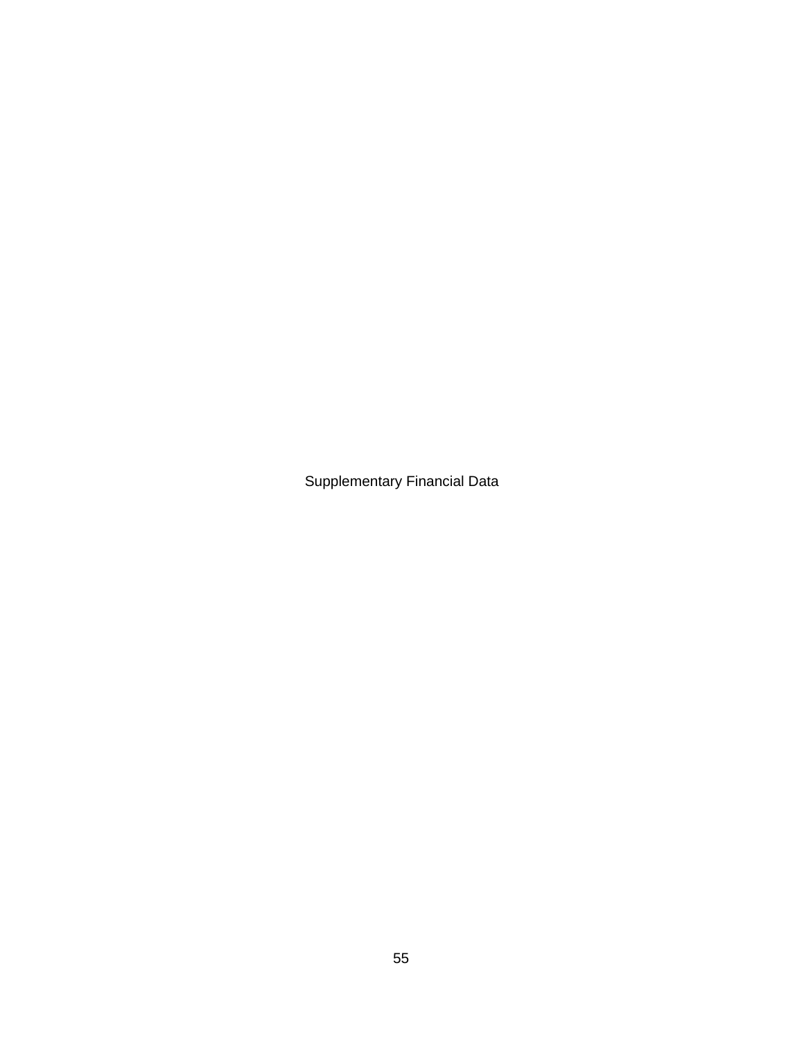# Supplementary Financial Data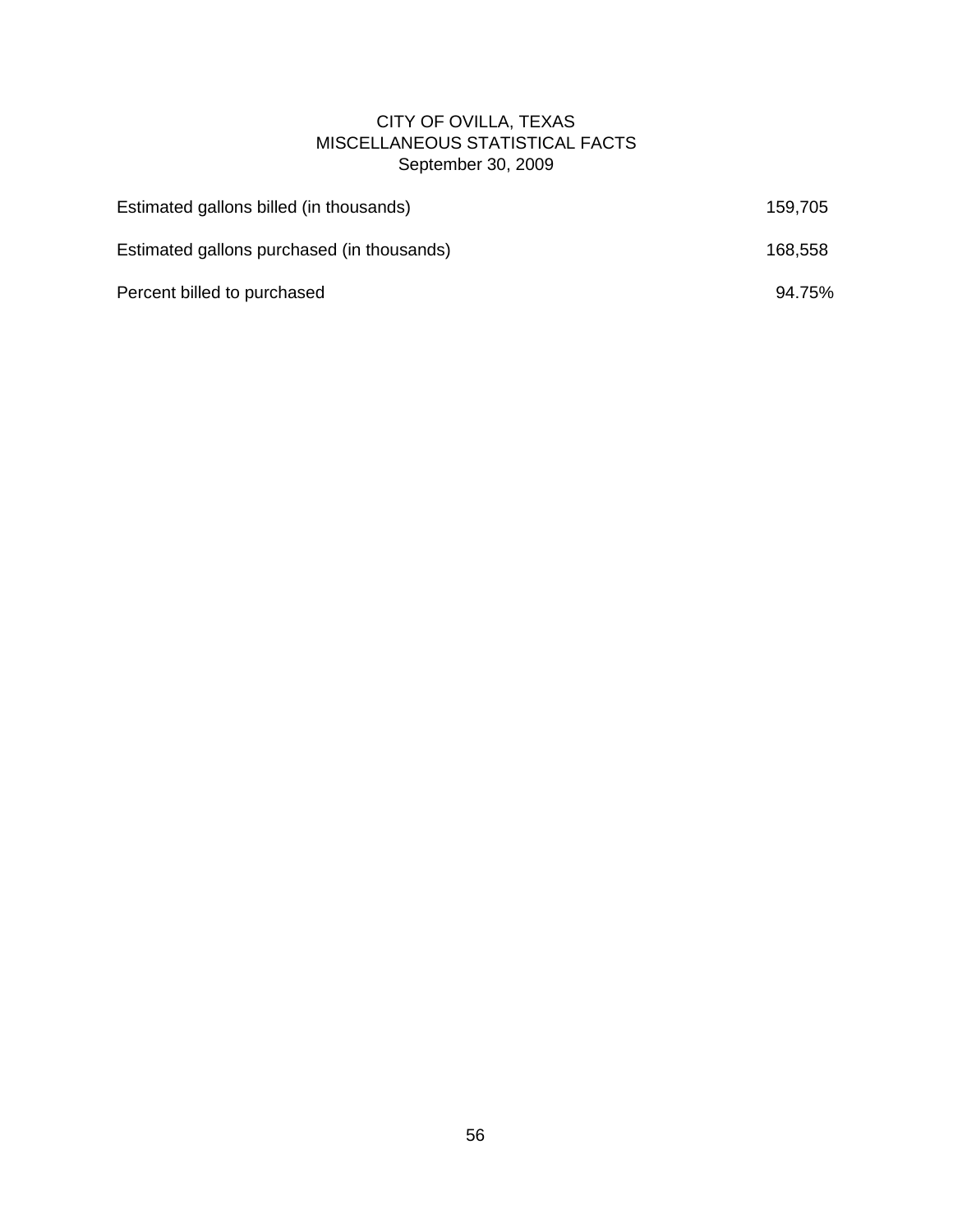# CITY OF OVILLA, TEXAS
## MISCELLANEOUS STATISTICAL FACTS
### September 30, 2009

| | |
|---|---|
| Estimated gallons billed (in thousands) | 159,705 |
| Estimated gallons purchased (in thousands) | 168,558 |
| Percent billed to purchased | 94.75% |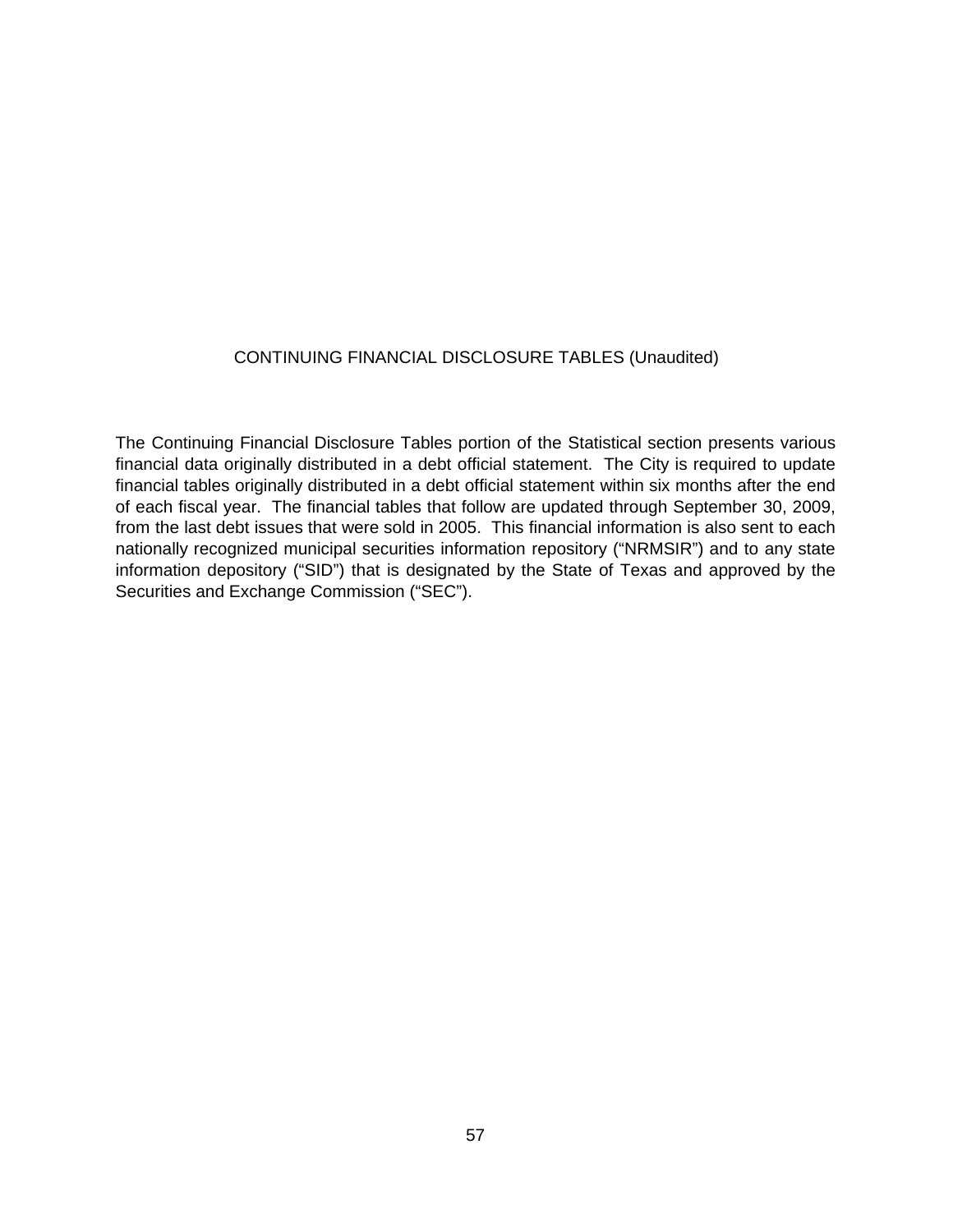# CONTINUING FINANCIAL DISCLOSURE TABLES (Unaudited)

The Continuing Financial Disclosure Tables portion of the Statistical section presents various financial data originally distributed in a debt official statement. The City is required to update financial tables originally distributed in a debt official statement within six months after the end of each fiscal year. The financial tables that follow are updated through September 30, 2009, from the last debt issues that were sold in 2005. This financial information is also sent to each nationally recognized municipal securities information repository ("NRMSIR") and to any state information depository ("SID") that is designated by the State of Texas and approved by the Securities and Exchange Commission ("SEC").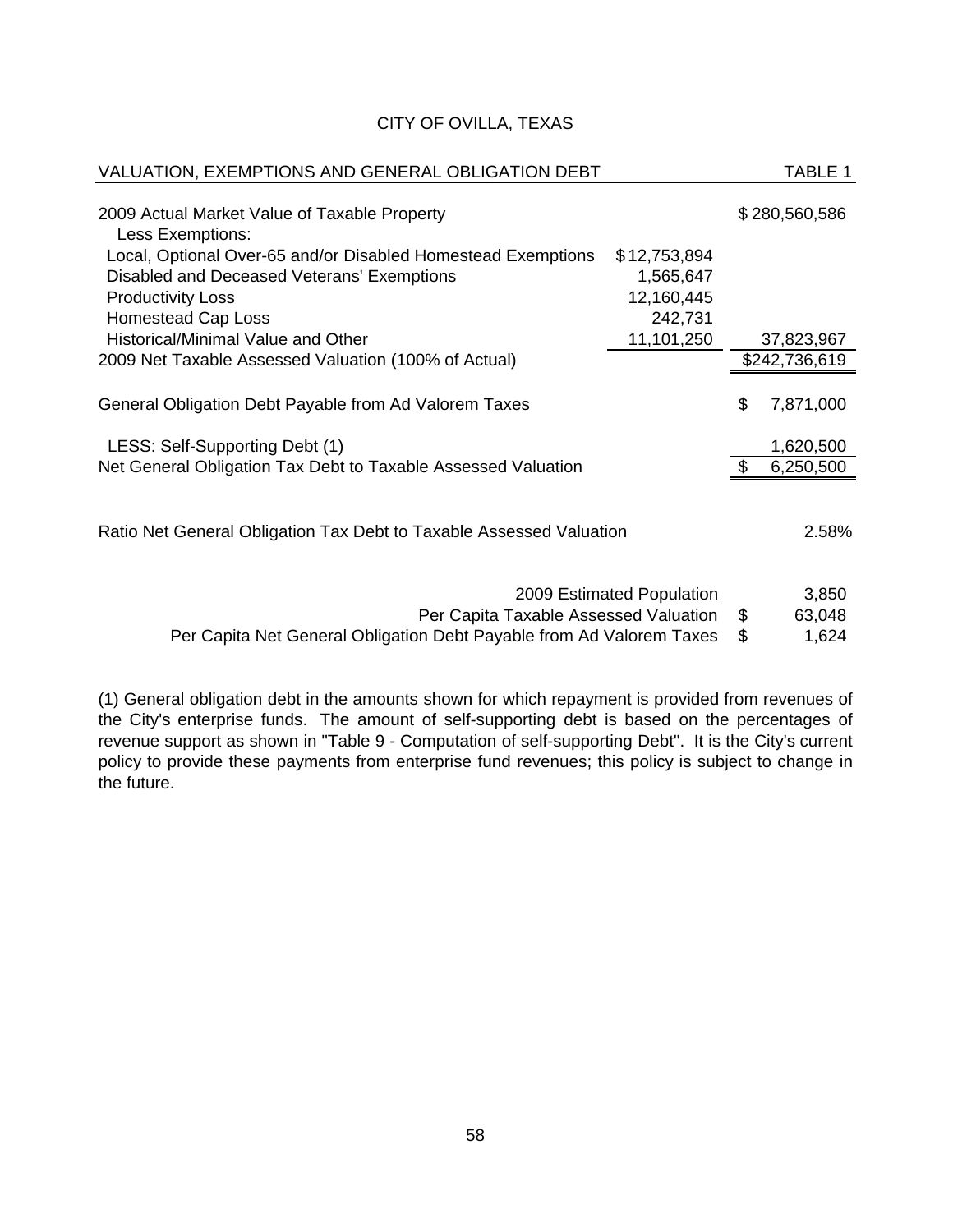CITY OF OVILLA, TEXAS

| VALUATION, EXEMPTIONS AND GENERAL OBLIGATION DEBT | | TABLE 1 |
|---|---|---|
| 2009 Actual Market Value of Taxable Property | | $280,560,586 |
| Less Exemptions: | | |
| Local, Optional Over-65 and/or Disabled Homestead Exemptions | $12,753,894 | |
| Disabled and Deceased Veterans' Exemptions | 1,565,647 | |
| Productivity Loss | 12,160,445 | |
| Homestead Cap Loss | 242,731 | |
| Historical/Minimal Value and Other | 11,101,250 | 37,823,967 |
| 2009 Net Taxable Assessed Valuation (100% of Actual) | | $242,736,619 |
| General Obligation Debt Payable from Ad Valorem Taxes | | $ 7,871,000 |
| LESS: Self-Supporting Debt (1) | | 1,620,500 |
| Net General Obligation Tax Debt to Taxable Assessed Valuation | | $ 6,250,500 |
| Ratio Net General Obligation Tax Debt to Taxable Assessed Valuation | | 2.58% |

| | |
|---|---|
| 2009 Estimated Population | 3,850 |
| Per Capita Taxable Assessed Valuation | $ 63,048 |
| Per Capita Net General Obligation Debt Payable from Ad Valorem Taxes | $ 1,624 |

(1) General obligation debt in the amounts shown for which repayment is provided from revenues of the City's enterprise funds. The amount of self-supporting debt is based on the percentages of revenue support as shown in "Table 9 - Computation of self-supporting Debt". It is the City's current policy to provide these payments from enterprise fund revenues; this policy is subject to change in the future.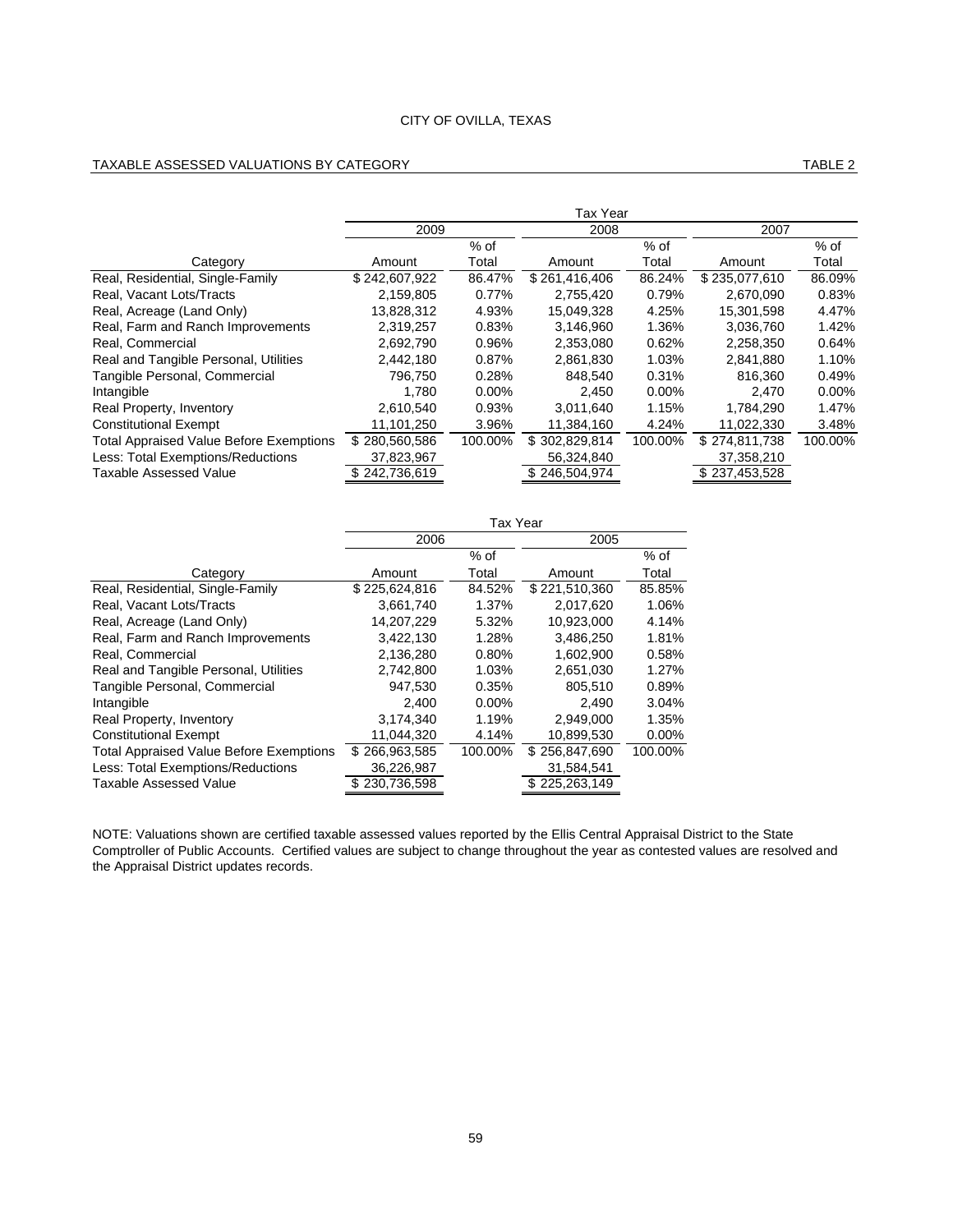# CITY OF OVILLA, TEXAS

## TAXABLE ASSESSED VALUATIONS BY CATEGORY

TABLE 2

| | Tax Year | | | | | |
|---|---|---|---|---|---|---|
| | 2009 | | 2008 | | 2007 | |
| Category | Amount | % of Total | Amount | % of Total | Amount | % of Total |
| Real, Residential, Single-Family | $ 242,607,922 | 86.47% | $ 261,416,406 | 86.24% | $ 235,077,610 | 86.09% |
| Real, Vacant Lots/Tracts | 2,159,805 | 0.77% | 2,755,420 | 0.79% | 2,670,090 | 0.83% |
| Real, Acreage (Land Only) | 13,828,312 | 4.93% | 15,049,328 | 4.25% | 15,301,598 | 4.47% |
| Real, Farm and Ranch Improvements | 2,319,257 | 0.83% | 3,146,960 | 1.36% | 3,036,760 | 1.42% |
| Real, Commercial | 2,692,790 | 0.96% | 2,353,080 | 0.62% | 2,258,350 | 0.64% |
| Real and Tangible Personal, Utilities | 2,442,180 | 0.87% | 2,861,830 | 1.03% | 2,841,880 | 1.10% |
| Tangible Personal, Commercial | 796,750 | 0.28% | 848,540 | 0.31% | 816,360 | 0.49% |
| Intangible | 1,780 | 0.00% | 2,450 | 0.00% | 2,470 | 0.00% |
| Real Property, Inventory | 2,610,540 | 0.93% | 3,011,640 | 1.15% | 1,784,290 | 1.47% |
| Constitutional Exempt | 11,101,250 | 3.96% | 11,384,160 | 4.24% | 11,022,330 | 3.48% |
| Total Appraised Value Before Exemptions | $ 280,560,586 | 100.00% | $ 302,829,814 | 100.00% | $ 274,811,738 | 100.00% |
| Less: Total Exemptions/Reductions | 37,823,967 | | 56,324,840 | | 37,358,210 | |
| Taxable Assessed Value | $ 242,736,619 | | $ 246,504,974 | | $ 237,453,528 | |

| | Tax Year | | | |
|---|---|---|---|---|
| | 2006 | | 2005 | |
| Category | Amount | % of Total | Amount | % of Total |
| Real, Residential, Single-Family | $ 225,624,816 | 84.52% | $ 221,510,360 | 85.85% |
| Real, Vacant Lots/Tracts | 3,661,740 | 1.37% | 2,017,620 | 1.06% |
| Real, Acreage (Land Only) | 14,207,229 | 5.32% | 10,923,000 | 4.14% |
| Real, Farm and Ranch Improvements | 3,422,130 | 1.28% | 3,486,250 | 1.81% |
| Real, Commercial | 2,136,280 | 0.80% | 1,602,900 | 0.58% |
| Real and Tangible Personal, Utilities | 2,742,800 | 1.03% | 2,651,030 | 1.27% |
| Tangible Personal, Commercial | 947,530 | 0.35% | 805,510 | 0.89% |
| Intangible | 2,400 | 0.00% | 2,490 | 3.04% |
| Real Property, Inventory | 3,174,340 | 1.19% | 2,949,000 | 1.35% |
| Constitutional Exempt | 11,044,320 | 4.14% | 10,899,530 | 0.00% |
| Total Appraised Value Before Exemptions | $ 266,963,585 | 100.00% | $ 256,847,690 | 100.00% |
| Less: Total Exemptions/Reductions | 36,226,987 | | 31,584,541 | |
| Taxable Assessed Value | $ 230,736,598 | | $ 225,263,149 | |

NOTE: Valuations shown are certified taxable assessed values reported by the Ellis Central Appraisal District to the State Comptroller of Public Accounts. Certified values are subject to change throughout the year as contested values are resolved and the Appraisal District updates records.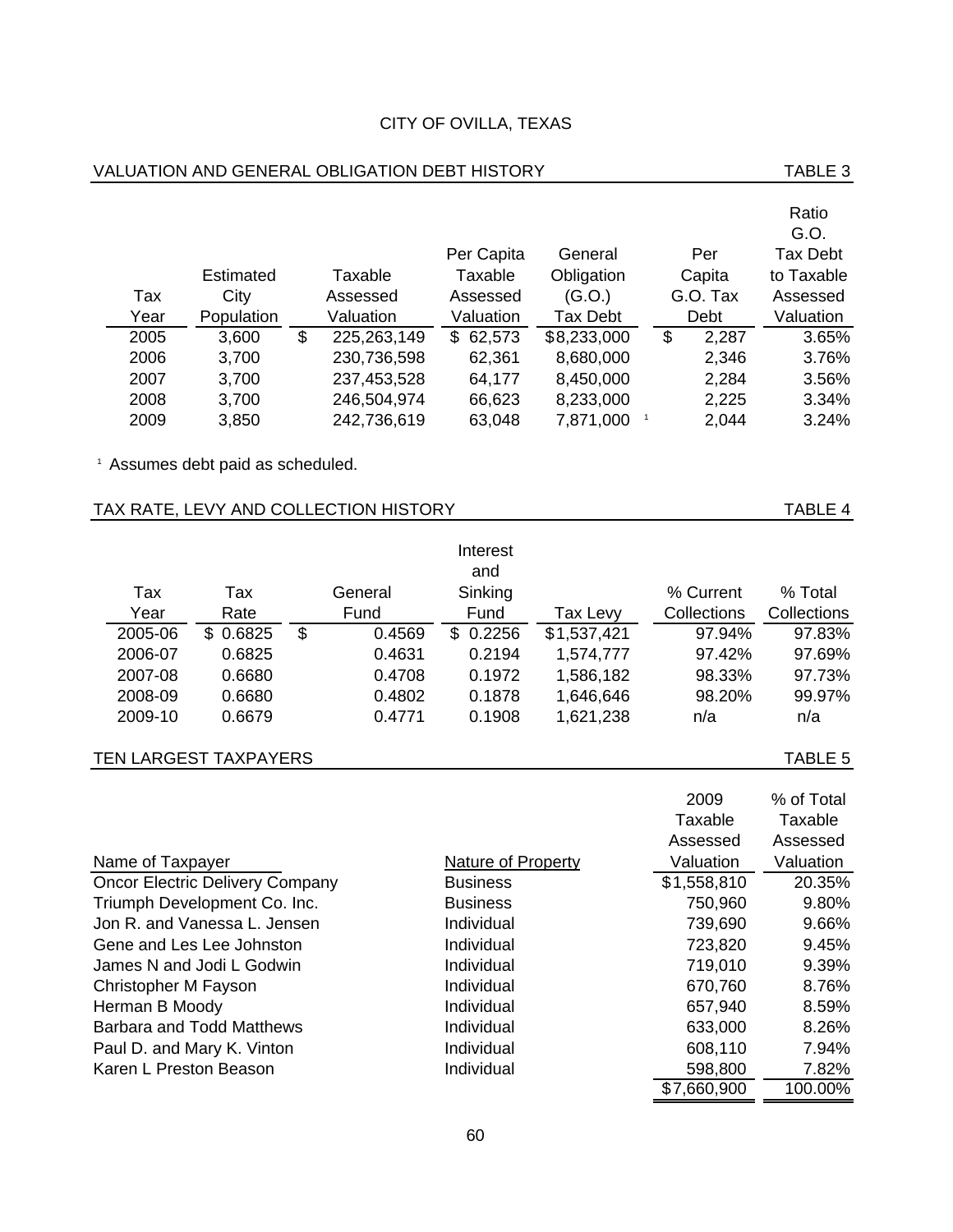# CITY OF OVILLA, TEXAS

## VALUATION AND GENERAL OBLIGATION DEBT HISTORY — TABLE 3

| Tax Year | Estimated City Population | Taxable Assessed Valuation | Per Capita Taxable Assessed Valuation | General Obligation (G.O.) Tax Debt | Per Capita G.O. Tax Debt | Ratio G.O. Tax Debt to Taxable Assessed Valuation |
|---|---|---|---|---|---|---|
| 2005 | 3,600 | $ 225,263,149 | $ 62,573 | $8,233,000 | $ 2,287 | 3.65% |
| 2006 | 3,700 | 230,736,598 | 62,361 | 8,680,000 | 2,346 | 3.76% |
| 2007 | 3,700 | 237,453,528 | 64,177 | 8,450,000 | 2,284 | 3.56% |
| 2008 | 3,700 | 246,504,974 | 66,623 | 8,233,000 | 2,225 | 3.34% |
| 2009 | 3,850 | 242,736,619 | 63,048 | 7,871,000 [1] | 2,044 | 3.24% |

[1] Assumes debt paid as scheduled.

## TAX RATE, LEVY AND COLLECTION HISTORY — TABLE 4

| Tax Year | Tax Rate | General Fund | Interest and Sinking Fund | Tax Levy | % Current Collections | % Total Collections |
|---|---|---|---|---|---|---|
| 2005-06 | $ 0.6825 | $ 0.4569 | $ 0.2256 | $1,537,421 | 97.94% | 97.83% |
| 2006-07 | 0.6825 | 0.4631 | 0.2194 | 1,574,777 | 97.42% | 97.69% |
| 2007-08 | 0.6680 | 0.4708 | 0.1972 | 1,586,182 | 98.33% | 97.73% |
| 2008-09 | 0.6680 | 0.4802 | 0.1878 | 1,646,646 | 98.20% | 99.97% |
| 2009-10 | 0.6679 | 0.4771 | 0.1908 | 1,621,238 | n/a | n/a |

## TEN LARGEST TAXPAYERS — TABLE 5

| Name of Taxpayer | Nature of Property | 2009 Taxable Assessed Valuation | % of Total Taxable Assessed Valuation |
|---|---|---|---|
| Oncor Electric Delivery Company | Business | $1,558,810 | 20.35% |
| Triumph Development Co. Inc. | Business | 750,960 | 9.80% |
| Jon R. and Vanessa L. Jensen | Individual | 739,690 | 9.66% |
| Gene and Les Lee Johnston | Individual | 723,820 | 9.45% |
| James N and Jodi L Godwin | Individual | 719,010 | 9.39% |
| Christopher M Fayson | Individual | 670,760 | 8.76% |
| Herman B Moody | Individual | 657,940 | 8.59% |
| Barbara and Todd Matthews | Individual | 633,000 | 8.26% |
| Paul D. and Mary K. Vinton | Individual | 608,110 | 7.94% |
| Karen L Preston Beason | Individual | 598,800 | 7.82% |
| | | $7,660,900 | 100.00% |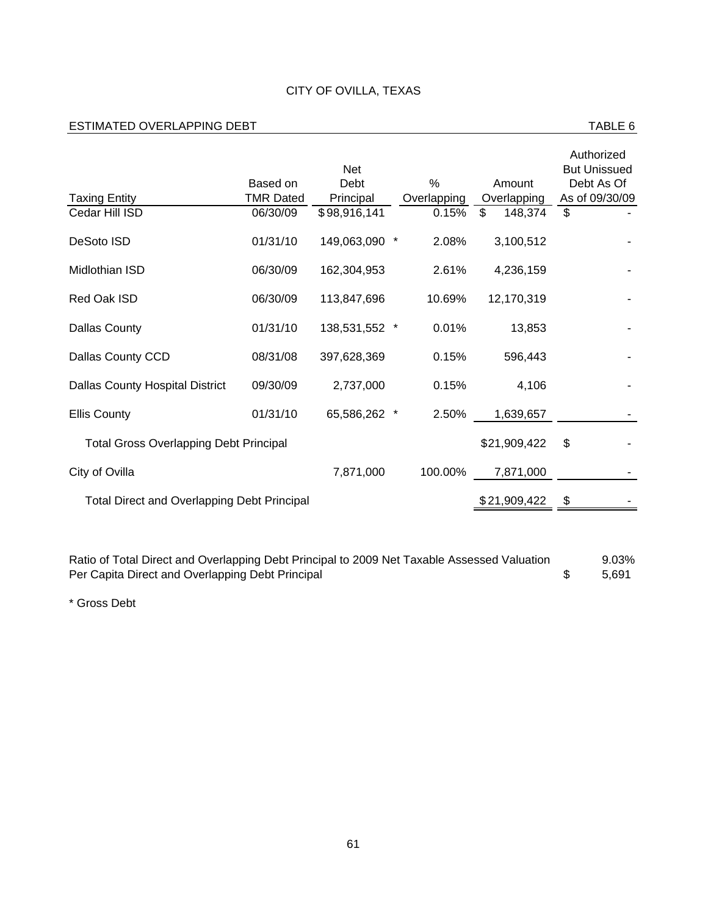# CITY OF OVILLA, TEXAS

## ESTIMATED OVERLAPPING DEBT

TABLE 6

| Taxing Entity | Based on TMR Dated | Net Debt Principal | | % Overlapping | Amount Overlapping | Authorized But Unissued Debt As Of As of 09/30/09 |
|---|---|---|---|---|---|---|
| Cedar Hill ISD | 06/30/09 | $98,916,141 | | 0.15% | $ 148,374 | $ - |
| DeSoto ISD | 01/31/10 | 149,063,090 | * | 2.08% | 3,100,512 | - |
| Midlothian ISD | 06/30/09 | 162,304,953 | | 2.61% | 4,236,159 | - |
| Red Oak ISD | 06/30/09 | 113,847,696 | | 10.69% | 12,170,319 | - |
| Dallas County | 01/31/10 | 138,531,552 | * | 0.01% | 13,853 | - |
| Dallas County CCD | 08/31/08 | 397,628,369 | | 0.15% | 596,443 | - |
| Dallas County Hospital District | 09/30/09 | 2,737,000 | | 0.15% | 4,106 | - |
| Ellis County | 01/31/10 | 65,586,262 | * | 2.50% | 1,639,657 | - |
| Total Gross Overlapping Debt Principal | | | | | $21,909,422 | $ - |
| City of Ovilla | | 7,871,000 | | 100.00% | 7,871,000 | - |
| Total Direct and Overlapping Debt Principal | | | | | $21,909,422 | $ - |

Ratio of Total Direct and Overlapping Debt Principal to 2009 Net Taxable Assessed Valuation 9.03%

Per Capita Direct and Overlapping Debt Principal $ 5,691

* Gross Debt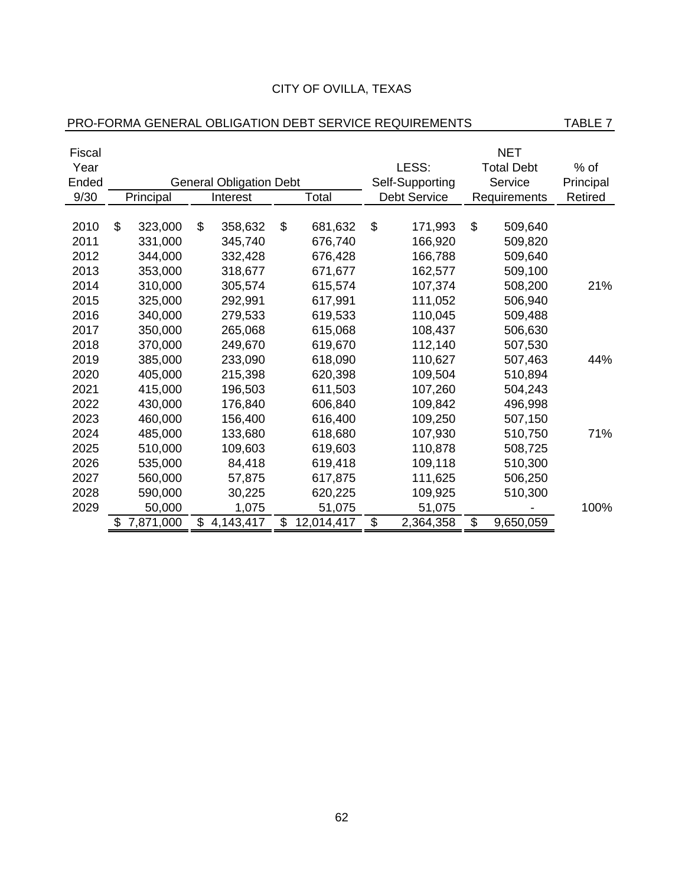# CITY OF OVILLA, TEXAS

## PRO-FORMA GENERAL OBLIGATION DEBT SERVICE REQUIREMENTS — TABLE 7

| Fiscal Year Ended 9/30 | General Obligation Debt | | | LESS: Self-Supporting Debt Service | NET Total Debt Service Requirements | % of Principal Retired |
|---|---|---|---|---|---|---|
| | Principal | Interest | Total | | | |
| 2010 | $ 323,000 | $ 358,632 | $ 681,632 | $ 171,993 | $ 509,640 | |
| 2011 | 331,000 | 345,740 | 676,740 | 166,920 | 509,820 | |
| 2012 | 344,000 | 332,428 | 676,428 | 166,788 | 509,640 | |
| 2013 | 353,000 | 318,677 | 671,677 | 162,577 | 509,100 | |
| 2014 | 310,000 | 305,574 | 615,574 | 107,374 | 508,200 | 21% |
| 2015 | 325,000 | 292,991 | 617,991 | 111,052 | 506,940 | |
| 2016 | 340,000 | 279,533 | 619,533 | 110,045 | 509,488 | |
| 2017 | 350,000 | 265,068 | 615,068 | 108,437 | 506,630 | |
| 2018 | 370,000 | 249,670 | 619,670 | 112,140 | 507,530 | |
| 2019 | 385,000 | 233,090 | 618,090 | 110,627 | 507,463 | 44% |
| 2020 | 405,000 | 215,398 | 620,398 | 109,504 | 510,894 | |
| 2021 | 415,000 | 196,503 | 611,503 | 107,260 | 504,243 | |
| 2022 | 430,000 | 176,840 | 606,840 | 109,842 | 496,998 | |
| 2023 | 460,000 | 156,400 | 616,400 | 109,250 | 507,150 | |
| 2024 | 485,000 | 133,680 | 618,680 | 107,930 | 510,750 | 71% |
| 2025 | 510,000 | 109,603 | 619,603 | 110,878 | 508,725 | |
| 2026 | 535,000 | 84,418 | 619,418 | 109,118 | 510,300 | |
| 2027 | 560,000 | 57,875 | 617,875 | 111,625 | 506,250 | |
| 2028 | 590,000 | 30,225 | 620,225 | 109,925 | 510,300 | |
| 2029 | 50,000 | 1,075 | 51,075 | 51,075 | - | 100% |
| | $ 7,871,000 | $ 4,143,417 | $ 12,014,417 | $ 2,364,358 | $ 9,650,059 | |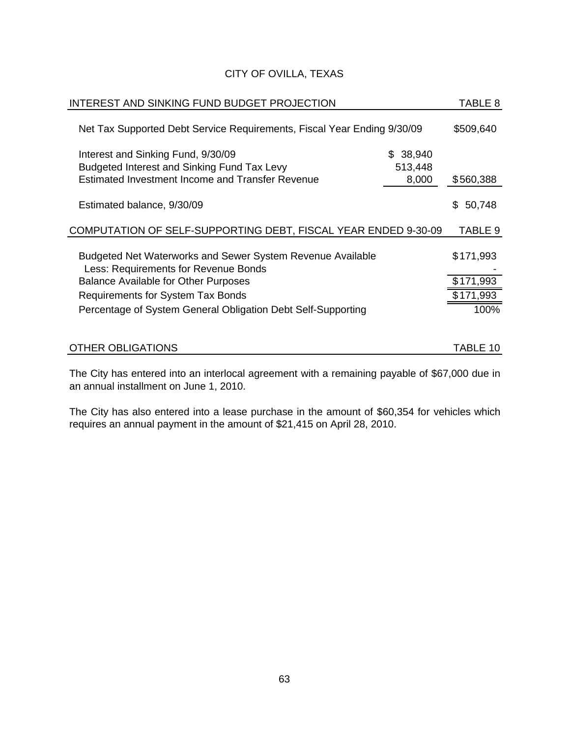CITY OF OVILLA, TEXAS

## INTEREST AND SINKING FUND BUDGET PROJECTION — TABLE 8

| | | |
|---|---|---|
| Net Tax Supported Debt Service Requirements, Fiscal Year Ending 9/30/09 | | $509,640 |
| Interest and Sinking Fund, 9/30/09 | $ 38,940 | |
| Budgeted Interest and Sinking Fund Tax Levy | 513,448 | |
| Estimated Investment Income and Transfer Revenue | 8,000 | $560,388 |
| Estimated balance, 9/30/09 | | $ 50,748 |

## COMPUTATION OF SELF-SUPPORTING DEBT, FISCAL YEAR ENDED 9-30-09 — TABLE 9

| | |
|---|---|
| Budgeted Net Waterworks and Sewer System Revenue Available | $171,993 |
| Less: Requirements for Revenue Bonds | - |
| Balance Available for Other Purposes | $171,993 |
| Requirements for System Tax Bonds | $171,993 |
| Percentage of System General Obligation Debt Self-Supporting | 100% |

## OTHER OBLIGATIONS — TABLE 10

The City has entered into an interlocal agreement with a remaining payable of $67,000 due in an annual installment on June 1, 2010.

The City has also entered into a lease purchase in the amount of $60,354 for vehicles which requires an annual payment in the amount of $21,415 on April 28, 2010.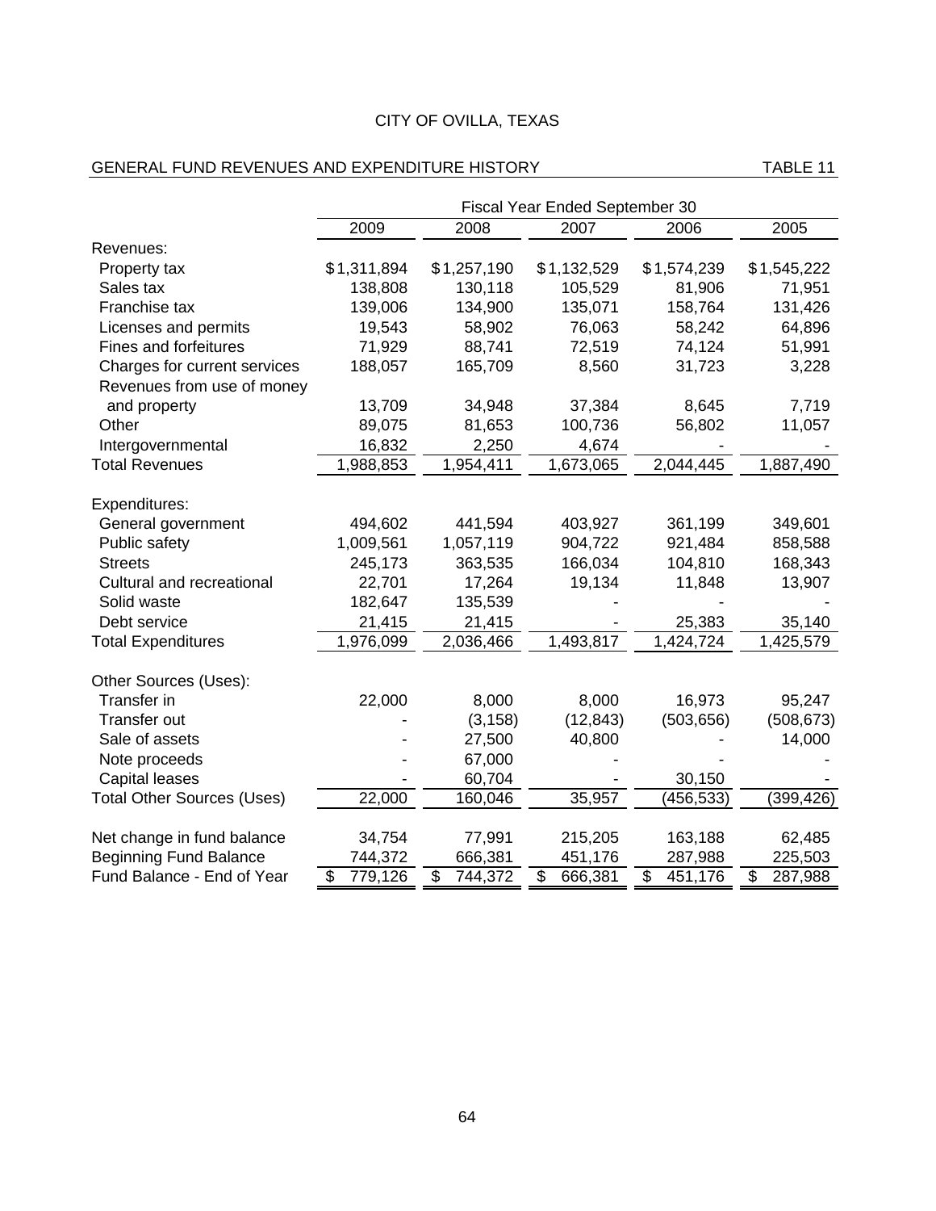# CITY OF OVILLA, TEXAS

## GENERAL FUND REVENUES AND EXPENDITURE HISTORY

TABLE 11

| | Fiscal Year Ended September 30 | | | | |
|---|---|---|---|---|---|
| | 2009 | 2008 | 2007 | 2006 | 2005 |
| Revenues: | | | | | |
| Property tax | $1,311,894 | $1,257,190 | $1,132,529 | $1,574,239 | $1,545,222 |
| Sales tax | 138,808 | 130,118 | 105,529 | 81,906 | 71,951 |
| Franchise tax | 139,006 | 134,900 | 135,071 | 158,764 | 131,426 |
| Licenses and permits | 19,543 | 58,902 | 76,063 | 58,242 | 64,896 |
| Fines and forfeitures | 71,929 | 88,741 | 72,519 | 74,124 | 51,991 |
| Charges for current services | 188,057 | 165,709 | 8,560 | 31,723 | 3,228 |
| Revenues from use of money and property | 13,709 | 34,948 | 37,384 | 8,645 | 7,719 |
| Other | 89,075 | 81,653 | 100,736 | 56,802 | 11,057 |
| Intergovernmental | 16,832 | 2,250 | 4,674 | - | - |
| Total Revenues | 1,988,853 | 1,954,411 | 1,673,065 | 2,044,445 | 1,887,490 |
| Expenditures: | | | | | |
| General government | 494,602 | 441,594 | 403,927 | 361,199 | 349,601 |
| Public safety | 1,009,561 | 1,057,119 | 904,722 | 921,484 | 858,588 |
| Streets | 245,173 | 363,535 | 166,034 | 104,810 | 168,343 |
| Cultural and recreational | 22,701 | 17,264 | 19,134 | 11,848 | 13,907 |
| Solid waste | 182,647 | 135,539 | - | - | - |
| Debt service | 21,415 | 21,415 | - | 25,383 | 35,140 |
| Total Expenditures | 1,976,099 | 2,036,466 | 1,493,817 | 1,424,724 | 1,425,579 |
| Other Sources (Uses): | | | | | |
| Transfer in | 22,000 | 8,000 | 8,000 | 16,973 | 95,247 |
| Transfer out | - | (3,158) | (12,843) | (503,656) | (508,673) |
| Sale of assets | - | 27,500 | 40,800 | - | 14,000 |
| Note proceeds | - | 67,000 | - | - | - |
| Capital leases | - | 60,704 | - | 30,150 | - |
| Total Other Sources (Uses) | 22,000 | 160,046 | 35,957 | (456,533) | (399,426) |
| Net change in fund balance | 34,754 | 77,991 | 215,205 | 163,188 | 62,485 |
| Beginning Fund Balance | 744,372 | 666,381 | 451,176 | 287,988 | 225,503 |
| Fund Balance - End of Year | $ 779,126 | $ 744,372 | $ 666,381 | $ 451,176 | $ 287,988 |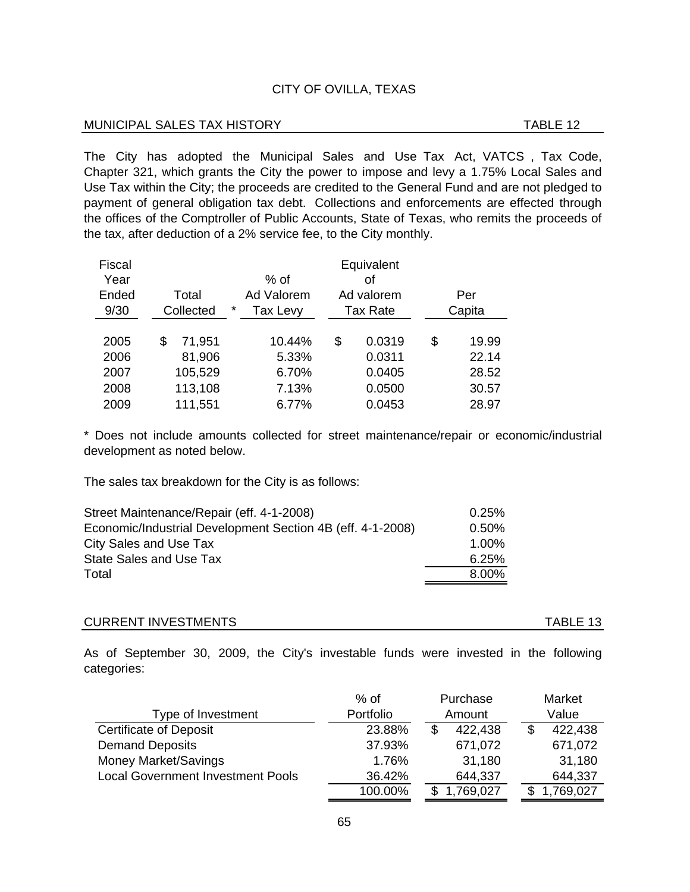# CITY OF OVILLA, TEXAS

## MUNICIPAL SALES TAX HISTORY — TABLE 12

The City has adopted the Municipal Sales and Use Tax Act, VATCS , Tax Code, Chapter 321, which grants the City the power to impose and levy a 1.75% Local Sales and Use Tax within the City; the proceeds are credited to the General Fund and are not pledged to payment of general obligation tax debt. Collections and enforcements are effected through the offices of the Comptroller of Public Accounts, State of Texas, who remits the proceeds of the tax, after deduction of a 2% service fee, to the City monthly.

| Fiscal Year Ended 9/30 | Total Collected * | % of Ad Valorem Tax Levy | Equivalent of Ad valorem Tax Rate | Per Capita |
|---|---|---|---|---|
| 2005 | $ 71,951 | 10.44% | $ 0.0319 | $ 19.99 |
| 2006 | 81,906 | 5.33% | 0.0311 | 22.14 |
| 2007 | 105,529 | 6.70% | 0.0405 | 28.52 |
| 2008 | 113,108 | 7.13% | 0.0500 | 30.57 |
| 2009 | 111,551 | 6.77% | 0.0453 | 28.97 |

* Does not include amounts collected for street maintenance/repair or economic/industrial development as noted below.

The sales tax breakdown for the City is as follows:

| | |
|---|---|
| Street Maintenance/Repair (eff. 4-1-2008) | 0.25% |
| Economic/Industrial Development Section 4B (eff. 4-1-2008) | 0.50% |
| City Sales and Use Tax | 1.00% |
| State Sales and Use Tax | 6.25% |
| Total | 8.00% |

## CURRENT INVESTMENTS — TABLE 13

As of September 30, 2009, the City's investable funds were invested in the following categories:

| Type of Investment | % of Portfolio | Purchase Amount | Market Value |
|---|---|---|---|
| Certificate of Deposit | 23.88% | $ 422,438 | $ 422,438 |
| Demand Deposits | 37.93% | 671,072 | 671,072 |
| Money Market/Savings | 1.76% | 31,180 | 31,180 |
| Local Government Investment Pools | 36.42% | 644,337 | 644,337 |
| | 100.00% | $ 1,769,027 | $ 1,769,027 |